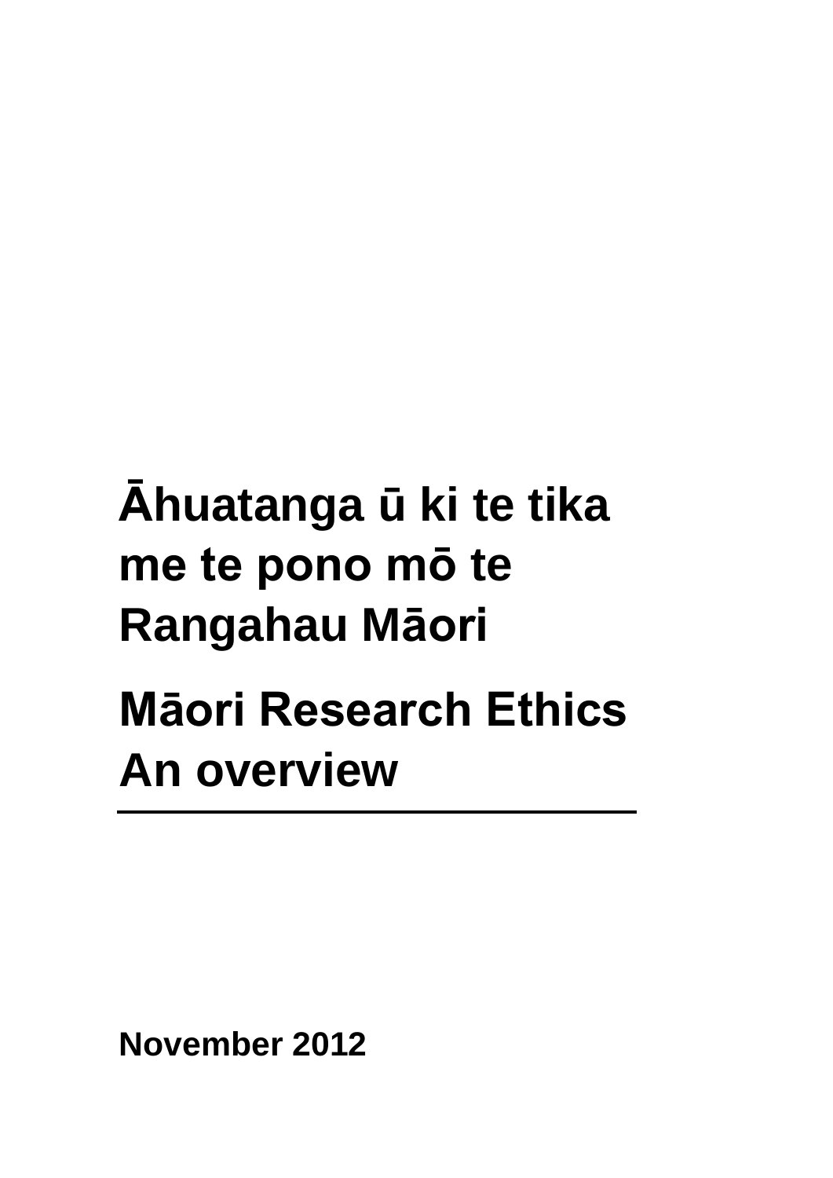# Āhuatanga ū ki te tika me te pono mō te Rangahau Māori

# Māori Research Ethics An overview

---

**November 2012**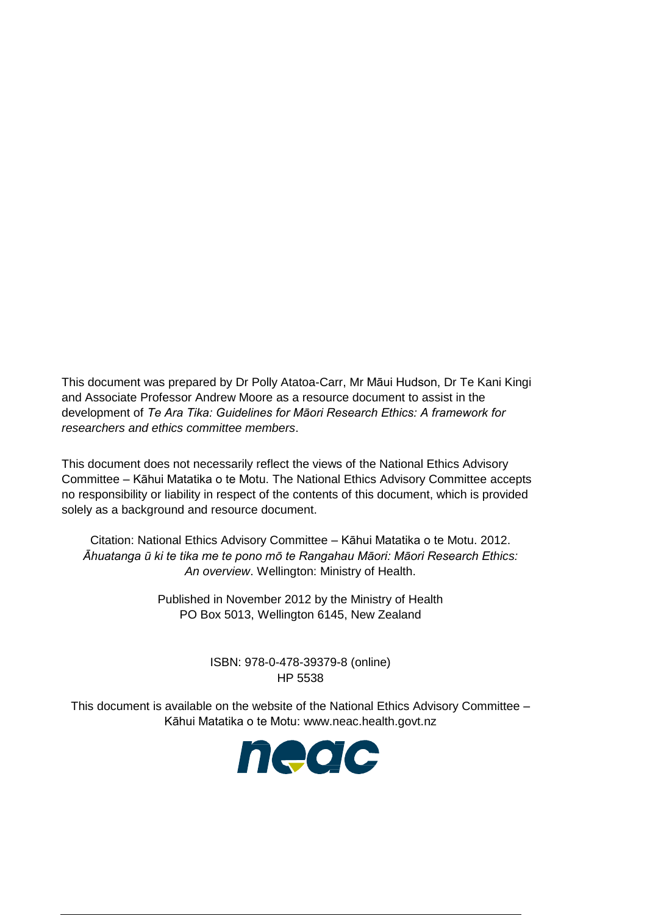This document was prepared by Dr Polly Atatoa-Carr, Mr Māui Hudson, Dr Te Kani Kingi and Associate Professor Andrew Moore as a resource document to assist in the development of *Te Ara Tika: Guidelines for Māori Research Ethics: A framework for researchers and ethics committee members*.

This document does not necessarily reflect the views of the National Ethics Advisory Committee – Kāhui Matatika o te Motu. The National Ethics Advisory Committee accepts no responsibility or liability in respect of the contents of this document, which is provided solely as a background and resource document.

Citation: National Ethics Advisory Committee – Kāhui Matatika o te Motu. 2012. *Āhuatanga ū ki te tika me te pono mō te Rangahau Māori: Māori Research Ethics: An overview*. Wellington: Ministry of Health.

Published in November 2012 by the Ministry of Health
PO Box 5013, Wellington 6145, New Zealand

ISBN: 978-0-478-39379-8 (online)
HP 5538

This document is available on the website of the National Ethics Advisory Committee – Kāhui Matatika o te Motu: www.neac.health.govt.nz

neac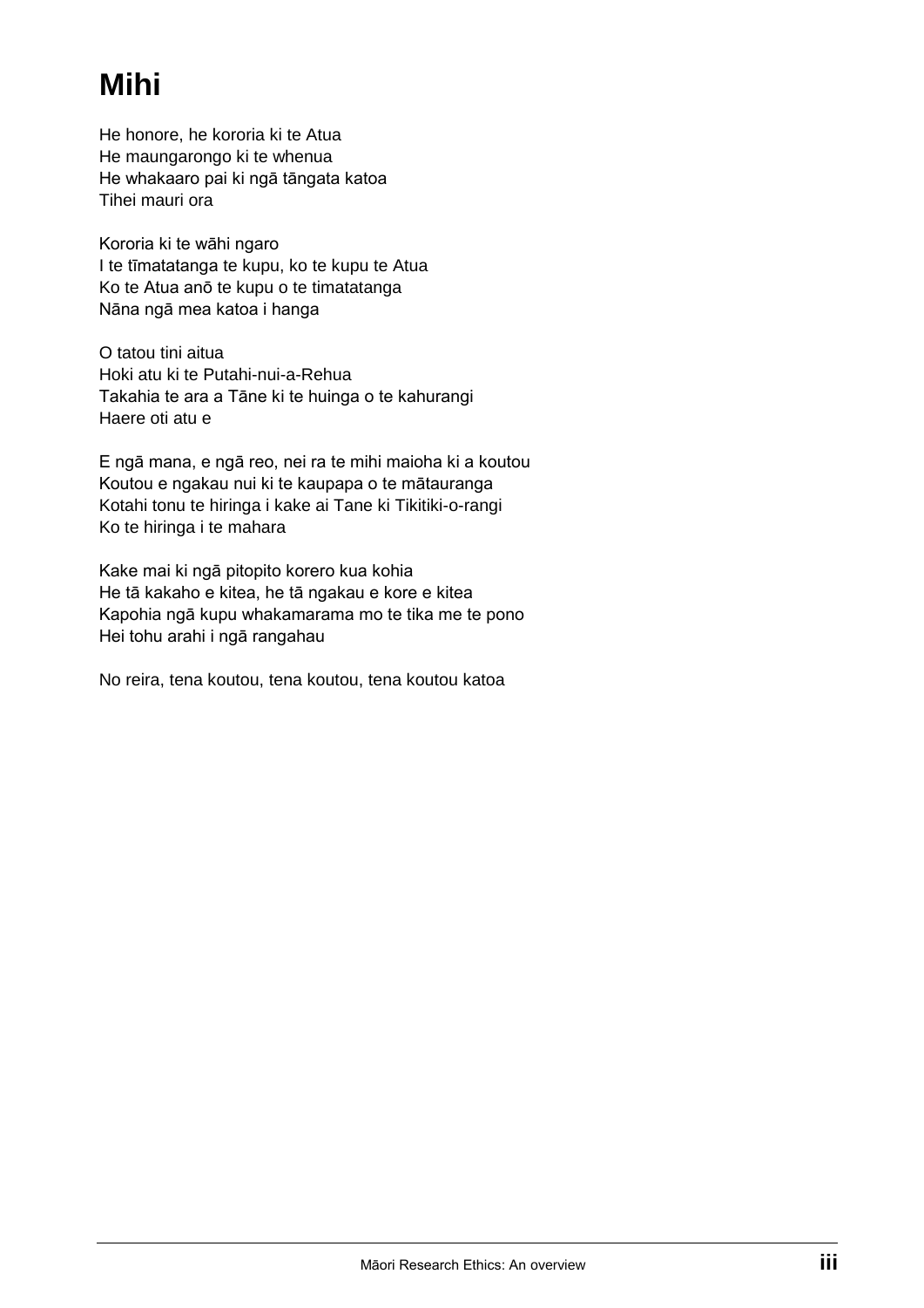# Mihi

He honore, he kororia ki te Atua
He maungarongo ki te whenua
He whakaaro pai ki ngā tāngata katoa
Tihei mauri ora

Kororia ki te wāhi ngaro
I te tīmatatanga te kupu, ko te kupu te Atua
Ko te Atua anō te kupu o te timatatanga
Nāna ngā mea katoa i hanga

O tatou tini aitua
Hoki atu ki te Putahi-nui-a-Rehua
Takahia te ara a Tāne ki te huinga o te kahurangi
Haere oti atu e

E ngā mana, e ngā reo, nei ra te mihi maioha ki a koutou
Koutou e ngakau nui ki te kaupapa o te mātauranga
Kotahi tonu te hiringa i kake ai Tane ki Tikitiki-o-rangi
Ko te hiringa i te mahara

Kake mai ki ngā pitopito korero kua kohia
He tā kakaho e kitea, he tā ngakau e kore e kitea
Kapohia ngā kupu whakamarama mo te tika me te pono
Hei tohu arahi i ngā rangahau

No reira, tena koutou, tena koutou, tena koutou katoa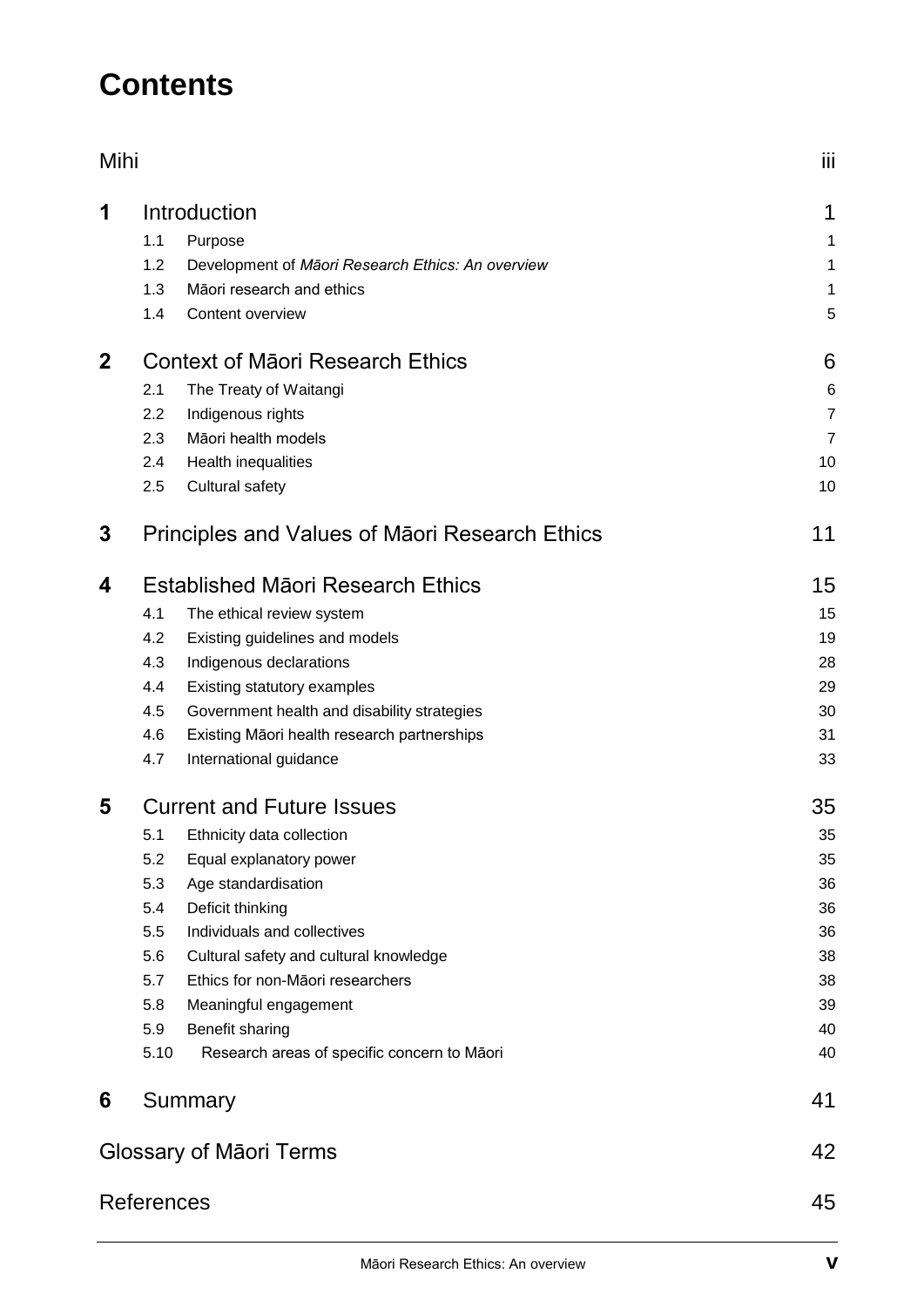# Contents

| | | |
|---|---|---|
| Mihi | | iii |
| **1** | **Introduction** | **1** |
| | 1.1 Purpose | 1 |
| | 1.2 Development of *Māori Research Ethics: An overview* | 1 |
| | 1.3 Māori research and ethics | 1 |
| | 1.4 Content overview | 5 |
| **2** | **Context of Māori Research Ethics** | **6** |
| | 2.1 The Treaty of Waitangi | 6 |
| | 2.2 Indigenous rights | 7 |
| | 2.3 Māori health models | 7 |
| | 2.4 Health inequalities | 10 |
| | 2.5 Cultural safety | 10 |
| **3** | **Principles and Values of Māori Research Ethics** | **11** |
| **4** | **Established Māori Research Ethics** | **15** |
| | 4.1 The ethical review system | 15 |
| | 4.2 Existing guidelines and models | 19 |
| | 4.3 Indigenous declarations | 28 |
| | 4.4 Existing statutory examples | 29 |
| | 4.5 Government health and disability strategies | 30 |
| | 4.6 Existing Māori health research partnerships | 31 |
| | 4.7 International guidance | 33 |
| **5** | **Current and Future Issues** | **35** |
| | 5.1 Ethnicity data collection | 35 |
| | 5.2 Equal explanatory power | 35 |
| | 5.3 Age standardisation | 36 |
| | 5.4 Deficit thinking | 36 |
| | 5.5 Individuals and collectives | 36 |
| | 5.6 Cultural safety and cultural knowledge | 38 |
| | 5.7 Ethics for non-Māori researchers | 38 |
| | 5.8 Meaningful engagement | 39 |
| | 5.9 Benefit sharing | 40 |
| | 5.10 Research areas of specific concern to Māori | 40 |
| **6** | **Summary** | **41** |
| Glossary of Māori Terms | | 42 |
| References | | 45 |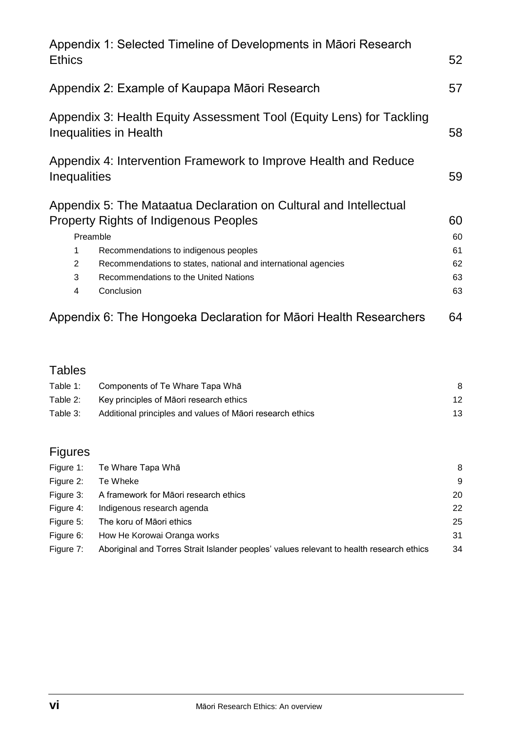Appendix 1: Selected Timeline of Developments in Māori Research Ethics 52

Appendix 2: Example of Kaupapa Māori Research 57

Appendix 3: Health Equity Assessment Tool (Equity Lens) for Tackling Inequalities in Health 58

Appendix 4: Intervention Framework to Improve Health and Reduce Inequalities 59

Appendix 5: The Mataatua Declaration on Cultural and Intellectual Property Rights of Indigenous Peoples 60

- Preamble 60
- 1 Recommendations to indigenous peoples 61
- 2 Recommendations to states, national and international agencies 62
- 3 Recommendations to the United Nations 63
- 4 Conclusion 63

Appendix 6: The Hongoeka Declaration for Māori Health Researchers 64

## Tables

| | | |
|---|---|---|
| Table 1: | Components of Te Whare Tapa Whā | 8 |
| Table 2: | Key principles of Māori research ethics | 12 |
| Table 3: | Additional principles and values of Māori research ethics | 13 |

## Figures

| | | |
|---|---|---|
| Figure 1: | Te Whare Tapa Whā | 8 |
| Figure 2: | Te Wheke | 9 |
| Figure 3: | A framework for Māori research ethics | 20 |
| Figure 4: | Indigenous research agenda | 22 |
| Figure 5: | The koru of Māori ethics | 25 |
| Figure 6: | How He Korowai Oranga works | 31 |
| Figure 7: | Aboriginal and Torres Strait Islander peoples' values relevant to health research ethics | 34 |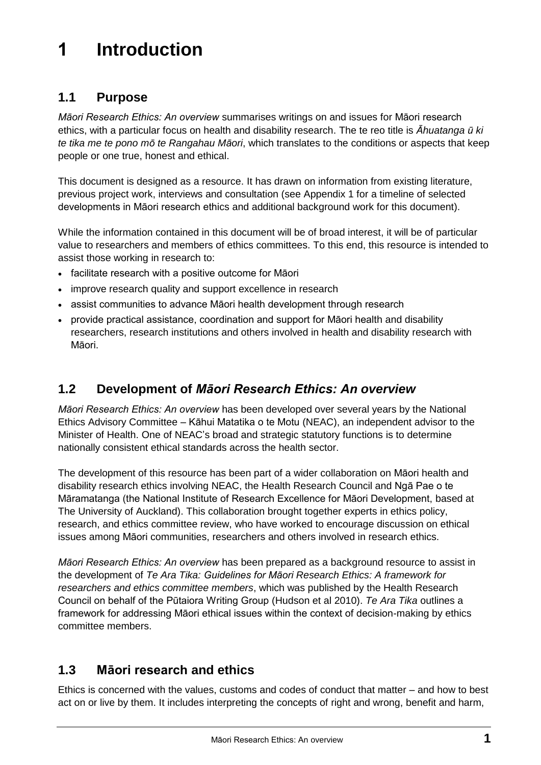# 1 Introduction

## 1.1 Purpose

*Māori Research Ethics: An overview* summarises writings on and issues for Māori research ethics, with a particular focus on health and disability research. The te reo title is *Āhuatanga ū ki te tika me te pono mō te Rangahau Māori*, which translates to the conditions or aspects that keep people or one true, honest and ethical.

This document is designed as a resource. It has drawn on information from existing literature, previous project work, interviews and consultation (see Appendix 1 for a timeline of selected developments in Māori research ethics and additional background work for this document).

While the information contained in this document will be of broad interest, it will be of particular value to researchers and members of ethics committees. To this end, this resource is intended to assist those working in research to:

- facilitate research with a positive outcome for Māori
- improve research quality and support excellence in research
- assist communities to advance Māori health development through research
- provide practical assistance, coordination and support for Māori health and disability researchers, research institutions and others involved in health and disability research with Māori.

## 1.2 Development of *Māori Research Ethics: An overview*

*Māori Research Ethics: An overview* has been developed over several years by the National Ethics Advisory Committee – Kāhui Matatika o te Motu (NEAC), an independent advisor to the Minister of Health. One of NEAC's broad and strategic statutory functions is to determine nationally consistent ethical standards across the health sector.

The development of this resource has been part of a wider collaboration on Māori health and disability research ethics involving NEAC, the Health Research Council and Ngā Pae o te Māramatanga (the National Institute of Research Excellence for Māori Development, based at The University of Auckland). This collaboration brought together experts in ethics policy, research, and ethics committee review, who have worked to encourage discussion on ethical issues among Māori communities, researchers and others involved in research ethics.

*Māori Research Ethics: An overview* has been prepared as a background resource to assist in the development of *Te Ara Tika: Guidelines for Māori Research Ethics: A framework for researchers and ethics committee members*, which was published by the Health Research Council on behalf of the Pūtaiora Writing Group (Hudson et al 2010). *Te Ara Tika* outlines a framework for addressing Māori ethical issues within the context of decision-making by ethics committee members.

## 1.3 Māori research and ethics

Ethics is concerned with the values, customs and codes of conduct that matter – and how to best act on or live by them. It includes interpreting the concepts of right and wrong, benefit and harm,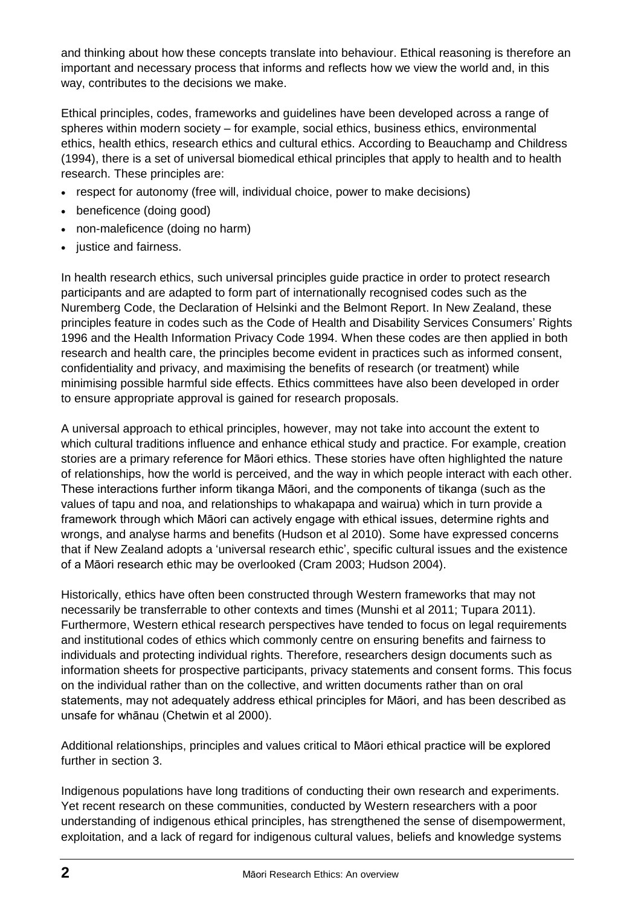and thinking about how these concepts translate into behaviour. Ethical reasoning is therefore an important and necessary process that informs and reflects how we view the world and, in this way, contributes to the decisions we make.

Ethical principles, codes, frameworks and guidelines have been developed across a range of spheres within modern society – for example, social ethics, business ethics, environmental ethics, health ethics, research ethics and cultural ethics. According to Beauchamp and Childress (1994), there is a set of universal biomedical ethical principles that apply to health and to health research. These principles are:

- respect for autonomy (free will, individual choice, power to make decisions)
- beneficence (doing good)
- non-maleficence (doing no harm)
- justice and fairness.

In health research ethics, such universal principles guide practice in order to protect research participants and are adapted to form part of internationally recognised codes such as the Nuremberg Code, the Declaration of Helsinki and the Belmont Report. In New Zealand, these principles feature in codes such as the Code of Health and Disability Services Consumers' Rights 1996 and the Health Information Privacy Code 1994. When these codes are then applied in both research and health care, the principles become evident in practices such as informed consent, confidentiality and privacy, and maximising the benefits of research (or treatment) while minimising possible harmful side effects. Ethics committees have also been developed in order to ensure appropriate approval is gained for research proposals.

A universal approach to ethical principles, however, may not take into account the extent to which cultural traditions influence and enhance ethical study and practice. For example, creation stories are a primary reference for Māori ethics. These stories have often highlighted the nature of relationships, how the world is perceived, and the way in which people interact with each other. These interactions further inform tikanga Māori, and the components of tikanga (such as the values of tapu and noa, and relationships to whakapapa and wairua) which in turn provide a framework through which Māori can actively engage with ethical issues, determine rights and wrongs, and analyse harms and benefits (Hudson et al 2010). Some have expressed concerns that if New Zealand adopts a 'universal research ethic', specific cultural issues and the existence of a Māori research ethic may be overlooked (Cram 2003; Hudson 2004).

Historically, ethics have often been constructed through Western frameworks that may not necessarily be transferrable to other contexts and times (Munshi et al 2011; Tupara 2011). Furthermore, Western ethical research perspectives have tended to focus on legal requirements and institutional codes of ethics which commonly centre on ensuring benefits and fairness to individuals and protecting individual rights. Therefore, researchers design documents such as information sheets for prospective participants, privacy statements and consent forms. This focus on the individual rather than on the collective, and written documents rather than on oral statements, may not adequately address ethical principles for Māori, and has been described as unsafe for whānau (Chetwin et al 2000).

Additional relationships, principles and values critical to Māori ethical practice will be explored further in section 3.

Indigenous populations have long traditions of conducting their own research and experiments. Yet recent research on these communities, conducted by Western researchers with a poor understanding of indigenous ethical principles, has strengthened the sense of disempowerment, exploitation, and a lack of regard for indigenous cultural values, beliefs and knowledge systems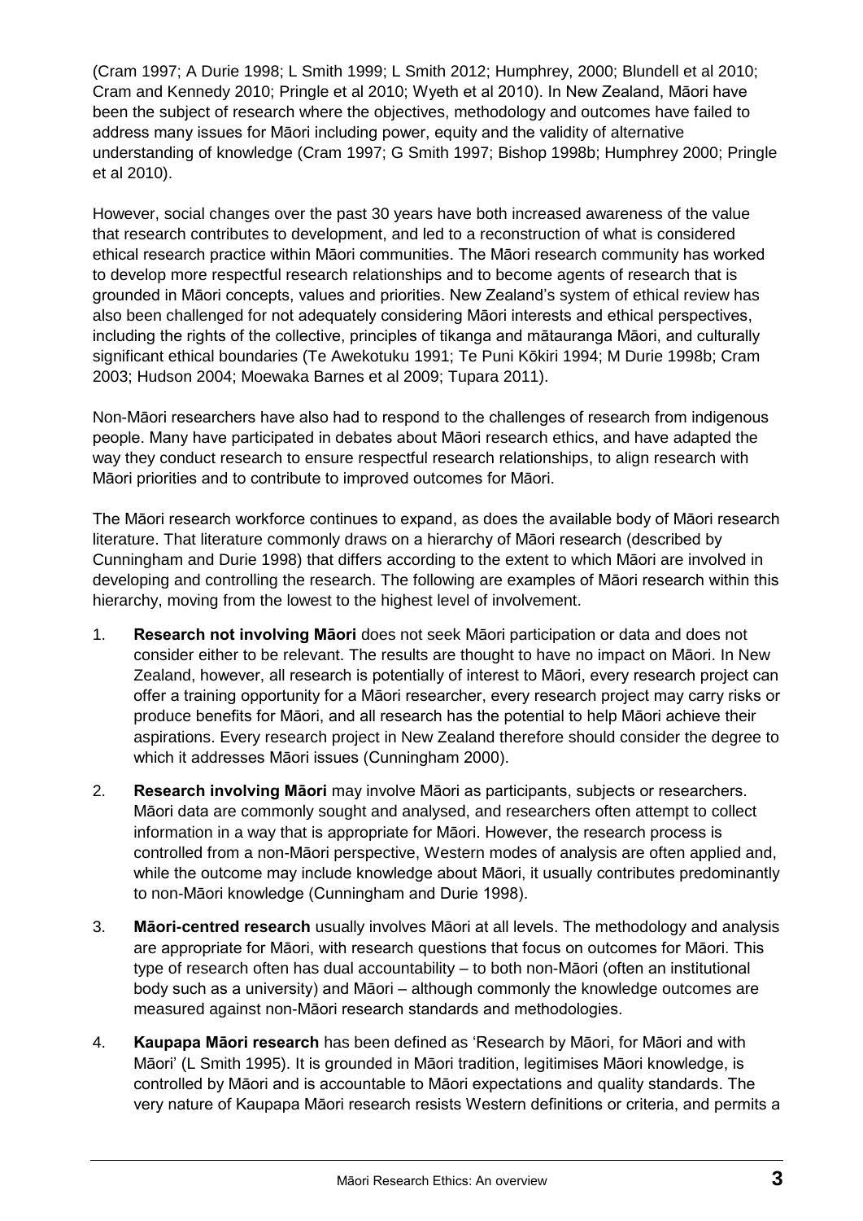(Cram 1997; A Durie 1998; L Smith 1999; L Smith 2012; Humphrey, 2000; Blundell et al 2010; Cram and Kennedy 2010; Pringle et al 2010; Wyeth et al 2010). In New Zealand, Māori have been the subject of research where the objectives, methodology and outcomes have failed to address many issues for Māori including power, equity and the validity of alternative understanding of knowledge (Cram 1997; G Smith 1997; Bishop 1998b; Humphrey 2000; Pringle et al 2010).

However, social changes over the past 30 years have both increased awareness of the value that research contributes to development, and led to a reconstruction of what is considered ethical research practice within Māori communities. The Māori research community has worked to develop more respectful research relationships and to become agents of research that is grounded in Māori concepts, values and priorities. New Zealand's system of ethical review has also been challenged for not adequately considering Māori interests and ethical perspectives, including the rights of the collective, principles of tikanga and mātauranga Māori, and culturally significant ethical boundaries (Te Awekotuku 1991; Te Puni Kōkiri 1994; M Durie 1998b; Cram 2003; Hudson 2004; Moewaka Barnes et al 2009; Tupara 2011).

Non-Māori researchers have also had to respond to the challenges of research from indigenous people. Many have participated in debates about Māori research ethics, and have adapted the way they conduct research to ensure respectful research relationships, to align research with Māori priorities and to contribute to improved outcomes for Māori.

The Māori research workforce continues to expand, as does the available body of Māori research literature. That literature commonly draws on a hierarchy of Māori research (described by Cunningham and Durie 1998) that differs according to the extent to which Māori are involved in developing and controlling the research. The following are examples of Māori research within this hierarchy, moving from the lowest to the highest level of involvement.

1. **Research not involving Māori** does not seek Māori participation or data and does not consider either to be relevant. The results are thought to have no impact on Māori. In New Zealand, however, all research is potentially of interest to Māori, every research project can offer a training opportunity for a Māori researcher, every research project may carry risks or produce benefits for Māori, and all research has the potential to help Māori achieve their aspirations. Every research project in New Zealand therefore should consider the degree to which it addresses Māori issues (Cunningham 2000).

2. **Research involving Māori** may involve Māori as participants, subjects or researchers. Māori data are commonly sought and analysed, and researchers often attempt to collect information in a way that is appropriate for Māori. However, the research process is controlled from a non-Māori perspective, Western modes of analysis are often applied and, while the outcome may include knowledge about Māori, it usually contributes predominantly to non-Māori knowledge (Cunningham and Durie 1998).

3. **Māori-centred research** usually involves Māori at all levels. The methodology and analysis are appropriate for Māori, with research questions that focus on outcomes for Māori. This type of research often has dual accountability – to both non-Māori (often an institutional body such as a university) and Māori – although commonly the knowledge outcomes are measured against non-Māori research standards and methodologies.

4. **Kaupapa Māori research** has been defined as 'Research by Māori, for Māori and with Māori' (L Smith 1995). It is grounded in Māori tradition, legitimises Māori knowledge, is controlled by Māori and is accountable to Māori expectations and quality standards. The very nature of Kaupapa Māori research resists Western definitions or criteria, and permits a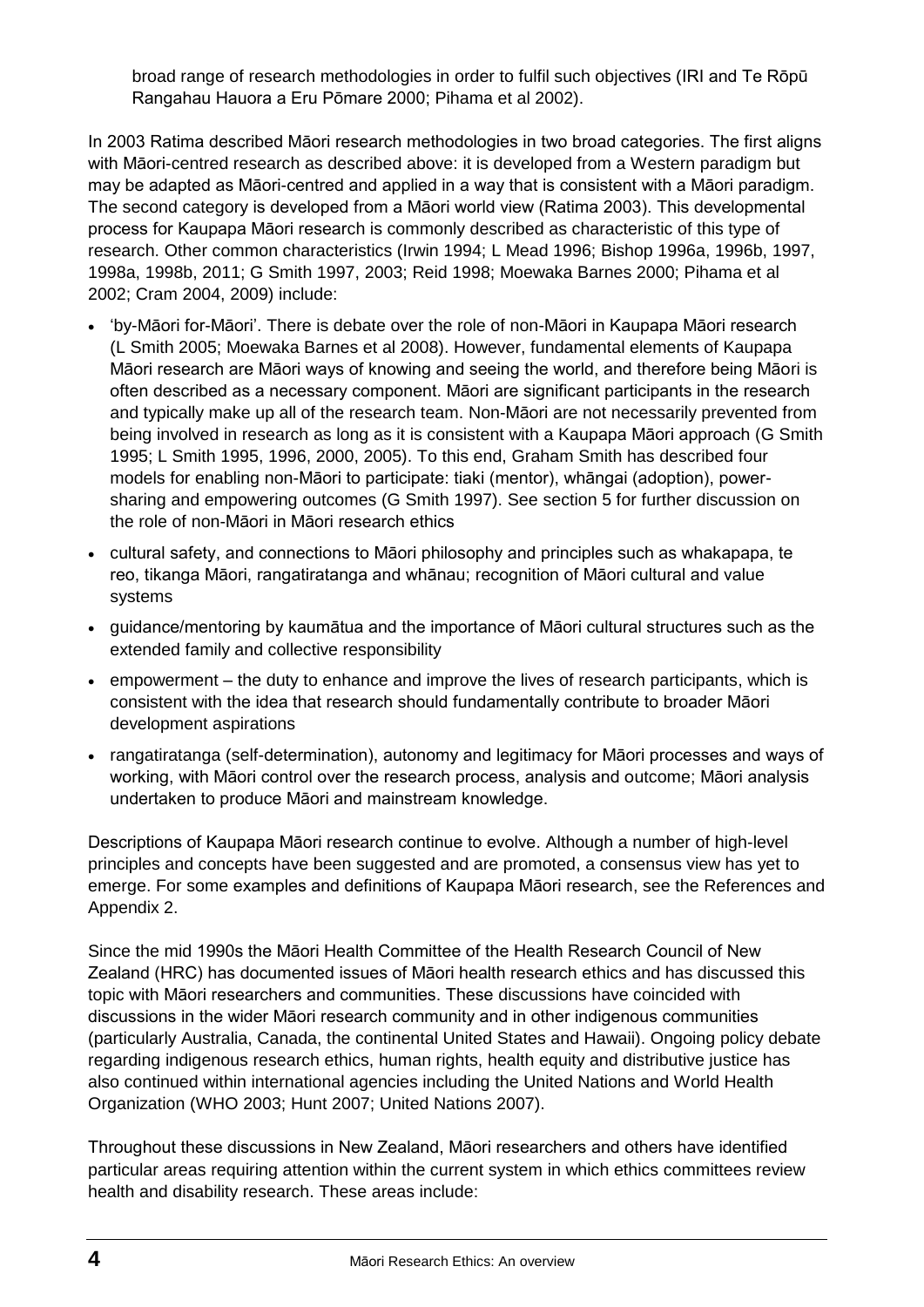broad range of research methodologies in order to fulfil such objectives (IRI and Te Rōpū Rangahau Hauora a Eru Pōmare 2000; Pihama et al 2002).

In 2003 Ratima described Māori research methodologies in two broad categories. The first aligns with Māori-centred research as described above: it is developed from a Western paradigm but may be adapted as Māori-centred and applied in a way that is consistent with a Māori paradigm. The second category is developed from a Māori world view (Ratima 2003). This developmental process for Kaupapa Māori research is commonly described as characteristic of this type of research. Other common characteristics (Irwin 1994; L Mead 1996; Bishop 1996a, 1996b, 1997, 1998a, 1998b, 2011; G Smith 1997, 2003; Reid 1998; Moewaka Barnes 2000; Pihama et al 2002; Cram 2004, 2009) include:

- 'by-Māori for-Māori'. There is debate over the role of non-Māori in Kaupapa Māori research (L Smith 2005; Moewaka Barnes et al 2008). However, fundamental elements of Kaupapa Māori research are Māori ways of knowing and seeing the world, and therefore being Māori is often described as a necessary component. Māori are significant participants in the research and typically make up all of the research team. Non-Māori are not necessarily prevented from being involved in research as long as it is consistent with a Kaupapa Māori approach (G Smith 1995; L Smith 1995, 1996, 2000, 2005). To this end, Graham Smith has described four models for enabling non-Māori to participate: tiaki (mentor), whāngai (adoption), power-sharing and empowering outcomes (G Smith 1997). See section 5 for further discussion on the role of non-Māori in Māori research ethics
- cultural safety, and connections to Māori philosophy and principles such as whakapapa, te reo, tikanga Māori, rangatiratanga and whānau; recognition of Māori cultural and value systems
- guidance/mentoring by kaumātua and the importance of Māori cultural structures such as the extended family and collective responsibility
- empowerment – the duty to enhance and improve the lives of research participants, which is consistent with the idea that research should fundamentally contribute to broader Māori development aspirations
- rangatiratanga (self-determination), autonomy and legitimacy for Māori processes and ways of working, with Māori control over the research process, analysis and outcome; Māori analysis undertaken to produce Māori and mainstream knowledge.

Descriptions of Kaupapa Māori research continue to evolve. Although a number of high-level principles and concepts have been suggested and are promoted, a consensus view has yet to emerge. For some examples and definitions of Kaupapa Māori research, see the References and Appendix 2.

Since the mid 1990s the Māori Health Committee of the Health Research Council of New Zealand (HRC) has documented issues of Māori health research ethics and has discussed this topic with Māori researchers and communities. These discussions have coincided with discussions in the wider Māori research community and in other indigenous communities (particularly Australia, Canada, the continental United States and Hawaii). Ongoing policy debate regarding indigenous research ethics, human rights, health equity and distributive justice has also continued within international agencies including the United Nations and World Health Organization (WHO 2003; Hunt 2007; United Nations 2007).

Throughout these discussions in New Zealand, Māori researchers and others have identified particular areas requiring attention within the current system in which ethics committees review health and disability research. These areas include: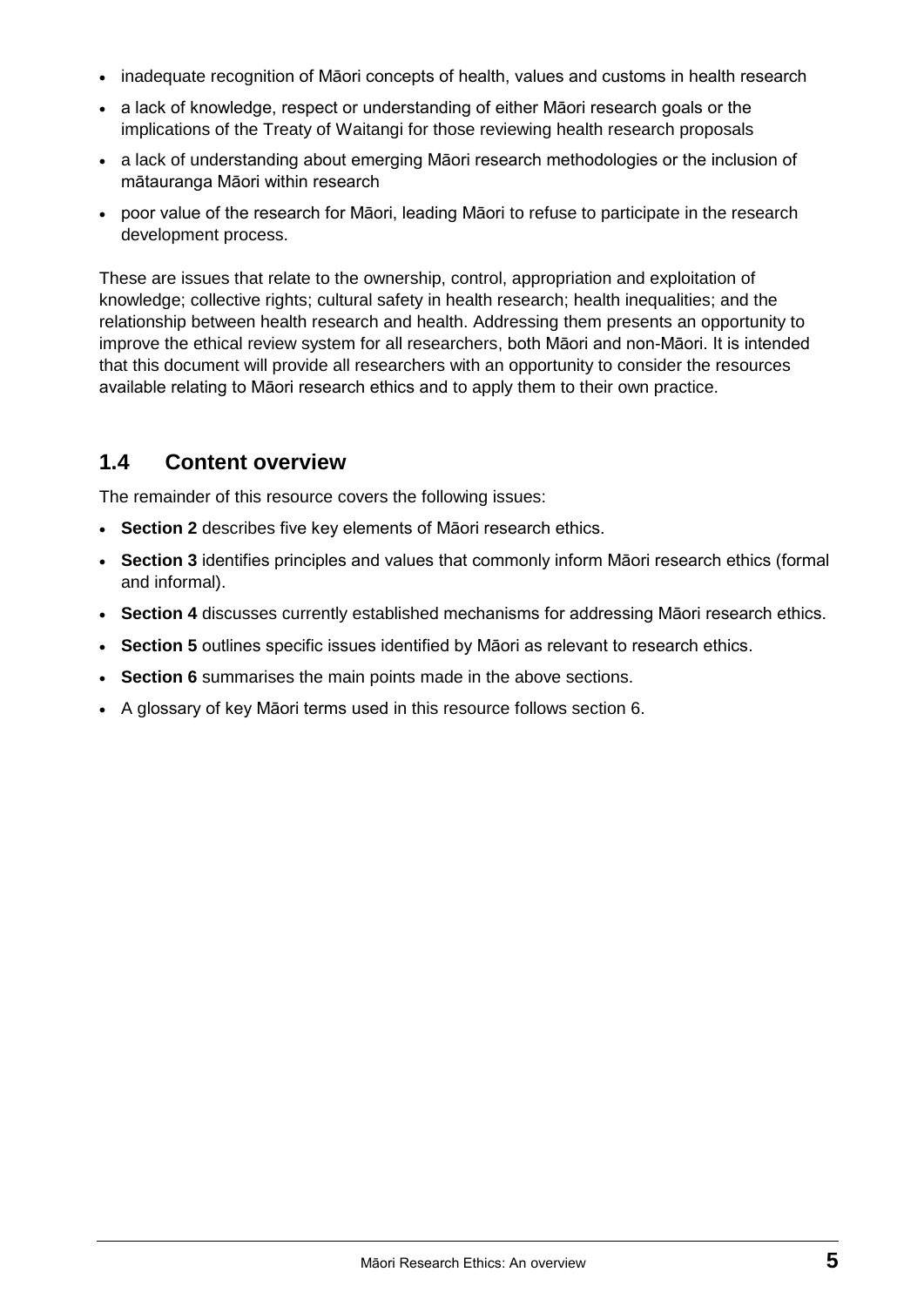- inadequate recognition of Māori concepts of health, values and customs in health research
- a lack of knowledge, respect or understanding of either Māori research goals or the implications of the Treaty of Waitangi for those reviewing health research proposals
- a lack of understanding about emerging Māori research methodologies or the inclusion of mātauranga Māori within research
- poor value of the research for Māori, leading Māori to refuse to participate in the research development process.

These are issues that relate to the ownership, control, appropriation and exploitation of knowledge; collective rights; cultural safety in health research; health inequalities; and the relationship between health research and health. Addressing them presents an opportunity to improve the ethical review system for all researchers, both Māori and non-Māori. It is intended that this document will provide all researchers with an opportunity to consider the resources available relating to Māori research ethics and to apply them to their own practice.

## 1.4 Content overview

The remainder of this resource covers the following issues:

- **Section 2** describes five key elements of Māori research ethics.
- **Section 3** identifies principles and values that commonly inform Māori research ethics (formal and informal).
- **Section 4** discusses currently established mechanisms for addressing Māori research ethics.
- **Section 5** outlines specific issues identified by Māori as relevant to research ethics.
- **Section 6** summarises the main points made in the above sections.
- A glossary of key Māori terms used in this resource follows section 6.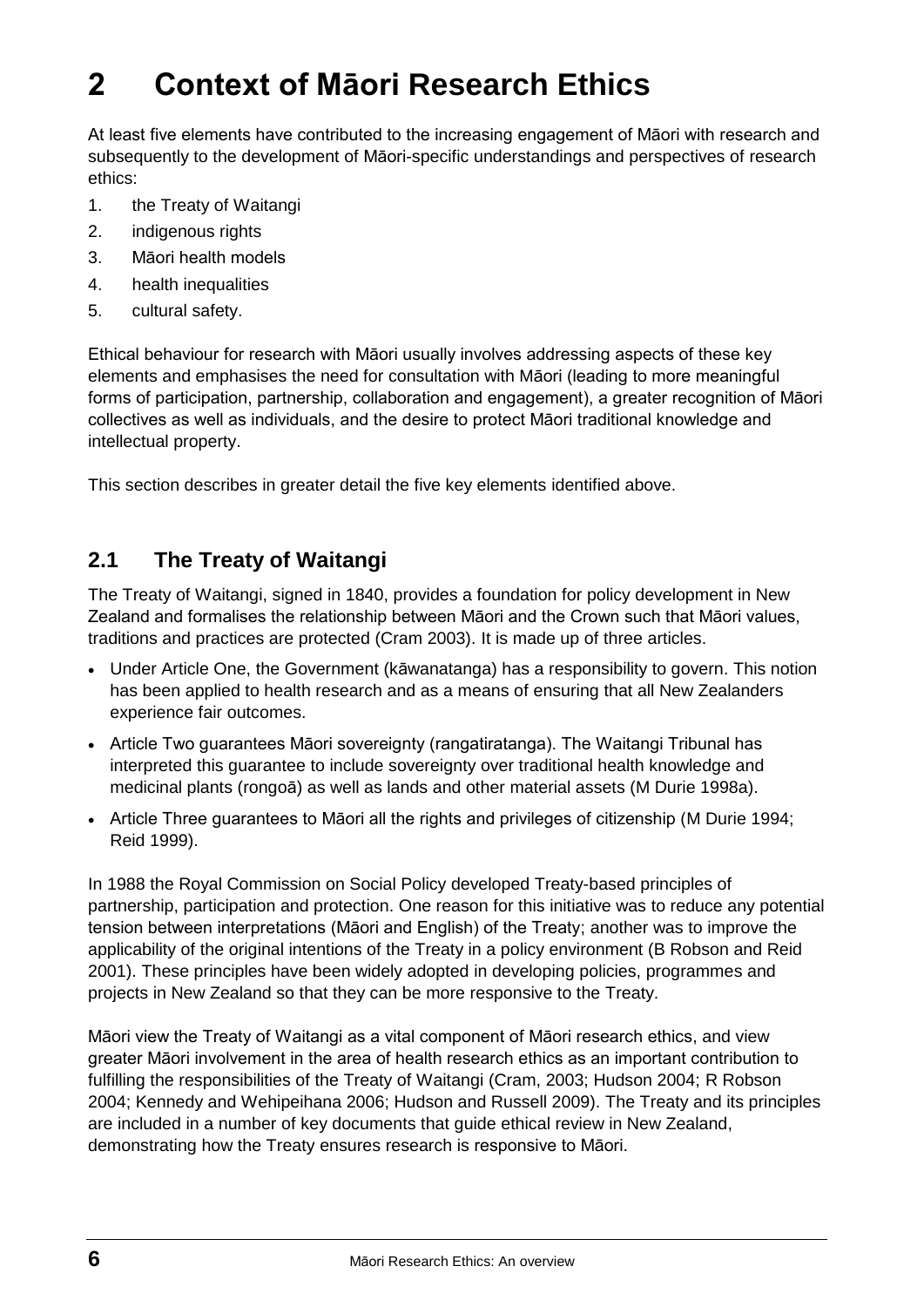# 2 Context of Māori Research Ethics

At least five elements have contributed to the increasing engagement of Māori with research and subsequently to the development of Māori-specific understandings and perspectives of research ethics:

1. the Treaty of Waitangi
2. indigenous rights
3. Māori health models
4. health inequalities
5. cultural safety.

Ethical behaviour for research with Māori usually involves addressing aspects of these key elements and emphasises the need for consultation with Māori (leading to more meaningful forms of participation, partnership, collaboration and engagement), a greater recognition of Māori collectives as well as individuals, and the desire to protect Māori traditional knowledge and intellectual property.

This section describes in greater detail the five key elements identified above.

## 2.1 The Treaty of Waitangi

The Treaty of Waitangi, signed in 1840, provides a foundation for policy development in New Zealand and formalises the relationship between Māori and the Crown such that Māori values, traditions and practices are protected (Cram 2003). It is made up of three articles.

- Under Article One, the Government (kāwanatanga) has a responsibility to govern. This notion has been applied to health research and as a means of ensuring that all New Zealanders experience fair outcomes.
- Article Two guarantees Māori sovereignty (rangatiratanga). The Waitangi Tribunal has interpreted this guarantee to include sovereignty over traditional health knowledge and medicinal plants (rongoā) as well as lands and other material assets (M Durie 1998a).
- Article Three guarantees to Māori all the rights and privileges of citizenship (M Durie 1994; Reid 1999).

In 1988 the Royal Commission on Social Policy developed Treaty-based principles of partnership, participation and protection. One reason for this initiative was to reduce any potential tension between interpretations (Māori and English) of the Treaty; another was to improve the applicability of the original intentions of the Treaty in a policy environment (B Robson and Reid 2001). These principles have been widely adopted in developing policies, programmes and projects in New Zealand so that they can be more responsive to the Treaty.

Māori view the Treaty of Waitangi as a vital component of Māori research ethics, and view greater Māori involvement in the area of health research ethics as an important contribution to fulfilling the responsibilities of the Treaty of Waitangi (Cram, 2003; Hudson 2004; R Robson 2004; Kennedy and Wehipeihana 2006; Hudson and Russell 2009). The Treaty and its principles are included in a number of key documents that guide ethical review in New Zealand, demonstrating how the Treaty ensures research is responsive to Māori.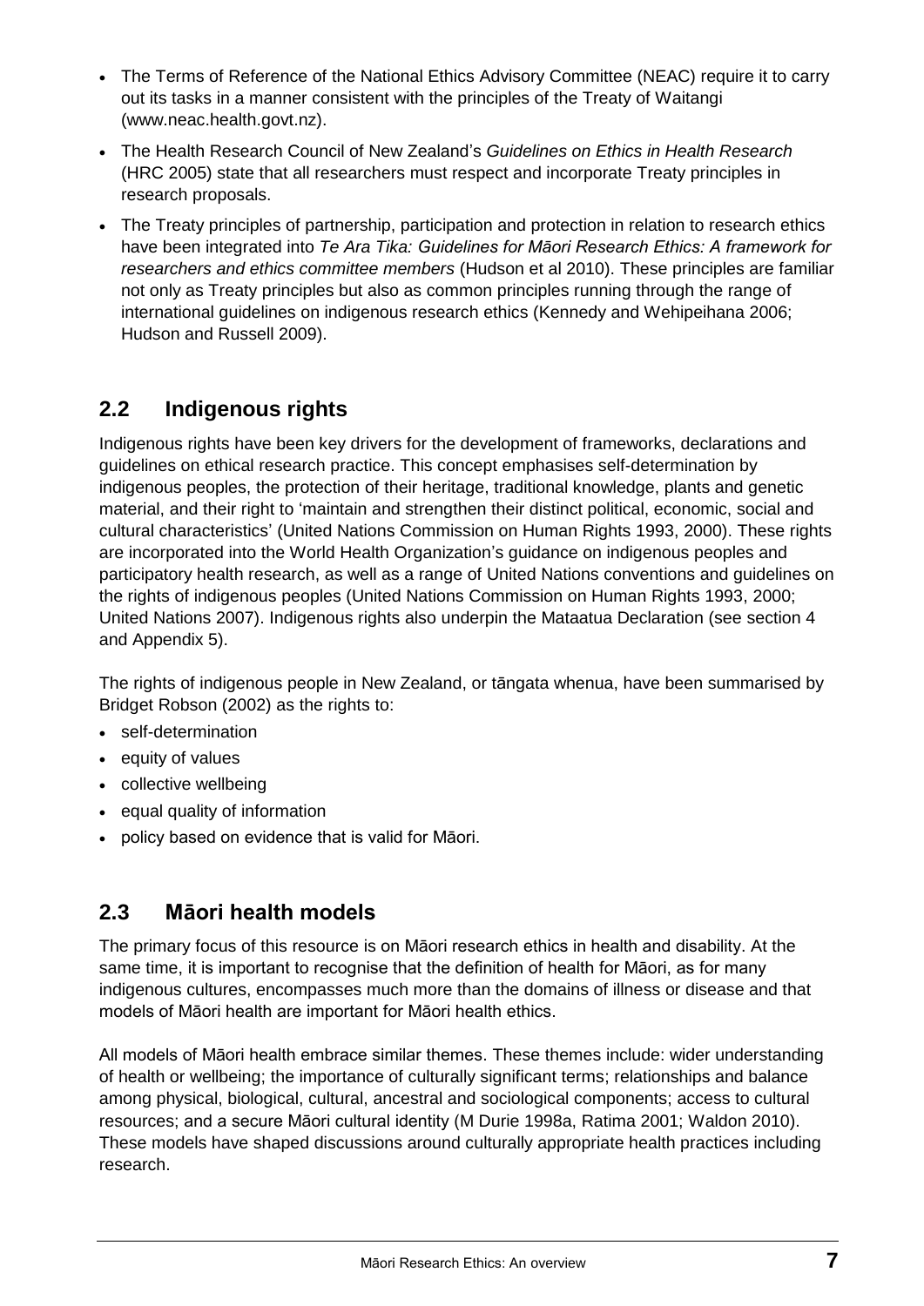- The Terms of Reference of the National Ethics Advisory Committee (NEAC) require it to carry out its tasks in a manner consistent with the principles of the Treaty of Waitangi (www.neac.health.govt.nz).
- The Health Research Council of New Zealand's *Guidelines on Ethics in Health Research* (HRC 2005) state that all researchers must respect and incorporate Treaty principles in research proposals.
- The Treaty principles of partnership, participation and protection in relation to research ethics have been integrated into *Te Ara Tika: Guidelines for Māori Research Ethics: A framework for researchers and ethics committee members* (Hudson et al 2010). These principles are familiar not only as Treaty principles but also as common principles running through the range of international guidelines on indigenous research ethics (Kennedy and Wehipeihana 2006; Hudson and Russell 2009).

## 2.2 Indigenous rights

Indigenous rights have been key drivers for the development of frameworks, declarations and guidelines on ethical research practice. This concept emphasises self-determination by indigenous peoples, the protection of their heritage, traditional knowledge, plants and genetic material, and their right to 'maintain and strengthen their distinct political, economic, social and cultural characteristics' (United Nations Commission on Human Rights 1993, 2000). These rights are incorporated into the World Health Organization's guidance on indigenous peoples and participatory health research, as well as a range of United Nations conventions and guidelines on the rights of indigenous peoples (United Nations Commission on Human Rights 1993, 2000; United Nations 2007). Indigenous rights also underpin the Mataatua Declaration (see section 4 and Appendix 5).

The rights of indigenous people in New Zealand, or tāngata whenua, have been summarised by Bridget Robson (2002) as the rights to:

- self-determination
- equity of values
- collective wellbeing
- equal quality of information
- policy based on evidence that is valid for Māori.

## 2.3 Māori health models

The primary focus of this resource is on Māori research ethics in health and disability. At the same time, it is important to recognise that the definition of health for Māori, as for many indigenous cultures, encompasses much more than the domains of illness or disease and that models of Māori health are important for Māori health ethics.

All models of Māori health embrace similar themes. These themes include: wider understanding of health or wellbeing; the importance of culturally significant terms; relationships and balance among physical, biological, cultural, ancestral and sociological components; access to cultural resources; and a secure Māori cultural identity (M Durie 1998a, Ratima 2001; Waldon 2010). These models have shaped discussions around culturally appropriate health practices including research.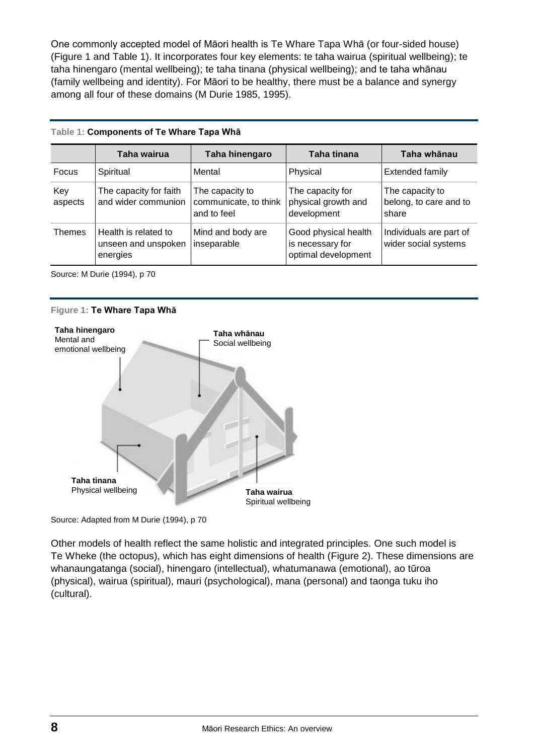One commonly accepted model of Māori health is Te Whare Tapa Whā (or four-sided house) (Figure 1 and Table 1). It incorporates four key elements: te taha wairua (spiritual wellbeing); te taha hinengaro (mental wellbeing); te taha tinana (physical wellbeing); and te taha whānau (family wellbeing and identity). For Māori to be healthy, there must be a balance and synergy among all four of these domains (M Durie 1985, 1995).

Table 1: **Components of Te Whare Tapa Whā**

| | Taha wairua | Taha hinengaro | Taha tinana | Taha whānau |
|---|---|---|---|---|
| Focus | Spiritual | Mental | Physical | Extended family |
| Key aspects | The capacity for faith and wider communion | The capacity to communicate, to think and to feel | The capacity for physical growth and development | The capacity to belong, to care and to share |
| Themes | Health is related to unseen and unspoken energies | Mind and body are inseparable | Good physical health is necessary for optimal development | Individuals are part of wider social systems |

Source: M Durie (1994), p 70

Figure 1: **Te Whare Tapa Whā**

**Taha hinengaro** Mental and emotional wellbeing

**Taha whānau** Social wellbeing

**Taha tinana** Physical wellbeing

**Taha wairua** Spiritual wellbeing

Source: Adapted from M Durie (1994), p 70

Other models of health reflect the same holistic and integrated principles. One such model is Te Wheke (the octopus), which has eight dimensions of health (Figure 2). These dimensions are whanaungatanga (social), hinengaro (intellectual), whatumanawa (emotional), ao tūroa (physical), wairua (spiritual), mauri (psychological), mana (personal) and taonga tuku iho (cultural).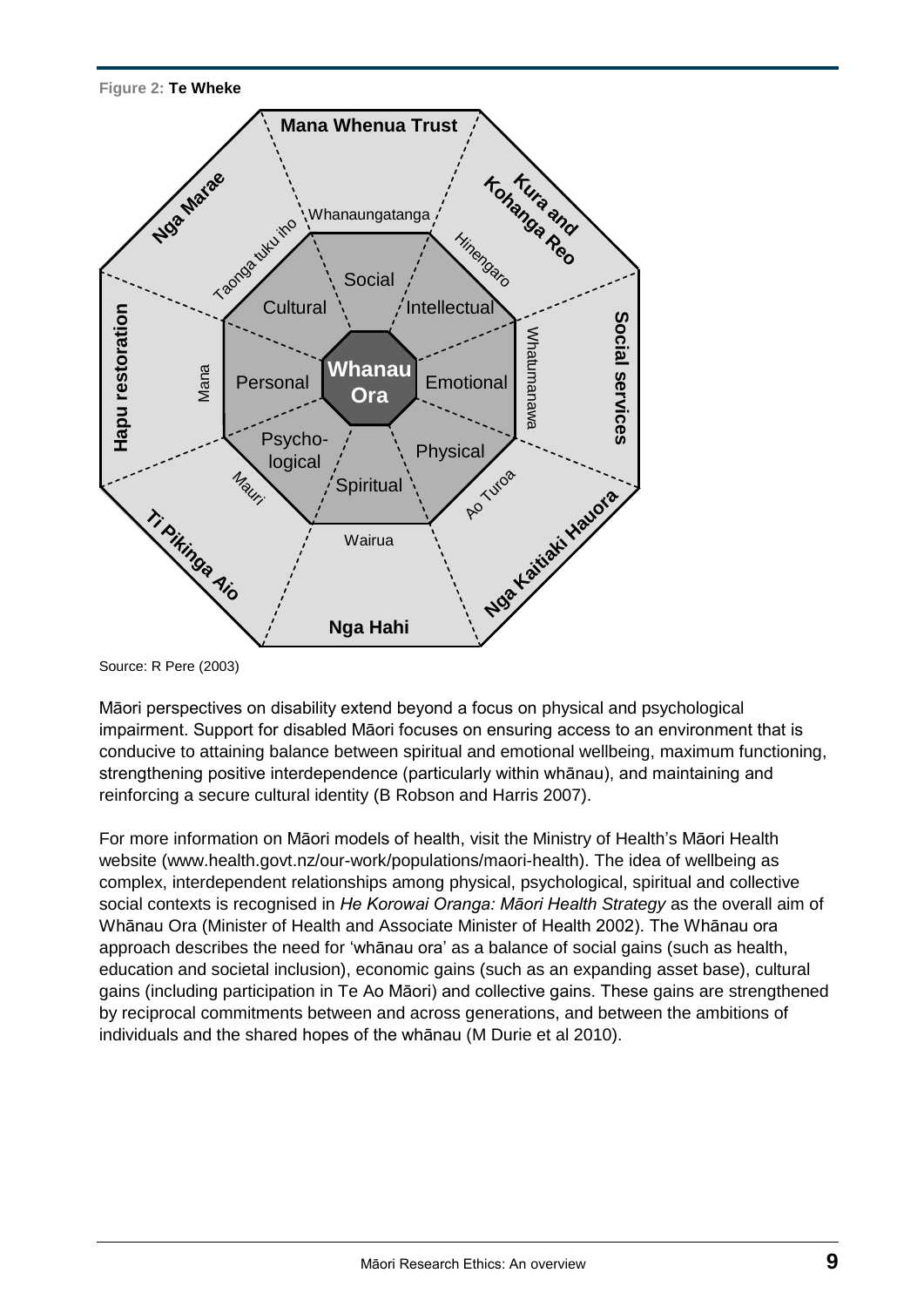**Figure 2: Te Wheke**

Source: R Pere (2003)

Māori perspectives on disability extend beyond a focus on physical and psychological impairment. Support for disabled Māori focuses on ensuring access to an environment that is conducive to attaining balance between spiritual and emotional wellbeing, maximum functioning, strengthening positive interdependence (particularly within whānau), and maintaining and reinforcing a secure cultural identity (B Robson and Harris 2007).

For more information on Māori models of health, visit the Ministry of Health's Māori Health website (www.health.govt.nz/our-work/populations/maori-health). The idea of wellbeing as complex, interdependent relationships among physical, psychological, spiritual and collective social contexts is recognised in *He Korowai Oranga: Māori Health Strategy* as the overall aim of Whānau Ora (Minister of Health and Associate Minister of Health 2002). The Whānau ora approach describes the need for 'whānau ora' as a balance of social gains (such as health, education and societal inclusion), economic gains (such as an expanding asset base), cultural gains (including participation in Te Ao Māori) and collective gains. These gains are strengthened by reciprocal commitments between and across generations, and between the ambitions of individuals and the shared hopes of the whānau (M Durie et al 2010).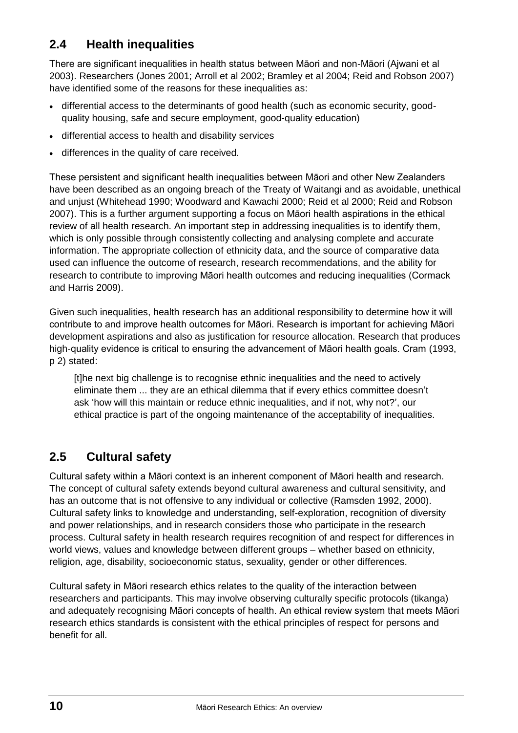## 2.4 Health inequalities

There are significant inequalities in health status between Māori and non-Māori (Ajwani et al 2003). Researchers (Jones 2001; Arroll et al 2002; Bramley et al 2004; Reid and Robson 2007) have identified some of the reasons for these inequalities as:

- differential access to the determinants of good health (such as economic security, good-quality housing, safe and secure employment, good-quality education)
- differential access to health and disability services
- differences in the quality of care received.

These persistent and significant health inequalities between Māori and other New Zealanders have been described as an ongoing breach of the Treaty of Waitangi and as avoidable, unethical and unjust (Whitehead 1990; Woodward and Kawachi 2000; Reid et al 2000; Reid and Robson 2007). This is a further argument supporting a focus on Māori health aspirations in the ethical review of all health research. An important step in addressing inequalities is to identify them, which is only possible through consistently collecting and analysing complete and accurate information. The appropriate collection of ethnicity data, and the source of comparative data used can influence the outcome of research, research recommendations, and the ability for research to contribute to improving Māori health outcomes and reducing inequalities (Cormack and Harris 2009).

Given such inequalities, health research has an additional responsibility to determine how it will contribute to and improve health outcomes for Māori. Research is important for achieving Māori development aspirations and also as justification for resource allocation. Research that produces high-quality evidence is critical to ensuring the advancement of Māori health goals. Cram (1993, p 2) stated:

> [t]he next big challenge is to recognise ethnic inequalities and the need to actively eliminate them ... they are an ethical dilemma that if every ethics committee doesn't ask 'how will this maintain or reduce ethnic inequalities, and if not, why not?', our ethical practice is part of the ongoing maintenance of the acceptability of inequalities.

## 2.5 Cultural safety

Cultural safety within a Māori context is an inherent component of Māori health and research. The concept of cultural safety extends beyond cultural awareness and cultural sensitivity, and has an outcome that is not offensive to any individual or collective (Ramsden 1992, 2000). Cultural safety links to knowledge and understanding, self-exploration, recognition of diversity and power relationships, and in research considers those who participate in the research process. Cultural safety in health research requires recognition of and respect for differences in world views, values and knowledge between different groups – whether based on ethnicity, religion, age, disability, socioeconomic status, sexuality, gender or other differences.

Cultural safety in Māori research ethics relates to the quality of the interaction between researchers and participants. This may involve observing culturally specific protocols (tikanga) and adequately recognising Māori concepts of health. An ethical review system that meets Māori research ethics standards is consistent with the ethical principles of respect for persons and benefit for all.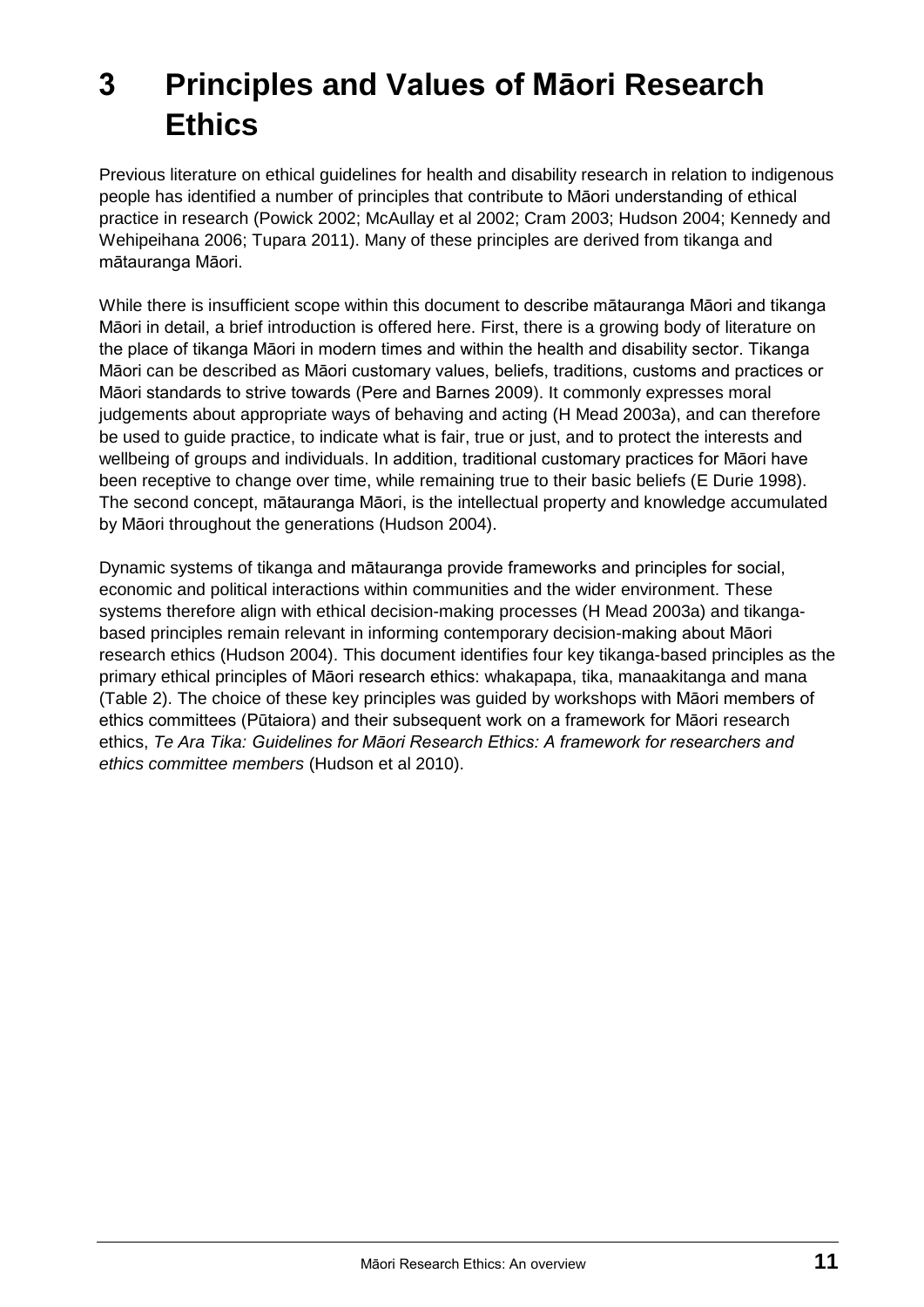# 3 Principles and Values of Māori Research Ethics

Previous literature on ethical guidelines for health and disability research in relation to indigenous people has identified a number of principles that contribute to Māori understanding of ethical practice in research (Powick 2002; McAullay et al 2002; Cram 2003; Hudson 2004; Kennedy and Wehipeihana 2006; Tupara 2011). Many of these principles are derived from tikanga and mātauranga Māori.

While there is insufficient scope within this document to describe mātauranga Māori and tikanga Māori in detail, a brief introduction is offered here. First, there is a growing body of literature on the place of tikanga Māori in modern times and within the health and disability sector. Tikanga Māori can be described as Māori customary values, beliefs, traditions, customs and practices or Māori standards to strive towards (Pere and Barnes 2009). It commonly expresses moral judgements about appropriate ways of behaving and acting (H Mead 2003a), and can therefore be used to guide practice, to indicate what is fair, true or just, and to protect the interests and wellbeing of groups and individuals. In addition, traditional customary practices for Māori have been receptive to change over time, while remaining true to their basic beliefs (E Durie 1998). The second concept, mātauranga Māori, is the intellectual property and knowledge accumulated by Māori throughout the generations (Hudson 2004).

Dynamic systems of tikanga and mātauranga provide frameworks and principles for social, economic and political interactions within communities and the wider environment. These systems therefore align with ethical decision-making processes (H Mead 2003a) and tikanga-based principles remain relevant in informing contemporary decision-making about Māori research ethics (Hudson 2004). This document identifies four key tikanga-based principles as the primary ethical principles of Māori research ethics: whakapapa, tika, manaakitanga and mana (Table 2). The choice of these key principles was guided by workshops with Māori members of ethics committees (Pūtaiora) and their subsequent work on a framework for Māori research ethics, *Te Ara Tika: Guidelines for Māori Research Ethics: A framework for researchers and ethics committee members* (Hudson et al 2010).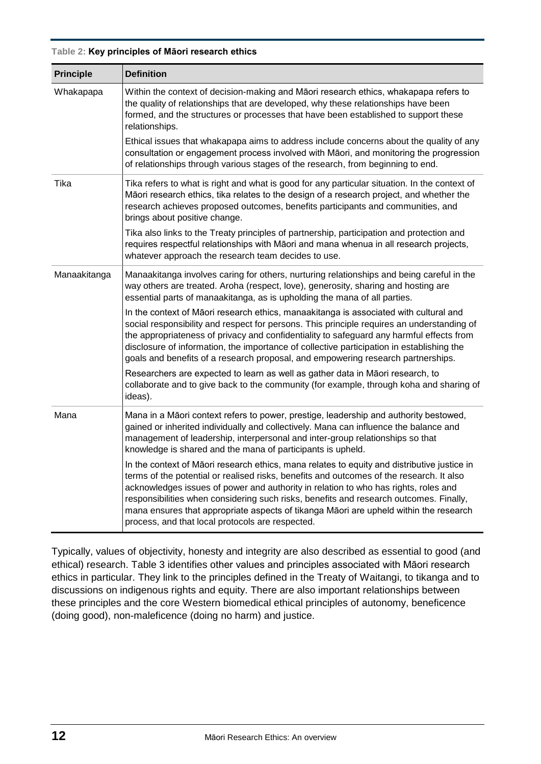**Table 2: Key principles of Māori research ethics**

| Principle | Definition |
| --- | --- |
| Whakapapa | Within the context of decision-making and Māori research ethics, whakapapa refers to the quality of relationships that are developed, why these relationships have been formed, and the structures or processes that have been established to support these relationships.<br><br>Ethical issues that whakapapa aims to address include concerns about the quality of any consultation or engagement process involved with Māori, and monitoring the progression of relationships through various stages of the research, from beginning to end. |
| Tika | Tika refers to what is right and what is good for any particular situation. In the context of Māori research ethics, tika relates to the design of a research project, and whether the research achieves proposed outcomes, benefits participants and communities, and brings about positive change.<br><br>Tika also links to the Treaty principles of partnership, participation and protection and requires respectful relationships with Māori and mana whenua in all research projects, whatever approach the research team decides to use. |
| Manaakitanga | Manaakitanga involves caring for others, nurturing relationships and being careful in the way others are treated. Aroha (respect, love), generosity, sharing and hosting are essential parts of manaakitanga, as is upholding the mana of all parties.<br><br>In the context of Māori research ethics, manaakitanga is associated with cultural and social responsibility and respect for persons. This principle requires an understanding of the appropriateness of privacy and confidentiality to safeguard any harmful effects from disclosure of information, the importance of collective participation in establishing the goals and benefits of a research proposal, and empowering research partnerships.<br><br>Researchers are expected to learn as well as gather data in Māori research, to collaborate and to give back to the community (for example, through koha and sharing of ideas). |
| Mana | Mana in a Māori context refers to power, prestige, leadership and authority bestowed, gained or inherited individually and collectively. Mana can influence the balance and management of leadership, interpersonal and inter-group relationships so that knowledge is shared and the mana of participants is upheld.<br><br>In the context of Māori research ethics, mana relates to equity and distributive justice in terms of the potential or realised risks, benefits and outcomes of the research. It also acknowledges issues of power and authority in relation to who has rights, roles and responsibilities when considering such risks, benefits and research outcomes. Finally, mana ensures that appropriate aspects of tikanga Māori are upheld within the research process, and that local protocols are respected. |

Typically, values of objectivity, honesty and integrity are also described as essential to good (and ethical) research. Table 3 identifies other values and principles associated with Māori research ethics in particular. They link to the principles defined in the Treaty of Waitangi, to tikanga and to discussions on indigenous rights and equity. There are also important relationships between these principles and the core Western biomedical ethical principles of autonomy, beneficence (doing good), non-maleficence (doing no harm) and justice.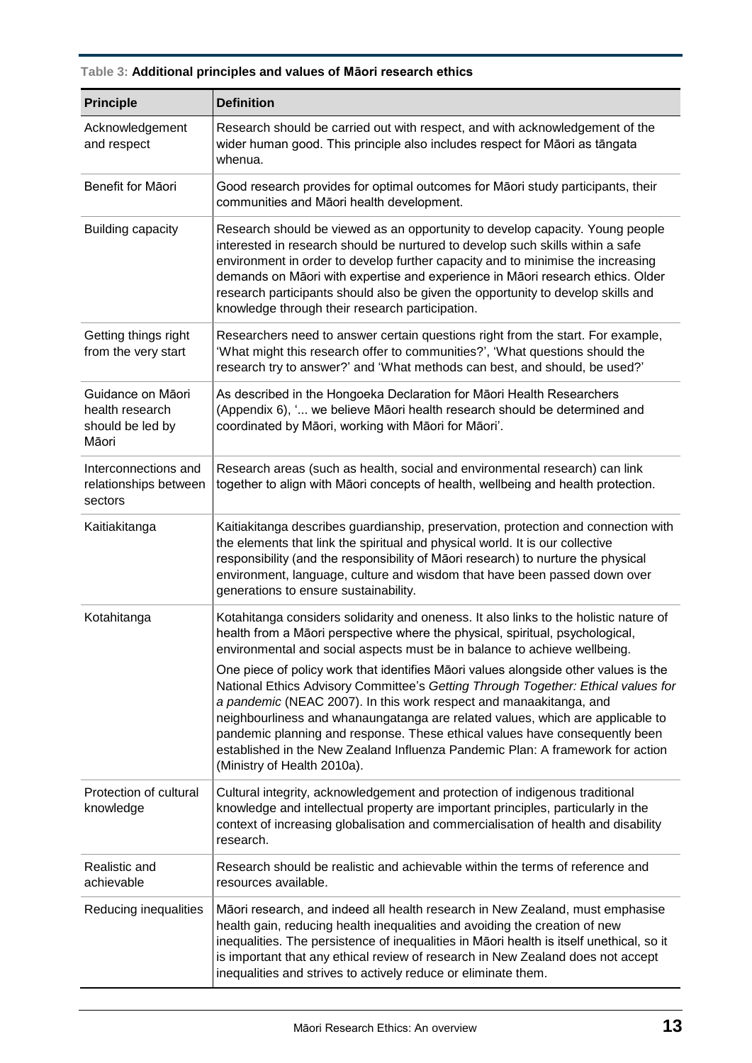Table 3: **Additional principles and values of Māori research ethics**

| Principle | Definition |
|---|---|
| Acknowledgement and respect | Research should be carried out with respect, and with acknowledgement of the wider human good. This principle also includes respect for Māori as tāngata whenua. |
| Benefit for Māori | Good research provides for optimal outcomes for Māori study participants, their communities and Māori health development. |
| Building capacity | Research should be viewed as an opportunity to develop capacity. Young people interested in research should be nurtured to develop such skills within a safe environment in order to develop further capacity and to minimise the increasing demands on Māori with expertise and experience in Māori research ethics. Older research participants should also be given the opportunity to develop skills and knowledge through their research participation. |
| Getting things right from the very start | Researchers need to answer certain questions right from the start. For example, 'What might this research offer to communities?', 'What questions should the research try to answer?' and 'What methods can best, and should, be used?' |
| Guidance on Māori health research should be led by Māori | As described in the Hongoeka Declaration for Māori Health Researchers (Appendix 6), '... we believe Māori health research should be determined and coordinated by Māori, working with Māori for Māori'. |
| Interconnections and relationships between sectors | Research areas (such as health, social and environmental research) can link together to align with Māori concepts of health, wellbeing and health protection. |
| Kaitiakitanga | Kaitiakitanga describes guardianship, preservation, protection and connection with the elements that link the spiritual and physical world. It is our collective responsibility (and the responsibility of Māori research) to nurture the physical environment, language, culture and wisdom that have been passed down over generations to ensure sustainability. |
| Kotahitanga | Kotahitanga considers solidarity and oneness. It also links to the holistic nature of health from a Māori perspective where the physical, spiritual, psychological, environmental and social aspects must be in balance to achieve wellbeing.<br><br>One piece of policy work that identifies Māori values alongside other values is the National Ethics Advisory Committee's *Getting Through Together: Ethical values for a pandemic* (NEAC 2007). In this work respect and manaakitanga, and neighbourliness and whanaungatanga are related values, which are applicable to pandemic planning and response. These ethical values have consequently been established in the New Zealand Influenza Pandemic Plan: A framework for action (Ministry of Health 2010a). |
| Protection of cultural knowledge | Cultural integrity, acknowledgement and protection of indigenous traditional knowledge and intellectual property are important principles, particularly in the context of increasing globalisation and commercialisation of health and disability research. |
| Realistic and achievable | Research should be realistic and achievable within the terms of reference and resources available. |
| Reducing inequalities | Māori research, and indeed all health research in New Zealand, must emphasise health gain, reducing health inequalities and avoiding the creation of new inequalities. The persistence of inequalities in Māori health is itself unethical, so it is important that any ethical review of research in New Zealand does not accept inequalities and strives to actively reduce or eliminate them. |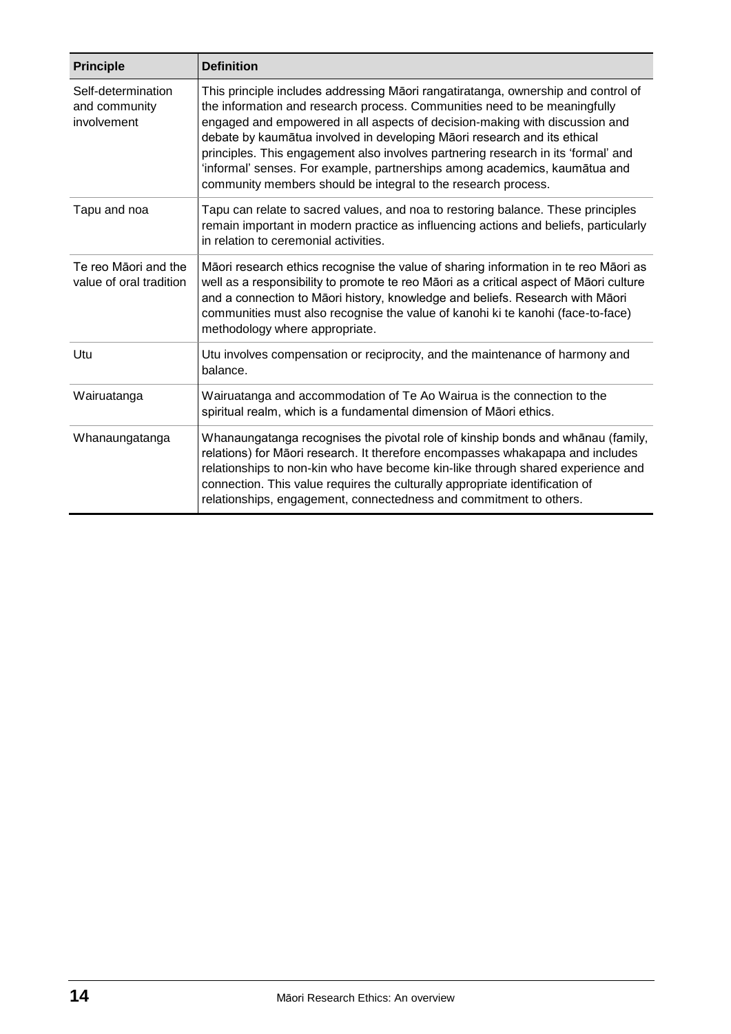| Principle | Definition |
| --- | --- |
| Self-determination and community involvement | This principle includes addressing Māori rangatiratanga, ownership and control of the information and research process. Communities need to be meaningfully engaged and empowered in all aspects of decision-making with discussion and debate by kaumātua involved in developing Māori research and its ethical principles. This engagement also involves partnering research in its 'formal' and 'informal' senses. For example, partnerships among academics, kaumātua and community members should be integral to the research process. |
| Tapu and noa | Tapu can relate to sacred values, and noa to restoring balance. These principles remain important in modern practice as influencing actions and beliefs, particularly in relation to ceremonial activities. |
| Te reo Māori and the value of oral tradition | Māori research ethics recognise the value of sharing information in te reo Māori as well as a responsibility to promote te reo Māori as a critical aspect of Māori culture and a connection to Māori history, knowledge and beliefs. Research with Māori communities must also recognise the value of kanohi ki te kanohi (face-to-face) methodology where appropriate. |
| Utu | Utu involves compensation or reciprocity, and the maintenance of harmony and balance. |
| Wairuatanga | Wairuatanga and accommodation of Te Ao Wairua is the connection to the spiritual realm, which is a fundamental dimension of Māori ethics. |
| Whanaungatanga | Whanaungatanga recognises the pivotal role of kinship bonds and whānau (family, relations) for Māori research. It therefore encompasses whakapapa and includes relationships to non-kin who have become kin-like through shared experience and connection. This value requires the culturally appropriate identification of relationships, engagement, connectedness and commitment to others. |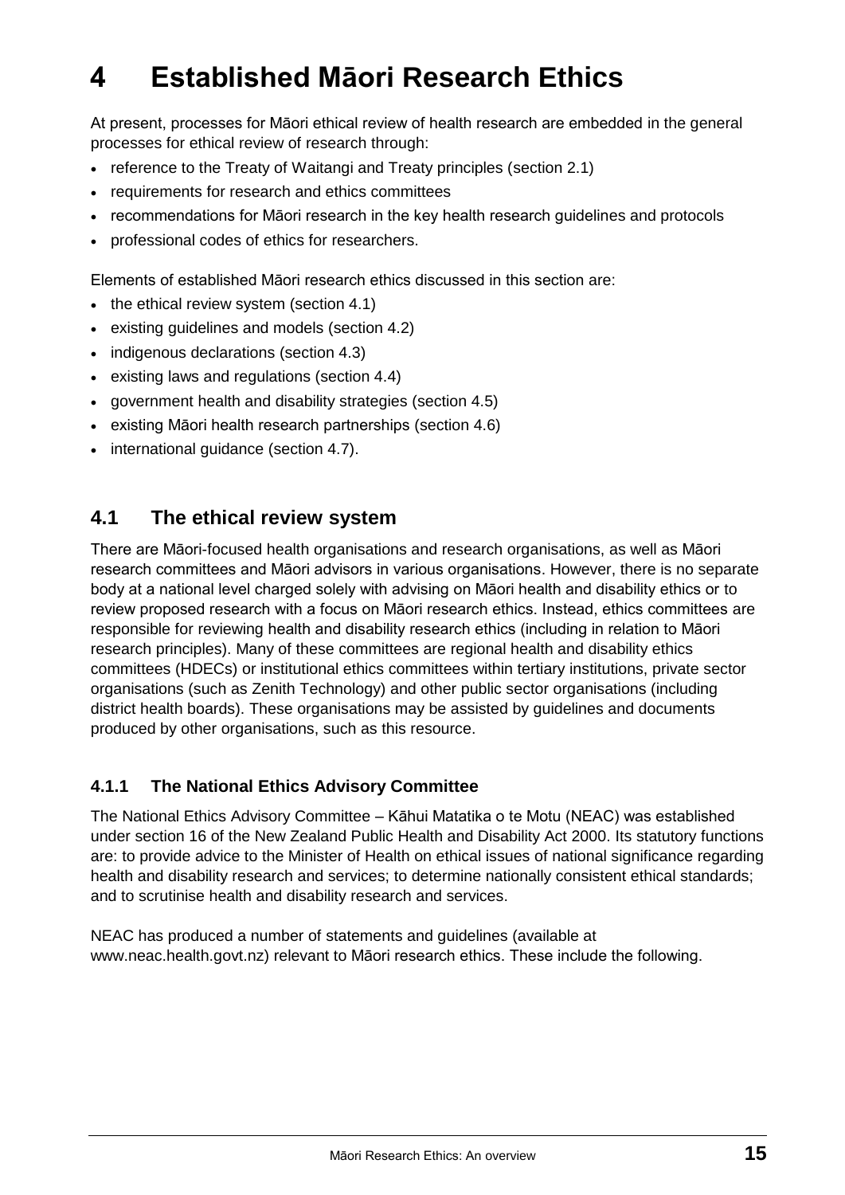# 4 Established Māori Research Ethics

At present, processes for Māori ethical review of health research are embedded in the general processes for ethical review of research through:

- reference to the Treaty of Waitangi and Treaty principles (section 2.1)
- requirements for research and ethics committees
- recommendations for Māori research in the key health research guidelines and protocols
- professional codes of ethics for researchers.

Elements of established Māori research ethics discussed in this section are:

- the ethical review system (section 4.1)
- existing guidelines and models (section 4.2)
- indigenous declarations (section 4.3)
- existing laws and regulations (section 4.4)
- government health and disability strategies (section 4.5)
- existing Māori health research partnerships (section 4.6)
- international guidance (section 4.7).

## 4.1 The ethical review system

There are Māori-focused health organisations and research organisations, as well as Māori research committees and Māori advisors in various organisations. However, there is no separate body at a national level charged solely with advising on Māori health and disability ethics or to review proposed research with a focus on Māori research ethics. Instead, ethics committees are responsible for reviewing health and disability research ethics (including in relation to Māori research principles). Many of these committees are regional health and disability ethics committees (HDECs) or institutional ethics committees within tertiary institutions, private sector organisations (such as Zenith Technology) and other public sector organisations (including district health boards). These organisations may be assisted by guidelines and documents produced by other organisations, such as this resource.

### 4.1.1 The National Ethics Advisory Committee

The National Ethics Advisory Committee – Kāhui Matatika o te Motu (NEAC) was established under section 16 of the New Zealand Public Health and Disability Act 2000. Its statutory functions are: to provide advice to the Minister of Health on ethical issues of national significance regarding health and disability research and services; to determine nationally consistent ethical standards; and to scrutinise health and disability research and services.

NEAC has produced a number of statements and guidelines (available at www.neac.health.govt.nz) relevant to Māori research ethics. These include the following.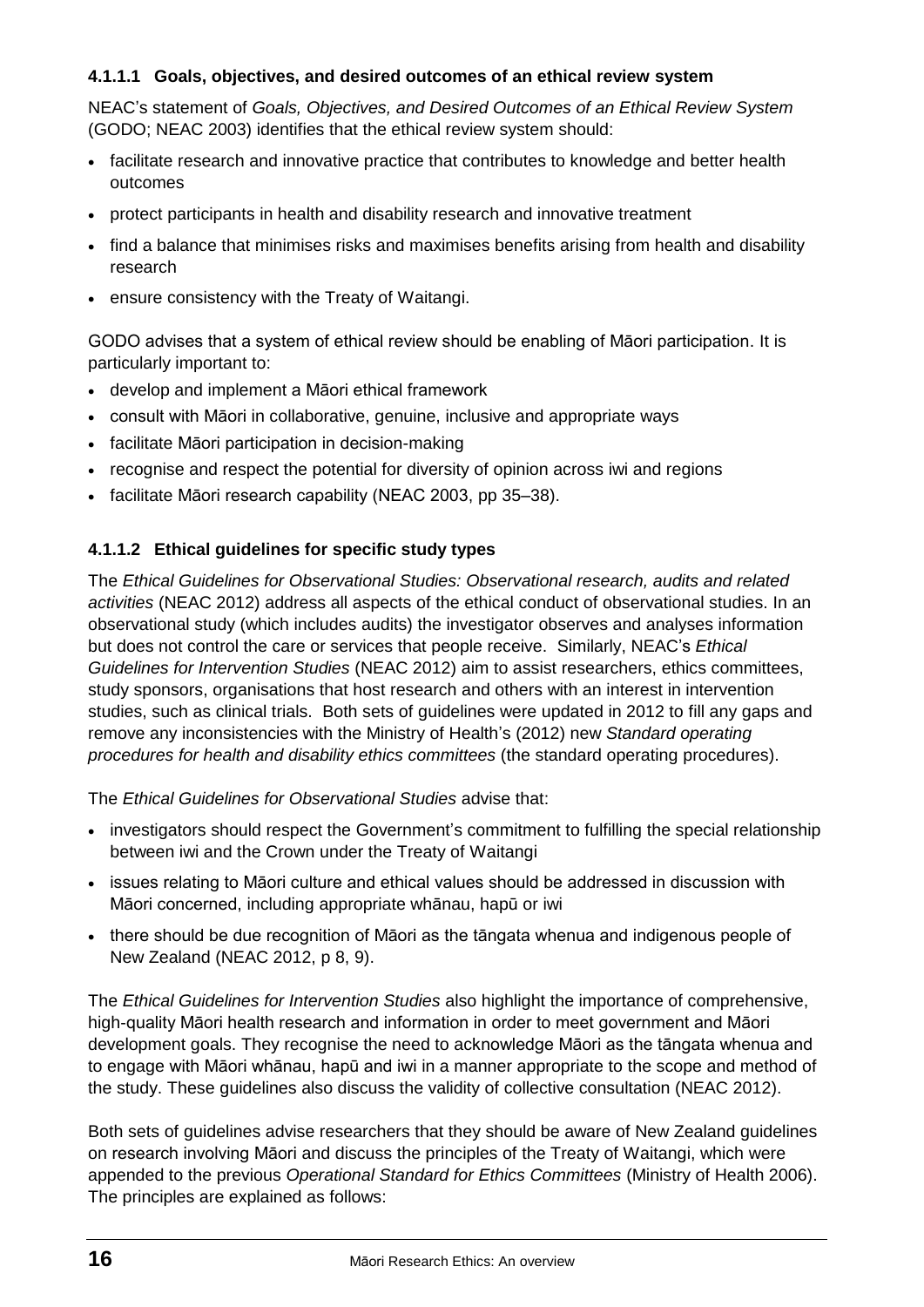#### 4.1.1.1 Goals, objectives, and desired outcomes of an ethical review system

NEAC's statement of *Goals, Objectives, and Desired Outcomes of an Ethical Review System* (GODO; NEAC 2003) identifies that the ethical review system should:

- facilitate research and innovative practice that contributes to knowledge and better health outcomes
- protect participants in health and disability research and innovative treatment
- find a balance that minimises risks and maximises benefits arising from health and disability research
- ensure consistency with the Treaty of Waitangi.

GODO advises that a system of ethical review should be enabling of Māori participation. It is particularly important to:

- develop and implement a Māori ethical framework
- consult with Māori in collaborative, genuine, inclusive and appropriate ways
- facilitate Māori participation in decision-making
- recognise and respect the potential for diversity of opinion across iwi and regions
- facilitate Māori research capability (NEAC 2003, pp 35–38).

#### 4.1.1.2 Ethical guidelines for specific study types

The *Ethical Guidelines for Observational Studies: Observational research, audits and related activities* (NEAC 2012) address all aspects of the ethical conduct of observational studies. In an observational study (which includes audits) the investigator observes and analyses information but does not control the care or services that people receive. Similarly, NEAC's *Ethical Guidelines for Intervention Studies* (NEAC 2012) aim to assist researchers, ethics committees, study sponsors, organisations that host research and others with an interest in intervention studies, such as clinical trials. Both sets of guidelines were updated in 2012 to fill any gaps and remove any inconsistencies with the Ministry of Health's (2012) new *Standard operating procedures for health and disability ethics committees* (the standard operating procedures).

The *Ethical Guidelines for Observational Studies* advise that:

- investigators should respect the Government's commitment to fulfilling the special relationship between iwi and the Crown under the Treaty of Waitangi
- issues relating to Māori culture and ethical values should be addressed in discussion with Māori concerned, including appropriate whānau, hapū or iwi
- there should be due recognition of Māori as the tāngata whenua and indigenous people of New Zealand (NEAC 2012, p 8, 9).

The *Ethical Guidelines for Intervention Studies* also highlight the importance of comprehensive, high-quality Māori health research and information in order to meet government and Māori development goals. They recognise the need to acknowledge Māori as the tāngata whenua and to engage with Māori whānau, hapū and iwi in a manner appropriate to the scope and method of the study. These guidelines also discuss the validity of collective consultation (NEAC 2012).

Both sets of guidelines advise researchers that they should be aware of New Zealand guidelines on research involving Māori and discuss the principles of the Treaty of Waitangi, which were appended to the previous *Operational Standard for Ethics Committees* (Ministry of Health 2006). The principles are explained as follows: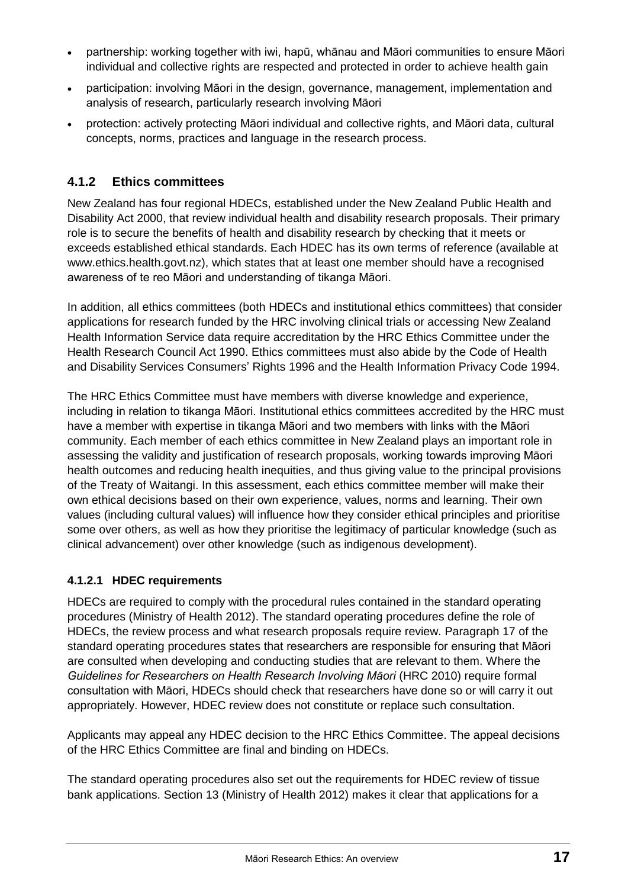- partnership: working together with iwi, hapū, whānau and Māori communities to ensure Māori individual and collective rights are respected and protected in order to achieve health gain
- participation: involving Māori in the design, governance, management, implementation and analysis of research, particularly research involving Māori
- protection: actively protecting Māori individual and collective rights, and Māori data, cultural concepts, norms, practices and language in the research process.

### 4.1.2 Ethics committees

New Zealand has four regional HDECs, established under the New Zealand Public Health and Disability Act 2000, that review individual health and disability research proposals. Their primary role is to secure the benefits of health and disability research by checking that it meets or exceeds established ethical standards. Each HDEC has its own terms of reference (available at www.ethics.health.govt.nz), which states that at least one member should have a recognised awareness of te reo Māori and understanding of tikanga Māori.

In addition, all ethics committees (both HDECs and institutional ethics committees) that consider applications for research funded by the HRC involving clinical trials or accessing New Zealand Health Information Service data require accreditation by the HRC Ethics Committee under the Health Research Council Act 1990. Ethics committees must also abide by the Code of Health and Disability Services Consumers' Rights 1996 and the Health Information Privacy Code 1994.

The HRC Ethics Committee must have members with diverse knowledge and experience, including in relation to tikanga Māori. Institutional ethics committees accredited by the HRC must have a member with expertise in tikanga Māori and two members with links with the Māori community. Each member of each ethics committee in New Zealand plays an important role in assessing the validity and justification of research proposals, working towards improving Māori health outcomes and reducing health inequities, and thus giving value to the principal provisions of the Treaty of Waitangi. In this assessment, each ethics committee member will make their own ethical decisions based on their own experience, values, norms and learning. Their own values (including cultural values) will influence how they consider ethical principles and prioritise some over others, as well as how they prioritise the legitimacy of particular knowledge (such as clinical advancement) over other knowledge (such as indigenous development).

#### 4.1.2.1 HDEC requirements

HDECs are required to comply with the procedural rules contained in the standard operating procedures (Ministry of Health 2012). The standard operating procedures define the role of HDECs, the review process and what research proposals require review. Paragraph 17 of the standard operating procedures states that researchers are responsible for ensuring that Māori are consulted when developing and conducting studies that are relevant to them. Where the *Guidelines for Researchers on Health Research Involving Māori* (HRC 2010) require formal consultation with Māori, HDECs should check that researchers have done so or will carry it out appropriately. However, HDEC review does not constitute or replace such consultation.

Applicants may appeal any HDEC decision to the HRC Ethics Committee. The appeal decisions of the HRC Ethics Committee are final and binding on HDECs.

The standard operating procedures also set out the requirements for HDEC review of tissue bank applications. Section 13 (Ministry of Health 2012) makes it clear that applications for a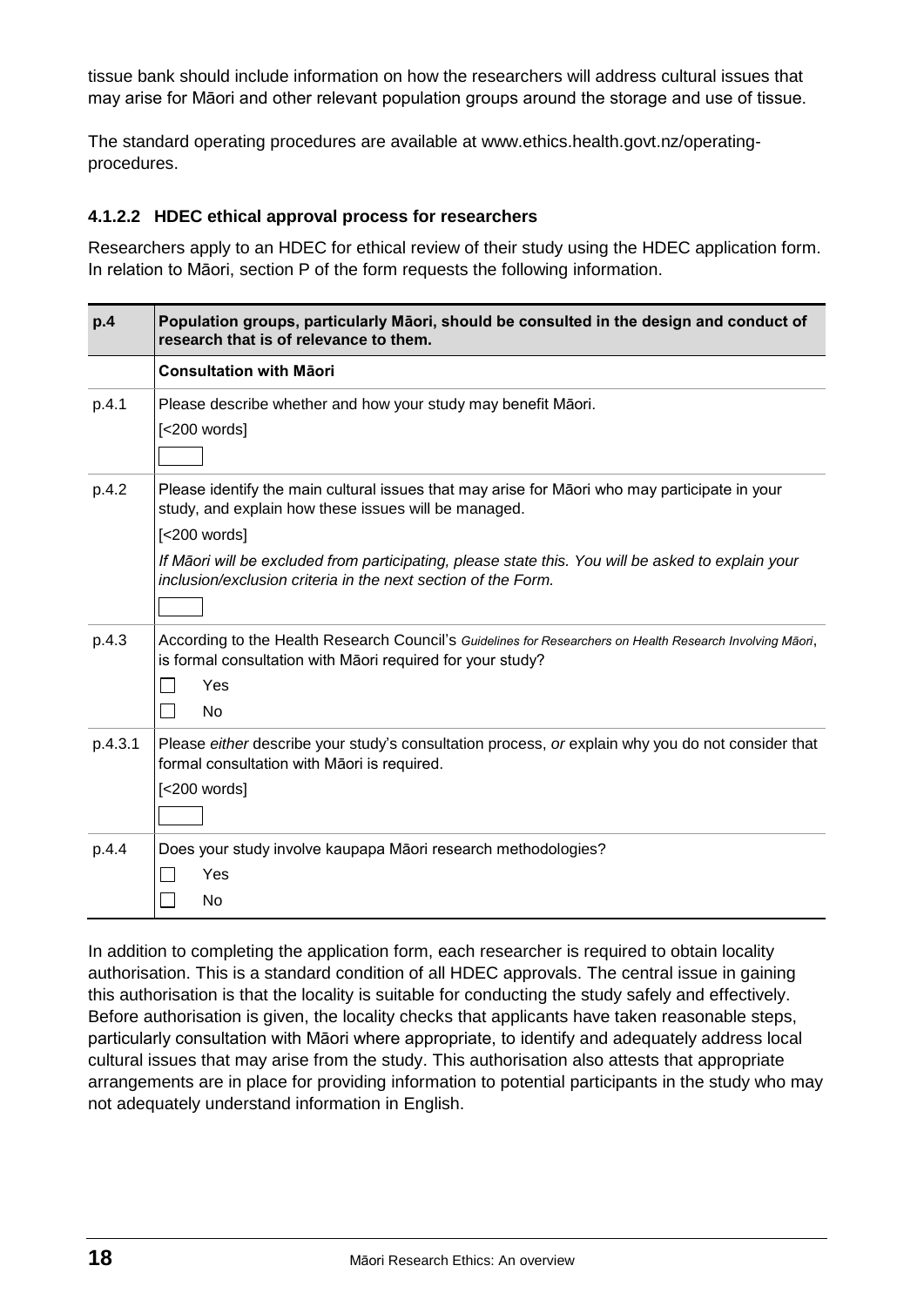tissue bank should include information on how the researchers will address cultural issues that may arise for Māori and other relevant population groups around the storage and use of tissue.

The standard operating procedures are available at www.ethics.health.govt.nz/operating-procedures.

#### 4.1.2.2 HDEC ethical approval process for researchers

Researchers apply to an HDEC for ethical review of their study using the HDEC application form. In relation to Māori, section P of the form requests the following information.

| **p.4** | **Population groups, particularly Māori, should be consulted in the design and conduct of research that is of relevance to them.** |
|---|---|
| | **Consultation with Māori** |
| p.4.1 | Please describe whether and how your study may benefit Māori.<br>[<200 words]<br>☐ |
| p.4.2 | Please identify the main cultural issues that may arise for Māori who may participate in your study, and explain how these issues will be managed.<br>[<200 words]<br>*If Māori will be excluded from participating, please state this. You will be asked to explain your inclusion/exclusion criteria in the next section of the Form.*<br>☐ |
| p.4.3 | According to the Health Research Council's *Guidelines for Researchers on Health Research Involving Māori*, is formal consultation with Māori required for your study?<br>☐ Yes<br>☐ No |
| p.4.3.1 | Please *either* describe your study's consultation process, *or* explain why you do not consider that formal consultation with Māori is required.<br>[<200 words]<br>☐ |
| p.4.4 | Does your study involve kaupapa Māori research methodologies?<br>☐ Yes<br>☐ No |

In addition to completing the application form, each researcher is required to obtain locality authorisation. This is a standard condition of all HDEC approvals. The central issue in gaining this authorisation is that the locality is suitable for conducting the study safely and effectively. Before authorisation is given, the locality checks that applicants have taken reasonable steps, particularly consultation with Māori where appropriate, to identify and adequately address local cultural issues that may arise from the study. This authorisation also attests that appropriate arrangements are in place for providing information to potential participants in the study who may not adequately understand information in English.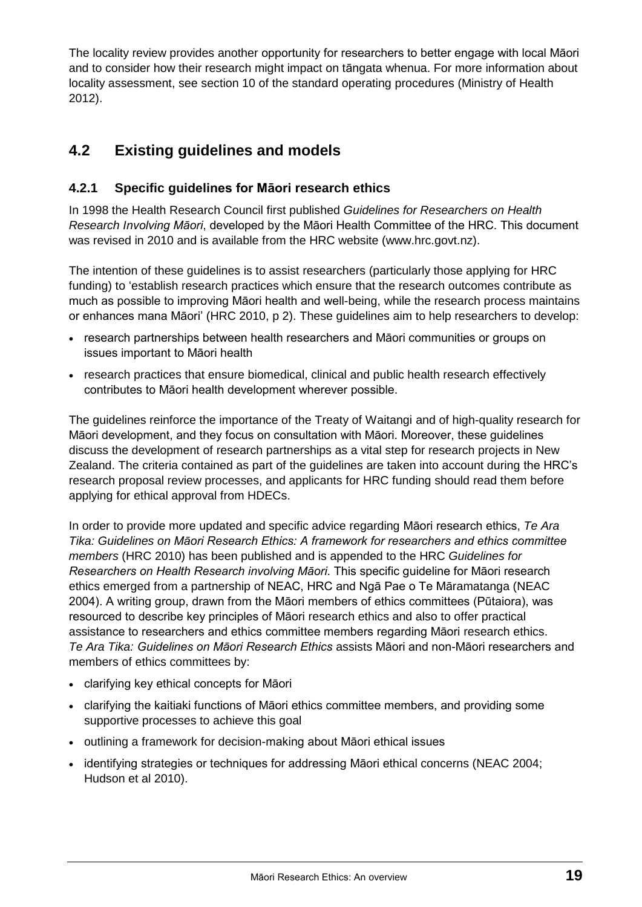The locality review provides another opportunity for researchers to better engage with local Māori and to consider how their research might impact on tāngata whenua. For more information about locality assessment, see section 10 of the standard operating procedures (Ministry of Health 2012).

## 4.2 Existing guidelines and models

### 4.2.1 Specific guidelines for Māori research ethics

In 1998 the Health Research Council first published *Guidelines for Researchers on Health Research Involving Māori*, developed by the Māori Health Committee of the HRC. This document was revised in 2010 and is available from the HRC website (www.hrc.govt.nz).

The intention of these guidelines is to assist researchers (particularly those applying for HRC funding) to 'establish research practices which ensure that the research outcomes contribute as much as possible to improving Māori health and well-being, while the research process maintains or enhances mana Māori' (HRC 2010, p 2). These guidelines aim to help researchers to develop:

- research partnerships between health researchers and Māori communities or groups on issues important to Māori health
- research practices that ensure biomedical, clinical and public health research effectively contributes to Māori health development wherever possible.

The guidelines reinforce the importance of the Treaty of Waitangi and of high-quality research for Māori development, and they focus on consultation with Māori. Moreover, these guidelines discuss the development of research partnerships as a vital step for research projects in New Zealand. The criteria contained as part of the guidelines are taken into account during the HRC's research proposal review processes, and applicants for HRC funding should read them before applying for ethical approval from HDECs.

In order to provide more updated and specific advice regarding Māori research ethics, *Te Ara Tika: Guidelines on Māori Research Ethics: A framework for researchers and ethics committee members* (HRC 2010) has been published and is appended to the HRC *Guidelines for Researchers on Health Research involving Māori*. This specific guideline for Māori research ethics emerged from a partnership of NEAC, HRC and Ngā Pae o Te Māramatanga (NEAC 2004). A writing group, drawn from the Māori members of ethics committees (Pūtaiora), was resourced to describe key principles of Māori research ethics and also to offer practical assistance to researchers and ethics committee members regarding Māori research ethics. *Te Ara Tika: Guidelines on Māori Research Ethics* assists Māori and non-Māori researchers and members of ethics committees by:

- clarifying key ethical concepts for Māori
- clarifying the kaitiaki functions of Māori ethics committee members, and providing some supportive processes to achieve this goal
- outlining a framework for decision-making about Māori ethical issues
- identifying strategies or techniques for addressing Māori ethical concerns (NEAC 2004; Hudson et al 2010).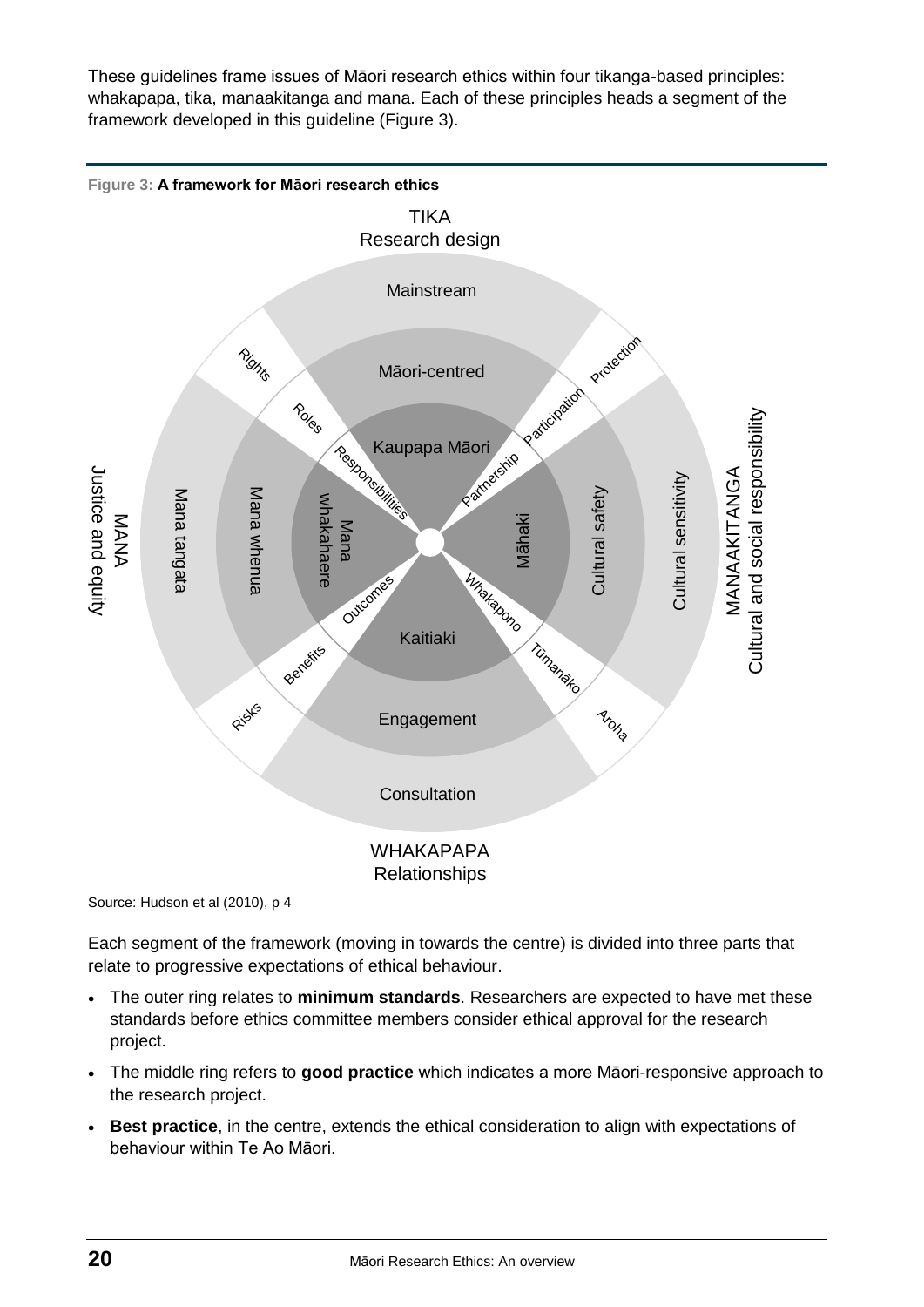These guidelines frame issues of Māori research ethics within four tikanga-based principles: whakapapa, tika, manaakitanga and mana. Each of these principles heads a segment of the framework developed in this guideline (Figure 3).

**Figure 3: A framework for Māori research ethics**

TIKA
Research design

Mainstream

Māori-centred

Kaupapa Māori

MANA
Justice and equity

Mana tangata

Mana whenua

Mana whakahaere

MANAAKITANGA
Cultural and social responsibility

Cultural sensitivity

Cultural safety

Māhaki

WHAKAPAPA
Relationships

Consultation

Engagement

Kaitiaki

Rights, Roles, Responsibilities

Protection, Participation, Partnership

Risks, Benefits, Outcomes

Aroha, Tūmanāko, Whakapono

Source: Hudson et al (2010), p 4

Each segment of the framework (moving in towards the centre) is divided into three parts that relate to progressive expectations of ethical behaviour.

- The outer ring relates to **minimum standards**. Researchers are expected to have met these standards before ethics committee members consider ethical approval for the research project.
- The middle ring refers to **good practice** which indicates a more Māori-responsive approach to the research project.
- **Best practice**, in the centre, extends the ethical consideration to align with expectations of behaviour within Te Ao Māori.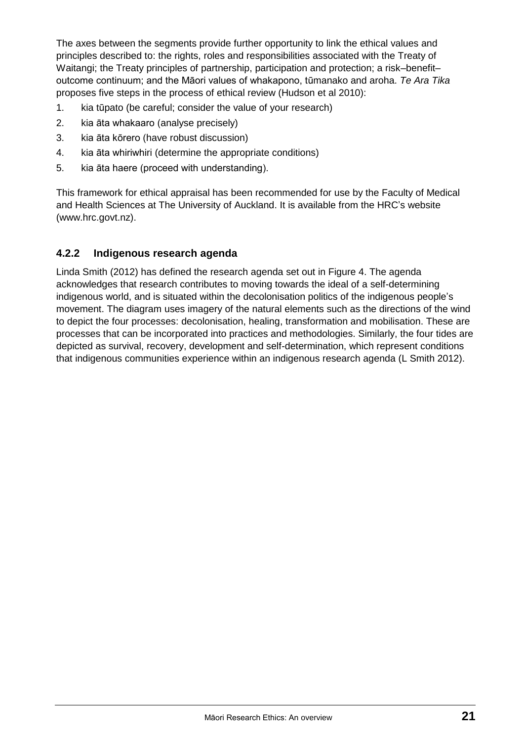The axes between the segments provide further opportunity to link the ethical values and principles described to: the rights, roles and responsibilities associated with the Treaty of Waitangi; the Treaty principles of partnership, participation and protection; a risk–benefit–outcome continuum; and the Māori values of whakapono, tūmanako and aroha. *Te Ara Tika* proposes five steps in the process of ethical review (Hudson et al 2010):

1. kia tūpato (be careful; consider the value of your research)
2. kia āta whakaaro (analyse precisely)
3. kia āta kōrero (have robust discussion)
4. kia āta whiriwhiri (determine the appropriate conditions)
5. kia āta haere (proceed with understanding).

This framework for ethical appraisal has been recommended for use by the Faculty of Medical and Health Sciences at The University of Auckland. It is available from the HRC's website (www.hrc.govt.nz).

### 4.2.2 Indigenous research agenda

Linda Smith (2012) has defined the research agenda set out in Figure 4. The agenda acknowledges that research contributes to moving towards the ideal of a self-determining indigenous world, and is situated within the decolonisation politics of the indigenous people's movement. The diagram uses imagery of the natural elements such as the directions of the wind to depict the four processes: decolonisation, healing, transformation and mobilisation. These are processes that can be incorporated into practices and methodologies. Similarly, the four tides are depicted as survival, recovery, development and self-determination, which represent conditions that indigenous communities experience within an indigenous research agenda (L Smith 2012).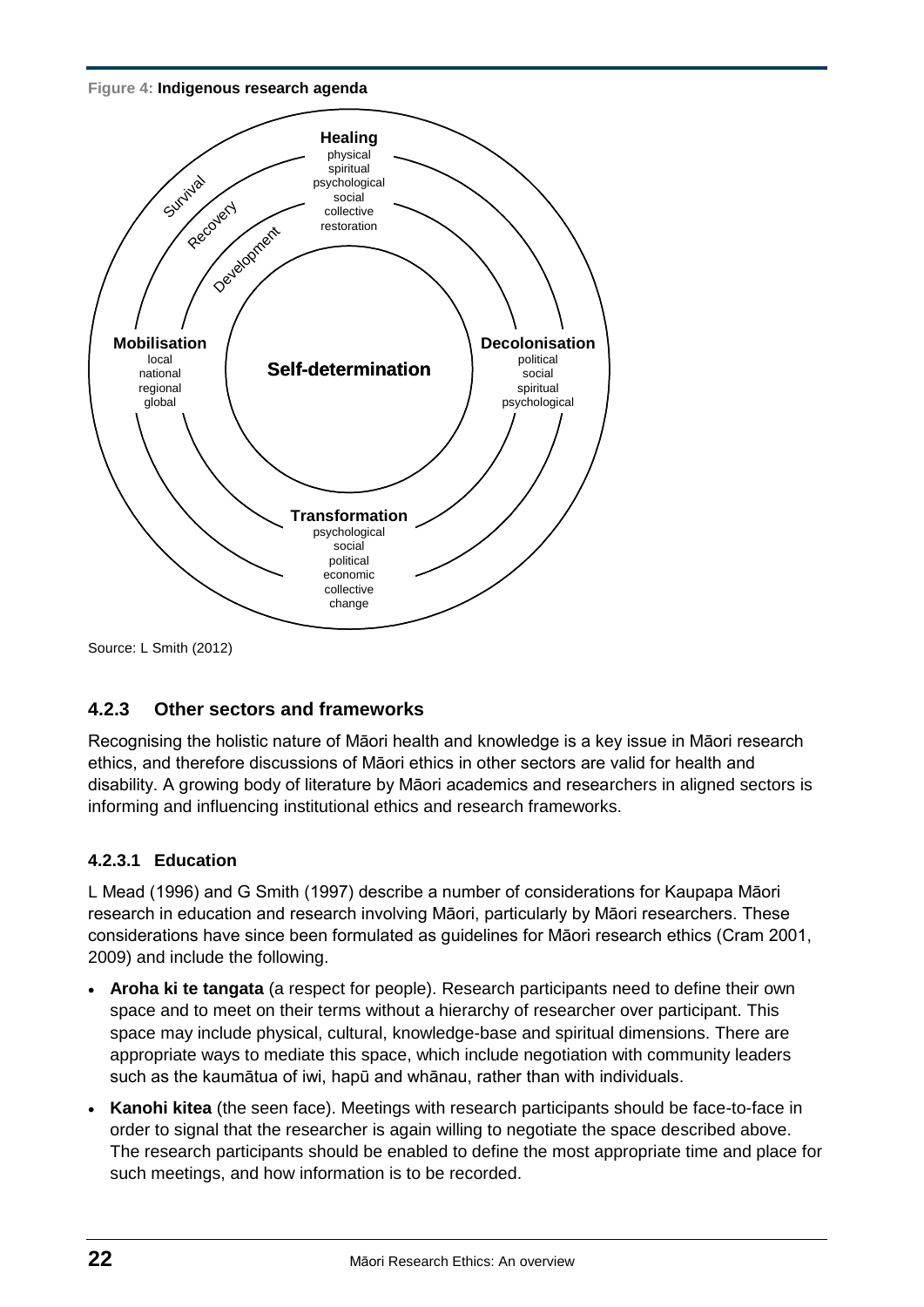**Figure 4: Indigenous research agenda**

Healing
physical
spiritual
psychological
social
collective
restoration

Survival

Recovery

Development

Mobilisation
local
national
regional
global

Self-determination

Decolonisation
political
social
spiritual
psychological

Transformation
psychological
social
political
economic
collective
change

Source: L Smith (2012)

### 4.2.3 Other sectors and frameworks

Recognising the holistic nature of Māori health and knowledge is a key issue in Māori research ethics, and therefore discussions of Māori ethics in other sectors are valid for health and disability. A growing body of literature by Māori academics and researchers in aligned sectors is informing and influencing institutional ethics and research frameworks.

#### 4.2.3.1 Education

L Mead (1996) and G Smith (1997) describe a number of considerations for Kaupapa Māori research in education and research involving Māori, particularly by Māori researchers. These considerations have since been formulated as guidelines for Māori research ethics (Cram 2001, 2009) and include the following.

- **Aroha ki te tangata** (a respect for people). Research participants need to define their own space and to meet on their terms without a hierarchy of researcher over participant. This space may include physical, cultural, knowledge-base and spiritual dimensions. There are appropriate ways to mediate this space, which include negotiation with community leaders such as the kaumātua of iwi, hapū and whānau, rather than with individuals.
- **Kanohi kitea** (the seen face). Meetings with research participants should be face-to-face in order to signal that the researcher is again willing to negotiate the space described above. The research participants should be enabled to define the most appropriate time and place for such meetings, and how information is to be recorded.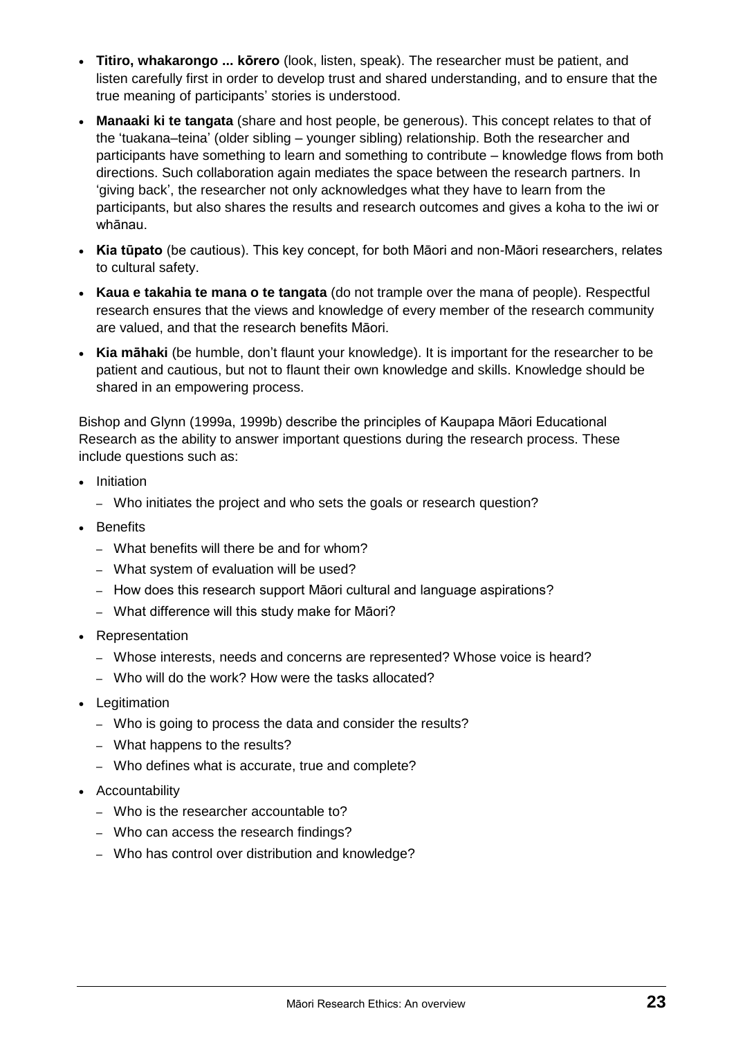- **Titiro, whakarongo ... kōrero** (look, listen, speak). The researcher must be patient, and listen carefully first in order to develop trust and shared understanding, and to ensure that the true meaning of participants' stories is understood.
- **Manaaki ki te tangata** (share and host people, be generous). This concept relates to that of the 'tuakana–teina' (older sibling – younger sibling) relationship. Both the researcher and participants have something to learn and something to contribute – knowledge flows from both directions. Such collaboration again mediates the space between the research partners. In 'giving back', the researcher not only acknowledges what they have to learn from the participants, but also shares the results and research outcomes and gives a koha to the iwi or whānau.
- **Kia tūpato** (be cautious). This key concept, for both Māori and non-Māori researchers, relates to cultural safety.
- **Kaua e takahia te mana o te tangata** (do not trample over the mana of people). Respectful research ensures that the views and knowledge of every member of the research community are valued, and that the research benefits Māori.
- **Kia māhaki** (be humble, don't flaunt your knowledge). It is important for the researcher to be patient and cautious, but not to flaunt their own knowledge and skills. Knowledge should be shared in an empowering process.

Bishop and Glynn (1999a, 1999b) describe the principles of Kaupapa Māori Educational Research as the ability to answer important questions during the research process. These include questions such as:

- Initiation
  - Who initiates the project and who sets the goals or research question?
- Benefits
  - What benefits will there be and for whom?
  - What system of evaluation will be used?
  - How does this research support Māori cultural and language aspirations?
  - What difference will this study make for Māori?
- Representation
  - Whose interests, needs and concerns are represented? Whose voice is heard?
  - Who will do the work? How were the tasks allocated?
- Legitimation
  - Who is going to process the data and consider the results?
  - What happens to the results?
  - Who defines what is accurate, true and complete?
- Accountability
  - Who is the researcher accountable to?
  - Who can access the research findings?
  - Who has control over distribution and knowledge?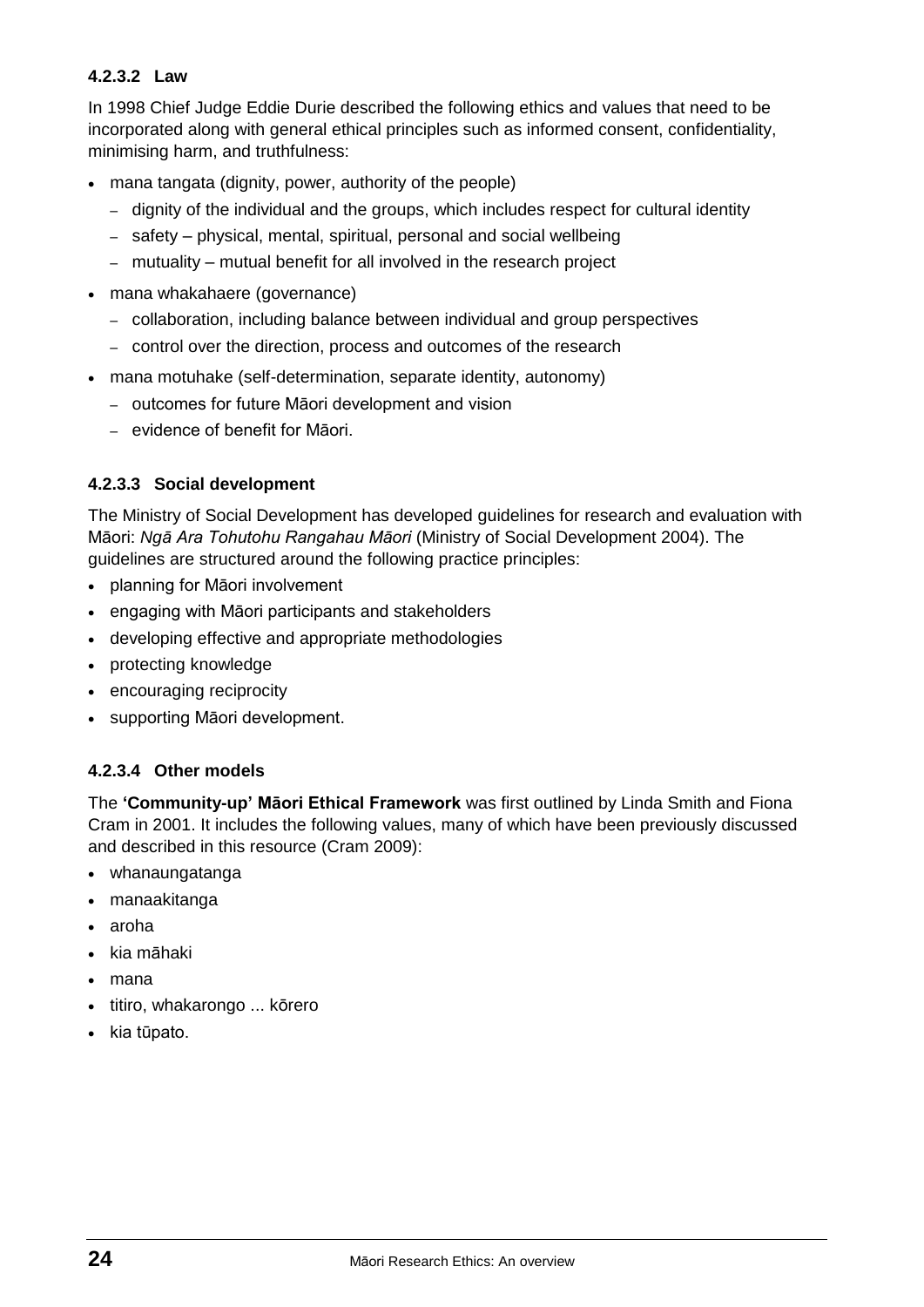#### 4.2.3.2 Law

In 1998 Chief Judge Eddie Durie described the following ethics and values that need to be incorporated along with general ethical principles such as informed consent, confidentiality, minimising harm, and truthfulness:

- mana tangata (dignity, power, authority of the people)
  - dignity of the individual and the groups, which includes respect for cultural identity
  - safety – physical, mental, spiritual, personal and social wellbeing
  - mutuality – mutual benefit for all involved in the research project
- mana whakahaere (governance)
  - collaboration, including balance between individual and group perspectives
  - control over the direction, process and outcomes of the research
- mana motuhake (self-determination, separate identity, autonomy)
  - outcomes for future Māori development and vision
  - evidence of benefit for Māori.

#### 4.2.3.3 Social development

The Ministry of Social Development has developed guidelines for research and evaluation with Māori: *Ngā Ara Tohutohu Rangahau Māori* (Ministry of Social Development 2004). The guidelines are structured around the following practice principles:

- planning for Māori involvement
- engaging with Māori participants and stakeholders
- developing effective and appropriate methodologies
- protecting knowledge
- encouraging reciprocity
- supporting Māori development.

#### 4.2.3.4 Other models

The **'Community-up' Māori Ethical Framework** was first outlined by Linda Smith and Fiona Cram in 2001. It includes the following values, many of which have been previously discussed and described in this resource (Cram 2009):

- whanaungatanga
- manaakitanga
- aroha
- kia māhaki
- mana
- titiro, whakarongo ... kōrero
- kia tūpato.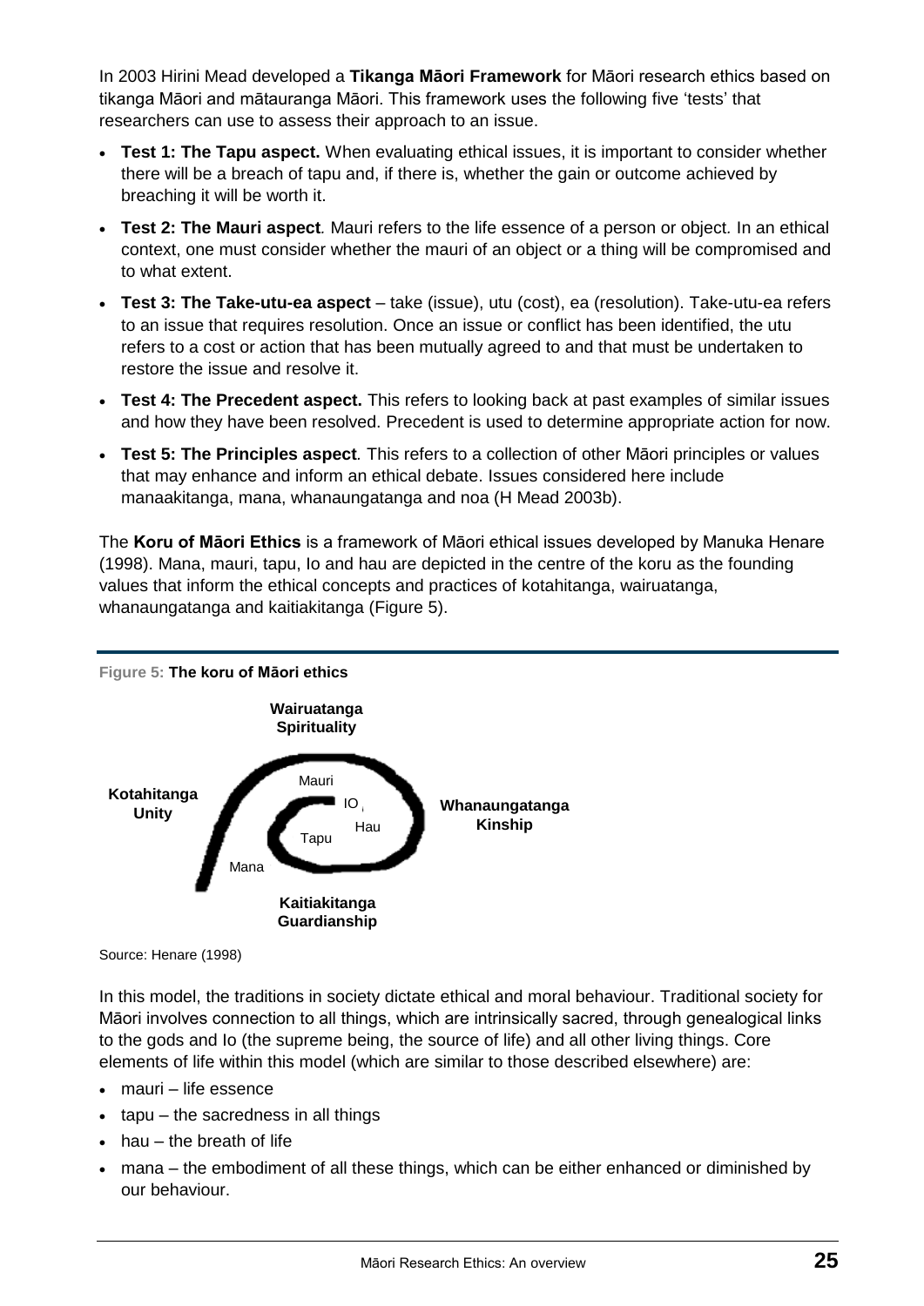In 2003 Hirini Mead developed a **Tikanga Māori Framework** for Māori research ethics based on tikanga Māori and mātauranga Māori. This framework uses the following five 'tests' that researchers can use to assess their approach to an issue.

- **Test 1: The Tapu aspect.** When evaluating ethical issues, it is important to consider whether there will be a breach of tapu and, if there is, whether the gain or outcome achieved by breaching it will be worth it.
- **Test 2: The Mauri aspect**. Mauri refers to the life essence of a person or object. In an ethical context, one must consider whether the mauri of an object or a thing will be compromised and to what extent.
- **Test 3: The Take-utu-ea aspect** – take (issue), utu (cost), ea (resolution). Take-utu-ea refers to an issue that requires resolution. Once an issue or conflict has been identified, the utu refers to a cost or action that has been mutually agreed to and that must be undertaken to restore the issue and resolve it.
- **Test 4: The Precedent aspect.** This refers to looking back at past examples of similar issues and how they have been resolved. Precedent is used to determine appropriate action for now.
- **Test 5: The Principles aspect**. This refers to a collection of other Māori principles or values that may enhance and inform an ethical debate. Issues considered here include manaakitanga, mana, whanaungatanga and noa (H Mead 2003b).

The **Koru of Māori Ethics** is a framework of Māori ethical issues developed by Manuka Henare (1998). Mana, mauri, tapu, Io and hau are depicted in the centre of the koru as the founding values that inform the ethical concepts and practices of kotahitanga, wairuatanga, whanaungatanga and kaitiakitanga (Figure 5).

**Figure 5: The koru of Māori ethics**

**Wairuatanga Spirituality**

**Kotahitanga Unity**

Mauri

IO

Hau

Tapu

Mana

**Whanaungatanga Kinship**

**Kaitiakitanga Guardianship**

Source: Henare (1998)

In this model, the traditions in society dictate ethical and moral behaviour. Traditional society for Māori involves connection to all things, which are intrinsically sacred, through genealogical links to the gods and Io (the supreme being, the source of life) and all other living things. Core elements of life within this model (which are similar to those described elsewhere) are:

- mauri – life essence
- tapu – the sacredness in all things
- hau – the breath of life
- mana – the embodiment of all these things, which can be either enhanced or diminished by our behaviour.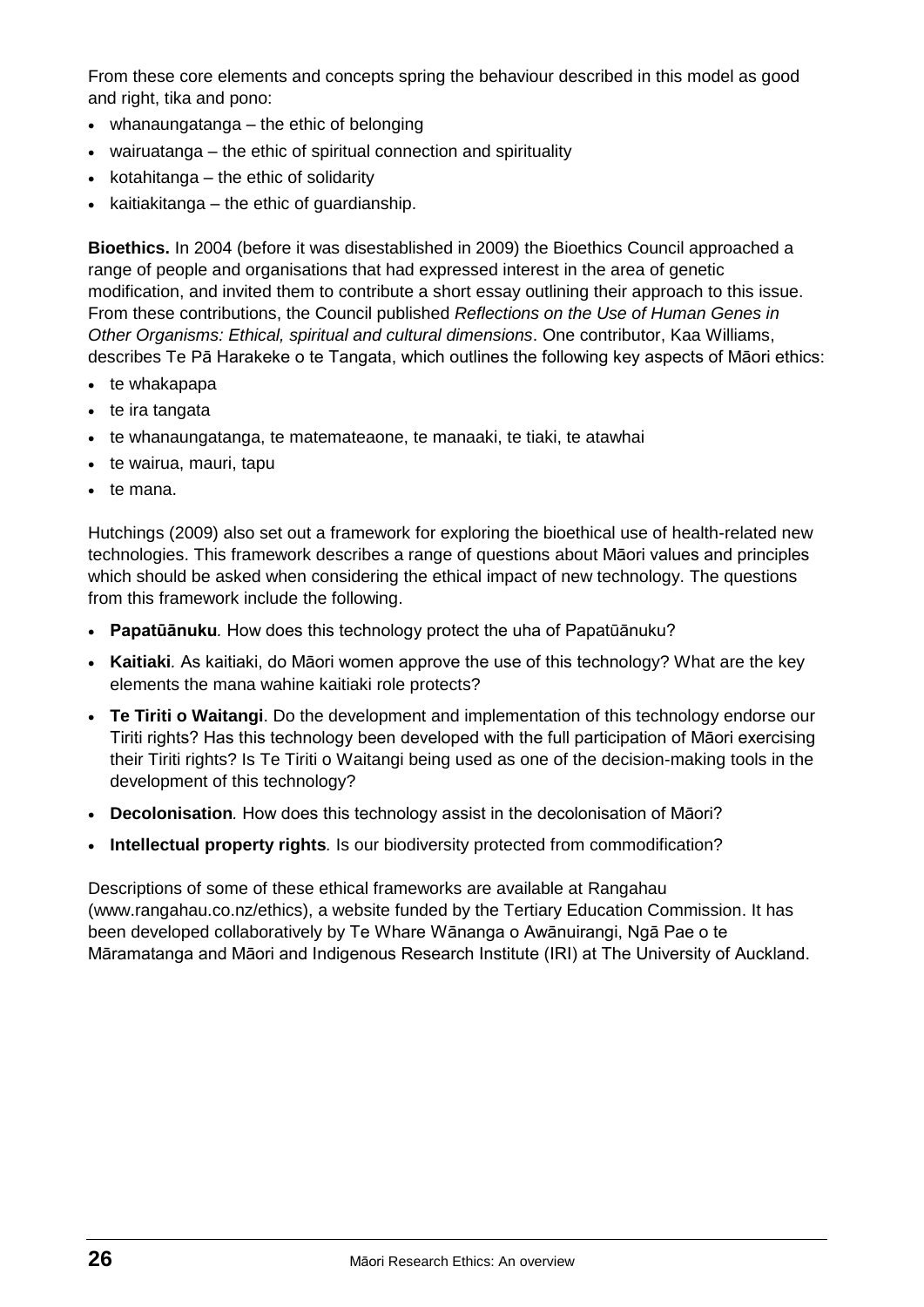From these core elements and concepts spring the behaviour described in this model as good and right, tika and pono:

- whanaungatanga – the ethic of belonging
- wairuatanga – the ethic of spiritual connection and spirituality
- kotahitanga – the ethic of solidarity
- kaitiakitanga – the ethic of guardianship.

**Bioethics.** In 2004 (before it was disestablished in 2009) the Bioethics Council approached a range of people and organisations that had expressed interest in the area of genetic modification, and invited them to contribute a short essay outlining their approach to this issue. From these contributions, the Council published *Reflections on the Use of Human Genes in Other Organisms: Ethical, spiritual and cultural dimensions*. One contributor, Kaa Williams, describes Te Pā Harakeke o te Tangata, which outlines the following key aspects of Māori ethics:

- te whakapapa
- te ira tangata
- te whanaungatanga, te matemateaone, te manaaki, te tiaki, te atawhai
- te wairua, mauri, tapu
- te mana.

Hutchings (2009) also set out a framework for exploring the bioethical use of health-related new technologies. This framework describes a range of questions about Māori values and principles which should be asked when considering the ethical impact of new technology. The questions from this framework include the following.

- **Papatūānuku***.* How does this technology protect the uha of Papatūānuku?
- **Kaitiaki***.* As kaitiaki, do Māori women approve the use of this technology? What are the key elements the mana wahine kaitiaki role protects?
- **Te Tiriti o Waitangi**. Do the development and implementation of this technology endorse our Tiriti rights? Has this technology been developed with the full participation of Māori exercising their Tiriti rights? Is Te Tiriti o Waitangi being used as one of the decision-making tools in the development of this technology?
- **Decolonisation***.* How does this technology assist in the decolonisation of Māori?
- **Intellectual property rights***.* Is our biodiversity protected from commodification?

Descriptions of some of these ethical frameworks are available at Rangahau (www.rangahau.co.nz/ethics), a website funded by the Tertiary Education Commission. It has been developed collaboratively by Te Whare Wānanga o Awānuirangi, Ngā Pae o te Māramatanga and Māori and Indigenous Research Institute (IRI) at The University of Auckland.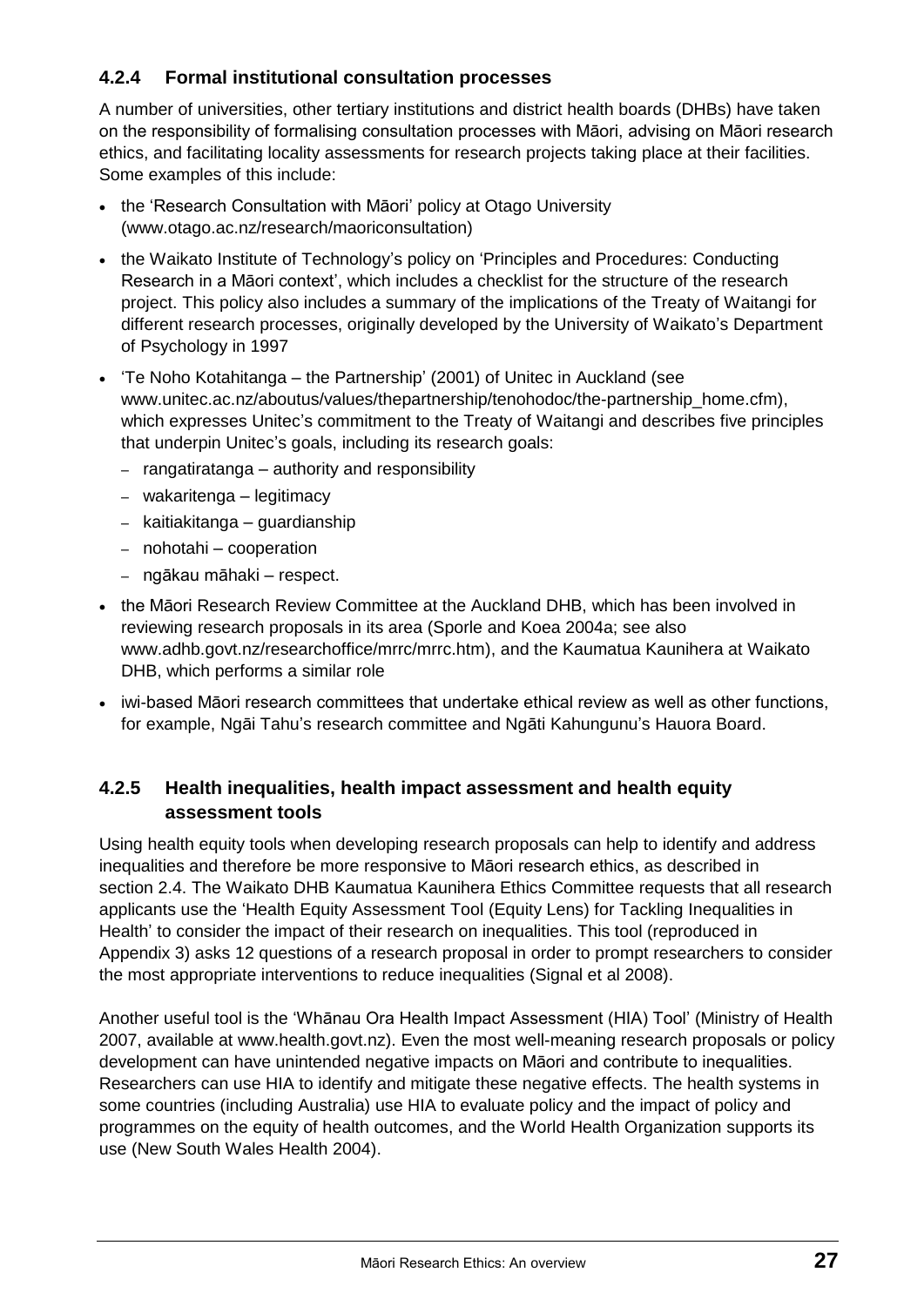### 4.2.4 Formal institutional consultation processes

A number of universities, other tertiary institutions and district health boards (DHBs) have taken on the responsibility of formalising consultation processes with Māori, advising on Māori research ethics, and facilitating locality assessments for research projects taking place at their facilities. Some examples of this include:

- the 'Research Consultation with Māori' policy at Otago University (www.otago.ac.nz/research/maoriconsultation)
- the Waikato Institute of Technology's policy on 'Principles and Procedures: Conducting Research in a Māori context', which includes a checklist for the structure of the research project. This policy also includes a summary of the implications of the Treaty of Waitangi for different research processes, originally developed by the University of Waikato's Department of Psychology in 1997
- 'Te Noho Kotahitanga – the Partnership' (2001) of Unitec in Auckland (see www.unitec.ac.nz/aboutus/values/thepartnership/tenohodoc/the-partnership_home.cfm), which expresses Unitec's commitment to the Treaty of Waitangi and describes five principles that underpin Unitec's goals, including its research goals:
  - rangatiratanga – authority and responsibility
  - wakaritenga – legitimacy
  - kaitiakitanga – guardianship
  - nohotahi – cooperation
  - ngākau māhaki – respect.
- the Māori Research Review Committee at the Auckland DHB, which has been involved in reviewing research proposals in its area (Sporle and Koea 2004a; see also www.adhb.govt.nz/researchoffice/mrrc/mrrc.htm), and the Kaumatua Kaunihera at Waikato DHB, which performs a similar role
- iwi-based Māori research committees that undertake ethical review as well as other functions, for example, Ngāi Tahu's research committee and Ngāti Kahungunu's Hauora Board.

### 4.2.5 Health inequalities, health impact assessment and health equity assessment tools

Using health equity tools when developing research proposals can help to identify and address inequalities and therefore be more responsive to Māori research ethics, as described in section 2.4. The Waikato DHB Kaumatua Kaunihera Ethics Committee requests that all research applicants use the 'Health Equity Assessment Tool (Equity Lens) for Tackling Inequalities in Health' to consider the impact of their research on inequalities. This tool (reproduced in Appendix 3) asks 12 questions of a research proposal in order to prompt researchers to consider the most appropriate interventions to reduce inequalities (Signal et al 2008).

Another useful tool is the 'Whānau Ora Health Impact Assessment (HIA) Tool' (Ministry of Health 2007, available at www.health.govt.nz). Even the most well-meaning research proposals or policy development can have unintended negative impacts on Māori and contribute to inequalities. Researchers can use HIA to identify and mitigate these negative effects. The health systems in some countries (including Australia) use HIA to evaluate policy and the impact of policy and programmes on the equity of health outcomes, and the World Health Organization supports its use (New South Wales Health 2004).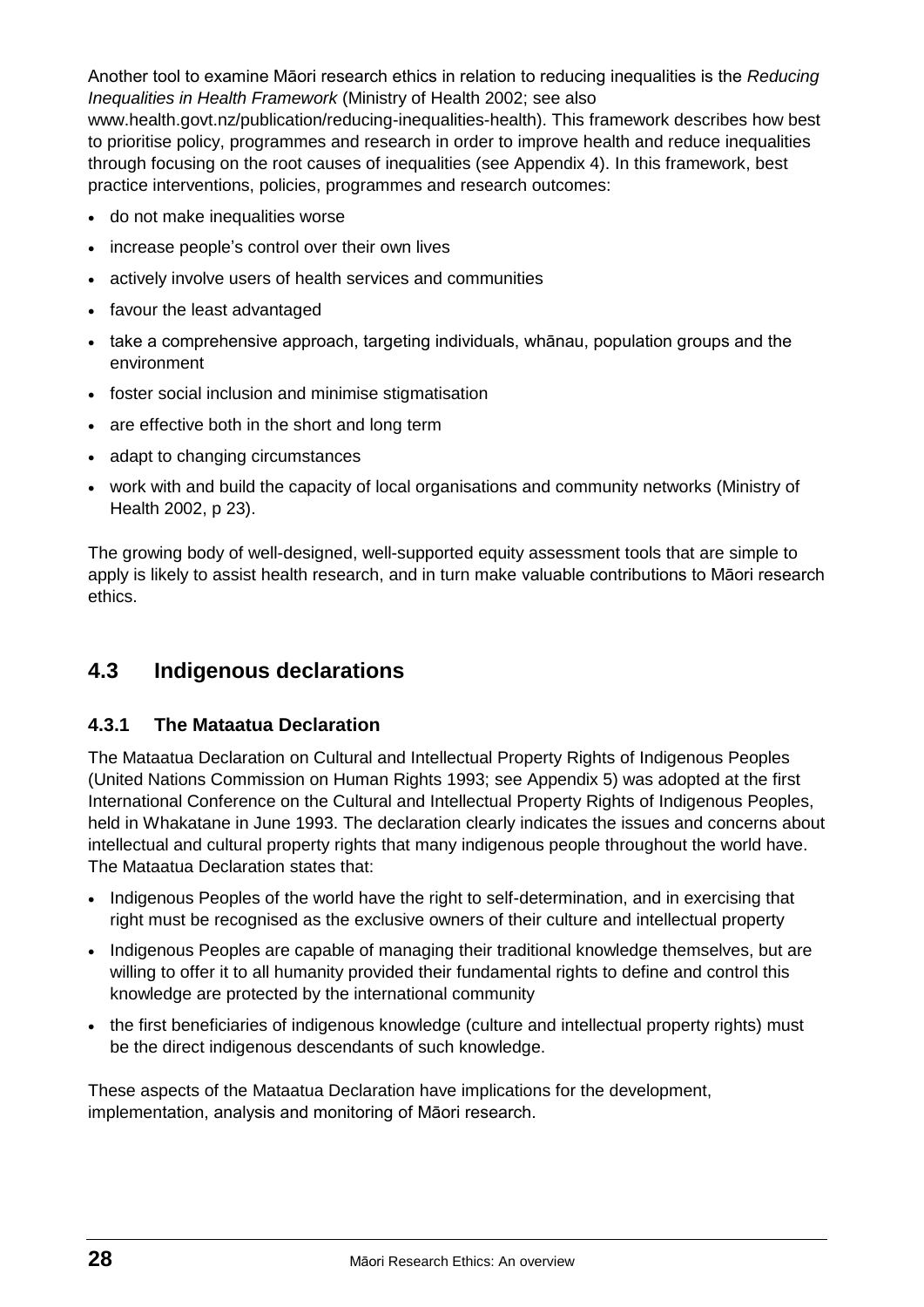Another tool to examine Māori research ethics in relation to reducing inequalities is the *Reducing Inequalities in Health Framework* (Ministry of Health 2002; see also www.health.govt.nz/publication/reducing-inequalities-health). This framework describes how best to prioritise policy, programmes and research in order to improve health and reduce inequalities through focusing on the root causes of inequalities (see Appendix 4). In this framework, best practice interventions, policies, programmes and research outcomes:

- do not make inequalities worse
- increase people's control over their own lives
- actively involve users of health services and communities
- favour the least advantaged
- take a comprehensive approach, targeting individuals, whānau, population groups and the environment
- foster social inclusion and minimise stigmatisation
- are effective both in the short and long term
- adapt to changing circumstances
- work with and build the capacity of local organisations and community networks (Ministry of Health 2002, p 23).

The growing body of well-designed, well-supported equity assessment tools that are simple to apply is likely to assist health research, and in turn make valuable contributions to Māori research ethics.

## 4.3 Indigenous declarations

### 4.3.1 The Mataatua Declaration

The Mataatua Declaration on Cultural and Intellectual Property Rights of Indigenous Peoples (United Nations Commission on Human Rights 1993; see Appendix 5) was adopted at the first International Conference on the Cultural and Intellectual Property Rights of Indigenous Peoples, held in Whakatane in June 1993. The declaration clearly indicates the issues and concerns about intellectual and cultural property rights that many indigenous people throughout the world have. The Mataatua Declaration states that:

- Indigenous Peoples of the world have the right to self-determination, and in exercising that right must be recognised as the exclusive owners of their culture and intellectual property
- Indigenous Peoples are capable of managing their traditional knowledge themselves, but are willing to offer it to all humanity provided their fundamental rights to define and control this knowledge are protected by the international community
- the first beneficiaries of indigenous knowledge (culture and intellectual property rights) must be the direct indigenous descendants of such knowledge.

These aspects of the Mataatua Declaration have implications for the development, implementation, analysis and monitoring of Māori research.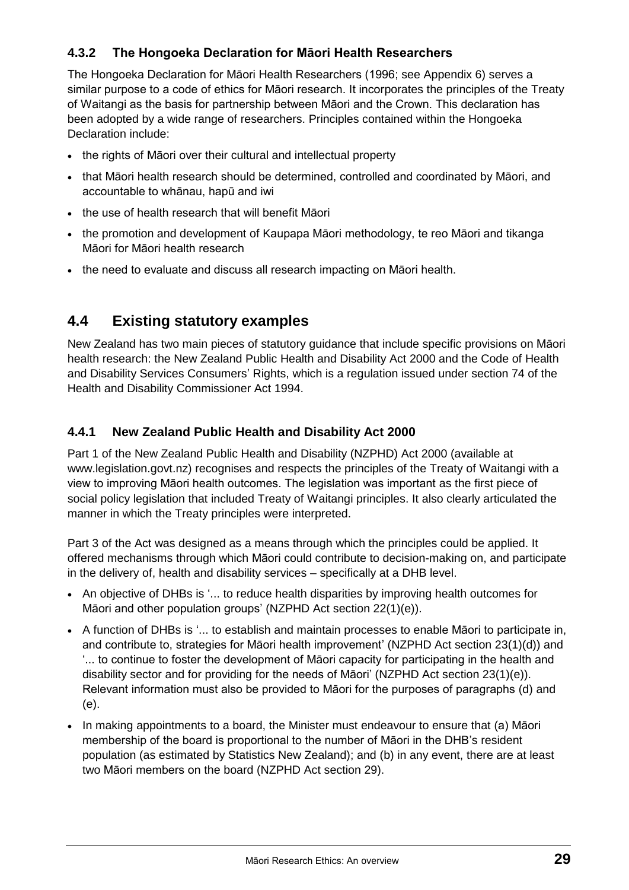### 4.3.2 The Hongoeka Declaration for Māori Health Researchers

The Hongoeka Declaration for Māori Health Researchers (1996; see Appendix 6) serves a similar purpose to a code of ethics for Māori research. It incorporates the principles of the Treaty of Waitangi as the basis for partnership between Māori and the Crown. This declaration has been adopted by a wide range of researchers. Principles contained within the Hongoeka Declaration include:

- the rights of Māori over their cultural and intellectual property
- that Māori health research should be determined, controlled and coordinated by Māori, and accountable to whānau, hapū and iwi
- the use of health research that will benefit Māori
- the promotion and development of Kaupapa Māori methodology, te reo Māori and tikanga Māori for Māori health research
- the need to evaluate and discuss all research impacting on Māori health.

## 4.4 Existing statutory examples

New Zealand has two main pieces of statutory guidance that include specific provisions on Māori health research: the New Zealand Public Health and Disability Act 2000 and the Code of Health and Disability Services Consumers' Rights, which is a regulation issued under section 74 of the Health and Disability Commissioner Act 1994.

### 4.4.1 New Zealand Public Health and Disability Act 2000

Part 1 of the New Zealand Public Health and Disability (NZPHD) Act 2000 (available at www.legislation.govt.nz) recognises and respects the principles of the Treaty of Waitangi with a view to improving Māori health outcomes. The legislation was important as the first piece of social policy legislation that included Treaty of Waitangi principles. It also clearly articulated the manner in which the Treaty principles were interpreted.

Part 3 of the Act was designed as a means through which the principles could be applied. It offered mechanisms through which Māori could contribute to decision-making on, and participate in the delivery of, health and disability services – specifically at a DHB level.

- An objective of DHBs is '... to reduce health disparities by improving health outcomes for Māori and other population groups' (NZPHD Act section 22(1)(e)).
- A function of DHBs is '... to establish and maintain processes to enable Māori to participate in, and contribute to, strategies for Māori health improvement' (NZPHD Act section 23(1)(d)) and '... to continue to foster the development of Māori capacity for participating in the health and disability sector and for providing for the needs of Māori' (NZPHD Act section 23(1)(e)). Relevant information must also be provided to Māori for the purposes of paragraphs (d) and (e).
- In making appointments to a board, the Minister must endeavour to ensure that (a) Māori membership of the board is proportional to the number of Māori in the DHB's resident population (as estimated by Statistics New Zealand); and (b) in any event, there are at least two Māori members on the board (NZPHD Act section 29).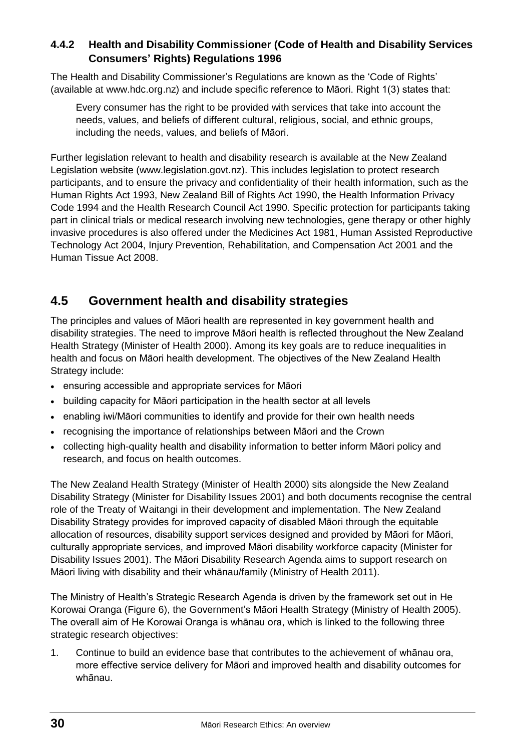### 4.4.2 Health and Disability Commissioner (Code of Health and Disability Services Consumers' Rights) Regulations 1996

The Health and Disability Commissioner's Regulations are known as the 'Code of Rights' (available at www.hdc.org.nz) and include specific reference to Māori. Right 1(3) states that:

> Every consumer has the right to be provided with services that take into account the needs, values, and beliefs of different cultural, religious, social, and ethnic groups, including the needs, values, and beliefs of Māori.

Further legislation relevant to health and disability research is available at the New Zealand Legislation website (www.legislation.govt.nz). This includes legislation to protect research participants, and to ensure the privacy and confidentiality of their health information, such as the Human Rights Act 1993, New Zealand Bill of Rights Act 1990, the Health Information Privacy Code 1994 and the Health Research Council Act 1990. Specific protection for participants taking part in clinical trials or medical research involving new technologies, gene therapy or other highly invasive procedures is also offered under the Medicines Act 1981, Human Assisted Reproductive Technology Act 2004, Injury Prevention, Rehabilitation, and Compensation Act 2001 and the Human Tissue Act 2008.

## 4.5 Government health and disability strategies

The principles and values of Māori health are represented in key government health and disability strategies. The need to improve Māori health is reflected throughout the New Zealand Health Strategy (Minister of Health 2000). Among its key goals are to reduce inequalities in health and focus on Māori health development. The objectives of the New Zealand Health Strategy include:

- ensuring accessible and appropriate services for Māori
- building capacity for Māori participation in the health sector at all levels
- enabling iwi/Māori communities to identify and provide for their own health needs
- recognising the importance of relationships between Māori and the Crown
- collecting high-quality health and disability information to better inform Māori policy and research, and focus on health outcomes.

The New Zealand Health Strategy (Minister of Health 2000) sits alongside the New Zealand Disability Strategy (Minister for Disability Issues 2001) and both documents recognise the central role of the Treaty of Waitangi in their development and implementation. The New Zealand Disability Strategy provides for improved capacity of disabled Māori through the equitable allocation of resources, disability support services designed and provided by Māori for Māori, culturally appropriate services, and improved Māori disability workforce capacity (Minister for Disability Issues 2001). The Māori Disability Research Agenda aims to support research on Māori living with disability and their whānau/family (Ministry of Health 2011).

The Ministry of Health's Strategic Research Agenda is driven by the framework set out in He Korowai Oranga (Figure 6), the Government's Māori Health Strategy (Ministry of Health 2005). The overall aim of He Korowai Oranga is whānau ora, which is linked to the following three strategic research objectives:

1. Continue to build an evidence base that contributes to the achievement of whānau ora, more effective service delivery for Māori and improved health and disability outcomes for whānau.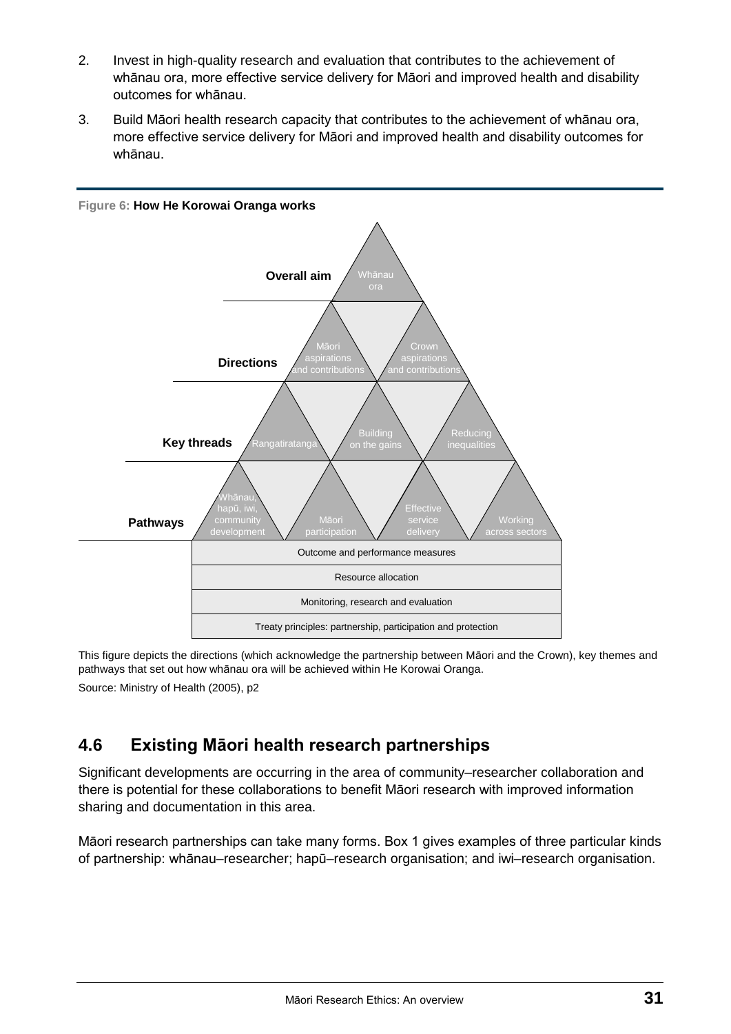2. Invest in high-quality research and evaluation that contributes to the achievement of whānau ora, more effective service delivery for Māori and improved health and disability outcomes for whānau.
3. Build Māori health research capacity that contributes to the achievement of whānau ora, more effective service delivery for Māori and improved health and disability outcomes for whānau.

**Figure 6: How He Korowai Oranga works**

| Level | Elements |
|---|---|
| Overall aim | Whānau ora |
| Directions | Māori aspirations and contributions; Crown aspirations and contributions |
| Key threads | Rangatiratanga; Building on the gains; Reducing inequalities |
| Pathways | Whānau, hapū, iwi, community development; Māori participation; Effective service delivery; Working across sectors |

| Foundations |
|---|
| Outcome and performance measures |
| Resource allocation |
| Monitoring, research and evaluation |
| Treaty principles: partnership, participation and protection |

This figure depicts the directions (which acknowledge the partnership between Māori and the Crown), key themes and pathways that set out how whānau ora will be achieved within He Korowai Oranga.

Source: Ministry of Health (2005), p2

## 4.6 Existing Māori health research partnerships

Significant developments are occurring in the area of community–researcher collaboration and there is potential for these collaborations to benefit Māori research with improved information sharing and documentation in this area.

Māori research partnerships can take many forms. Box 1 gives examples of three particular kinds of partnership: whānau–researcher; hapū–research organisation; and iwi–research organisation.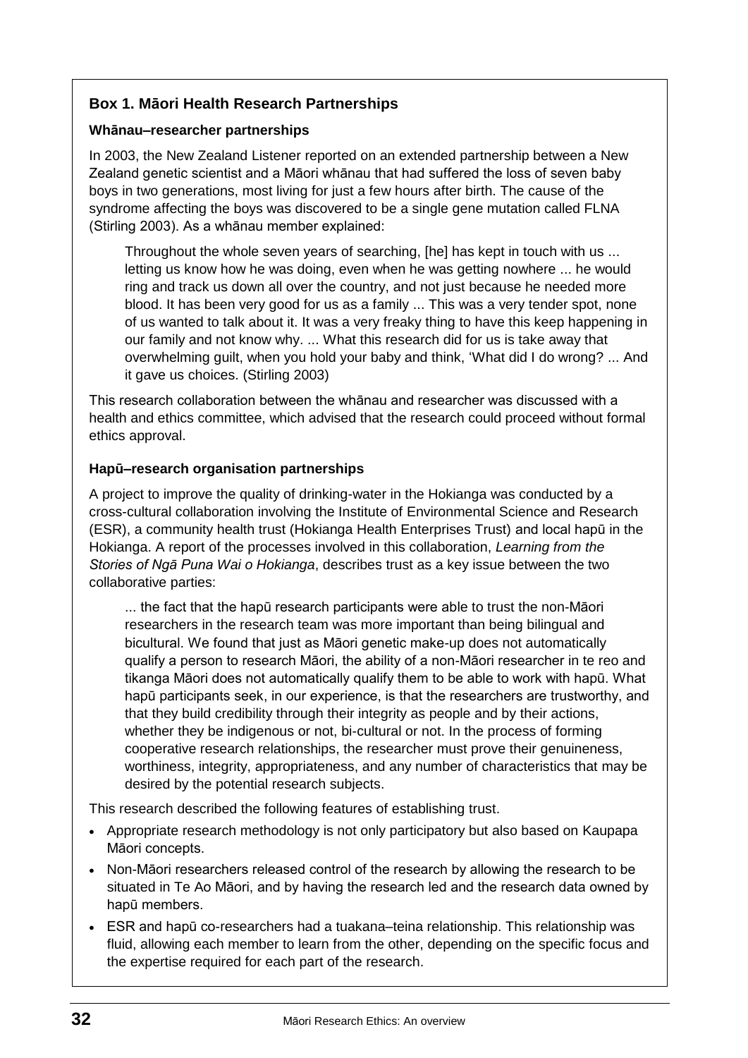### Box 1. Māori Health Research Partnerships

**Whānau–researcher partnerships**

In 2003, the New Zealand Listener reported on an extended partnership between a New Zealand genetic scientist and a Māori whānau that had suffered the loss of seven baby boys in two generations, most living for just a few hours after birth. The cause of the syndrome affecting the boys was discovered to be a single gene mutation called FLNA (Stirling 2003). As a whānau member explained:

> Throughout the whole seven years of searching, [he] has kept in touch with us ... letting us know how he was doing, even when he was getting nowhere ... he would ring and track us down all over the country, and not just because he needed more blood. It has been very good for us as a family ... This was a very tender spot, none of us wanted to talk about it. It was a very freaky thing to have this keep happening in our family and not know why. ... What this research did for us is take away that overwhelming guilt, when you hold your baby and think, 'What did I do wrong? ... And it gave us choices. (Stirling 2003)

This research collaboration between the whānau and researcher was discussed with a health and ethics committee, which advised that the research could proceed without formal ethics approval.

**Hapū–research organisation partnerships**

A project to improve the quality of drinking-water in the Hokianga was conducted by a cross-cultural collaboration involving the Institute of Environmental Science and Research (ESR), a community health trust (Hokianga Health Enterprises Trust) and local hapū in the Hokianga. A report of the processes involved in this collaboration, *Learning from the Stories of Ngā Puna Wai o Hokianga*, describes trust as a key issue between the two collaborative parties:

> ... the fact that the hapū research participants were able to trust the non-Māori researchers in the research team was more important than being bilingual and bicultural. We found that just as Māori genetic make-up does not automatically qualify a person to research Māori, the ability of a non-Māori researcher in te reo and tikanga Māori does not automatically qualify them to be able to work with hapū. What hapū participants seek, in our experience, is that the researchers are trustworthy, and that they build credibility through their integrity as people and by their actions, whether they be indigenous or not, bi-cultural or not. In the process of forming cooperative research relationships, the researcher must prove their genuineness, worthiness, integrity, appropriateness, and any number of characteristics that may be desired by the potential research subjects.

This research described the following features of establishing trust.

- Appropriate research methodology is not only participatory but also based on Kaupapa Māori concepts.
- Non-Māori researchers released control of the research by allowing the research to be situated in Te Ao Māori, and by having the research led and the research data owned by hapū members.
- ESR and hapū co-researchers had a tuakana–teina relationship. This relationship was fluid, allowing each member to learn from the other, depending on the specific focus and the expertise required for each part of the research.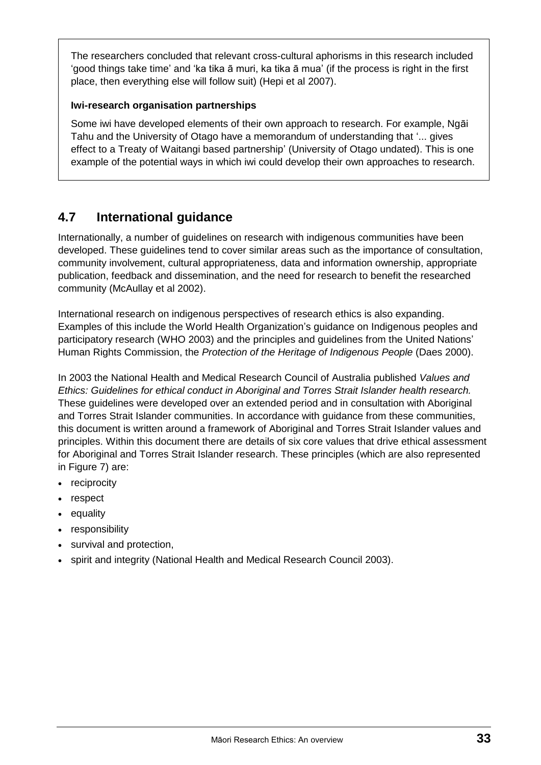The researchers concluded that relevant cross-cultural aphorisms in this research included 'good things take time' and 'ka tika ā muri, ka tika ā mua' (if the process is right in the first place, then everything else will follow suit) (Hepi et al 2007).

**Iwi-research organisation partnerships**

Some iwi have developed elements of their own approach to research. For example, Ngāi Tahu and the University of Otago have a memorandum of understanding that '... gives effect to a Treaty of Waitangi based partnership' (University of Otago undated). This is one example of the potential ways in which iwi could develop their own approaches to research.

## 4.7 International guidance

Internationally, a number of guidelines on research with indigenous communities have been developed. These guidelines tend to cover similar areas such as the importance of consultation, community involvement, cultural appropriateness, data and information ownership, appropriate publication, feedback and dissemination, and the need for research to benefit the researched community (McAullay et al 2002).

International research on indigenous perspectives of research ethics is also expanding. Examples of this include the World Health Organization's guidance on Indigenous peoples and participatory research (WHO 2003) and the principles and guidelines from the United Nations' Human Rights Commission, the *Protection of the Heritage of Indigenous People* (Daes 2000).

In 2003 the National Health and Medical Research Council of Australia published *Values and Ethics: Guidelines for ethical conduct in Aboriginal and Torres Strait Islander health research.* These guidelines were developed over an extended period and in consultation with Aboriginal and Torres Strait Islander communities. In accordance with guidance from these communities, this document is written around a framework of Aboriginal and Torres Strait Islander values and principles. Within this document there are details of six core values that drive ethical assessment for Aboriginal and Torres Strait Islander research. These principles (which are also represented in Figure 7) are:

- reciprocity
- respect
- equality
- responsibility
- survival and protection,
- spirit and integrity (National Health and Medical Research Council 2003).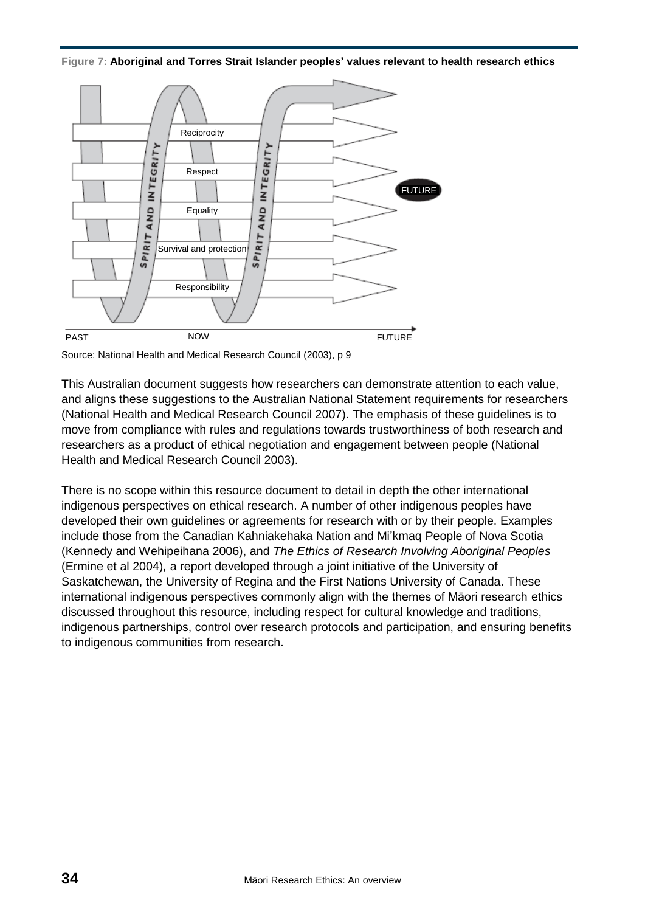**Figure 7: Aboriginal and Torres Strait Islander peoples' values relevant to health research ethics**

Reciprocity

Respect

Equality

Survival and protection

Responsibility

SPIRIT AND INTEGRITY

FUTURE

PAST NOW FUTURE

Source: National Health and Medical Research Council (2003), p 9

This Australian document suggests how researchers can demonstrate attention to each value, and aligns these suggestions to the Australian National Statement requirements for researchers (National Health and Medical Research Council 2007). The emphasis of these guidelines is to move from compliance with rules and regulations towards trustworthiness of both research and researchers as a product of ethical negotiation and engagement between people (National Health and Medical Research Council 2003).

There is no scope within this resource document to detail in depth the other international indigenous perspectives on ethical research. A number of other indigenous peoples have developed their own guidelines or agreements for research with or by their people. Examples include those from the Canadian Kahniakehaka Nation and Mi'kmaq People of Nova Scotia (Kennedy and Wehipeihana 2006), and *The Ethics of Research Involving Aboriginal Peoples* (Ermine et al 2004), a report developed through a joint initiative of the University of Saskatchewan, the University of Regina and the First Nations University of Canada. These international indigenous perspectives commonly align with the themes of Māori research ethics discussed throughout this resource, including respect for cultural knowledge and traditions, indigenous partnerships, control over research protocols and participation, and ensuring benefits to indigenous communities from research.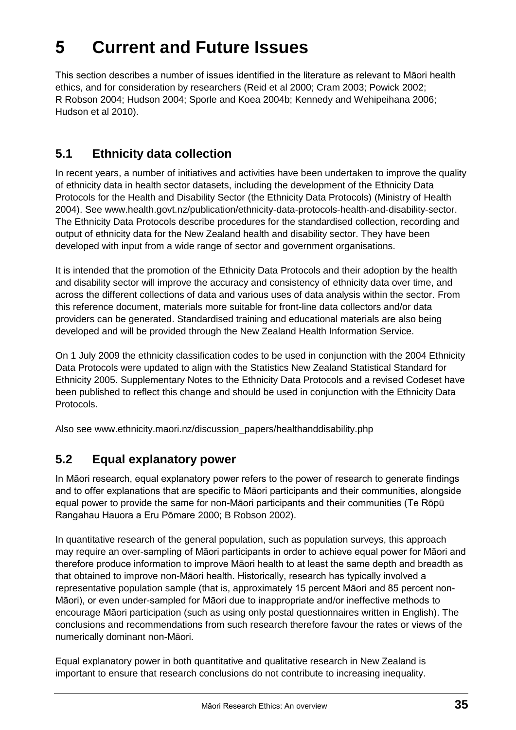# 5 Current and Future Issues

This section describes a number of issues identified in the literature as relevant to Māori health ethics, and for consideration by researchers (Reid et al 2000; Cram 2003; Powick 2002; R Robson 2004; Hudson 2004; Sporle and Koea 2004b; Kennedy and Wehipeihana 2006; Hudson et al 2010).

## 5.1 Ethnicity data collection

In recent years, a number of initiatives and activities have been undertaken to improve the quality of ethnicity data in health sector datasets, including the development of the Ethnicity Data Protocols for the Health and Disability Sector (the Ethnicity Data Protocols) (Ministry of Health 2004). See www.health.govt.nz/publication/ethnicity-data-protocols-health-and-disability-sector. The Ethnicity Data Protocols describe procedures for the standardised collection, recording and output of ethnicity data for the New Zealand health and disability sector. They have been developed with input from a wide range of sector and government organisations.

It is intended that the promotion of the Ethnicity Data Protocols and their adoption by the health and disability sector will improve the accuracy and consistency of ethnicity data over time, and across the different collections of data and various uses of data analysis within the sector. From this reference document, materials more suitable for front-line data collectors and/or data providers can be generated. Standardised training and educational materials are also being developed and will be provided through the New Zealand Health Information Service.

On 1 July 2009 the ethnicity classification codes to be used in conjunction with the 2004 Ethnicity Data Protocols were updated to align with the Statistics New Zealand Statistical Standard for Ethnicity 2005. Supplementary Notes to the Ethnicity Data Protocols and a revised Codeset have been published to reflect this change and should be used in conjunction with the Ethnicity Data Protocols.

Also see www.ethnicity.maori.nz/discussion_papers/healthanddisability.php

## 5.2 Equal explanatory power

In Māori research, equal explanatory power refers to the power of research to generate findings and to offer explanations that are specific to Māori participants and their communities, alongside equal power to provide the same for non-Māori participants and their communities (Te Rōpū Rangahau Hauora a Eru Pōmare 2000; B Robson 2002).

In quantitative research of the general population, such as population surveys, this approach may require an over-sampling of Māori participants in order to achieve equal power for Māori and therefore produce information to improve Māori health to at least the same depth and breadth as that obtained to improve non-Māori health. Historically, research has typically involved a representative population sample (that is, approximately 15 percent Māori and 85 percent non-Māori), or even under-sampled for Māori due to inappropriate and/or ineffective methods to encourage Māori participation (such as using only postal questionnaires written in English). The conclusions and recommendations from such research therefore favour the rates or views of the numerically dominant non-Māori.

Equal explanatory power in both quantitative and qualitative research in New Zealand is important to ensure that research conclusions do not contribute to increasing inequality.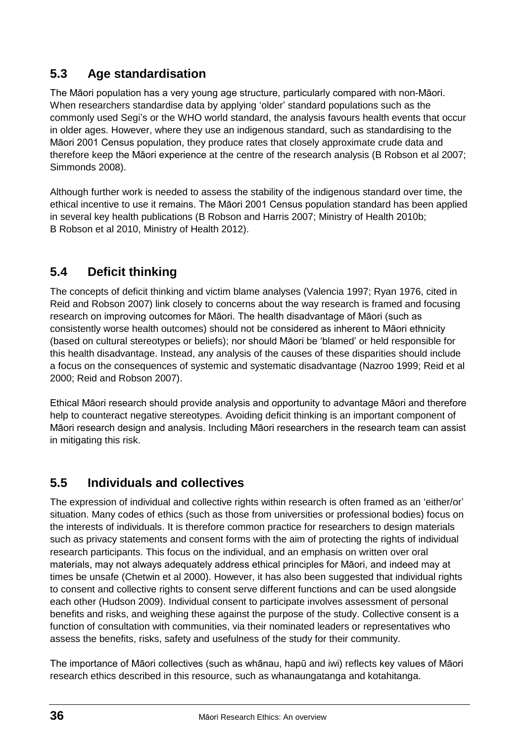## 5.3 Age standardisation

The Māori population has a very young age structure, particularly compared with non-Māori. When researchers standardise data by applying 'older' standard populations such as the commonly used Segi's or the WHO world standard, the analysis favours health events that occur in older ages. However, where they use an indigenous standard, such as standardising to the Māori 2001 Census population, they produce rates that closely approximate crude data and therefore keep the Māori experience at the centre of the research analysis (B Robson et al 2007; Simmonds 2008).

Although further work is needed to assess the stability of the indigenous standard over time, the ethical incentive to use it remains. The Māori 2001 Census population standard has been applied in several key health publications (B Robson and Harris 2007; Ministry of Health 2010b; B Robson et al 2010, Ministry of Health 2012).

## 5.4 Deficit thinking

The concepts of deficit thinking and victim blame analyses (Valencia 1997; Ryan 1976, cited in Reid and Robson 2007) link closely to concerns about the way research is framed and focusing research on improving outcomes for Māori. The health disadvantage of Māori (such as consistently worse health outcomes) should not be considered as inherent to Māori ethnicity (based on cultural stereotypes or beliefs); nor should Māori be 'blamed' or held responsible for this health disadvantage. Instead, any analysis of the causes of these disparities should include a focus on the consequences of systemic and systematic disadvantage (Nazroo 1999; Reid et al 2000; Reid and Robson 2007).

Ethical Māori research should provide analysis and opportunity to advantage Māori and therefore help to counteract negative stereotypes. Avoiding deficit thinking is an important component of Māori research design and analysis. Including Māori researchers in the research team can assist in mitigating this risk.

## 5.5 Individuals and collectives

The expression of individual and collective rights within research is often framed as an 'either/or' situation. Many codes of ethics (such as those from universities or professional bodies) focus on the interests of individuals. It is therefore common practice for researchers to design materials such as privacy statements and consent forms with the aim of protecting the rights of individual research participants. This focus on the individual, and an emphasis on written over oral materials, may not always adequately address ethical principles for Māori, and indeed may at times be unsafe (Chetwin et al 2000). However, it has also been suggested that individual rights to consent and collective rights to consent serve different functions and can be used alongside each other (Hudson 2009). Individual consent to participate involves assessment of personal benefits and risks, and weighing these against the purpose of the study. Collective consent is a function of consultation with communities, via their nominated leaders or representatives who assess the benefits, risks, safety and usefulness of the study for their community.

The importance of Māori collectives (such as whānau, hapū and iwi) reflects key values of Māori research ethics described in this resource, such as whanaungatanga and kotahitanga.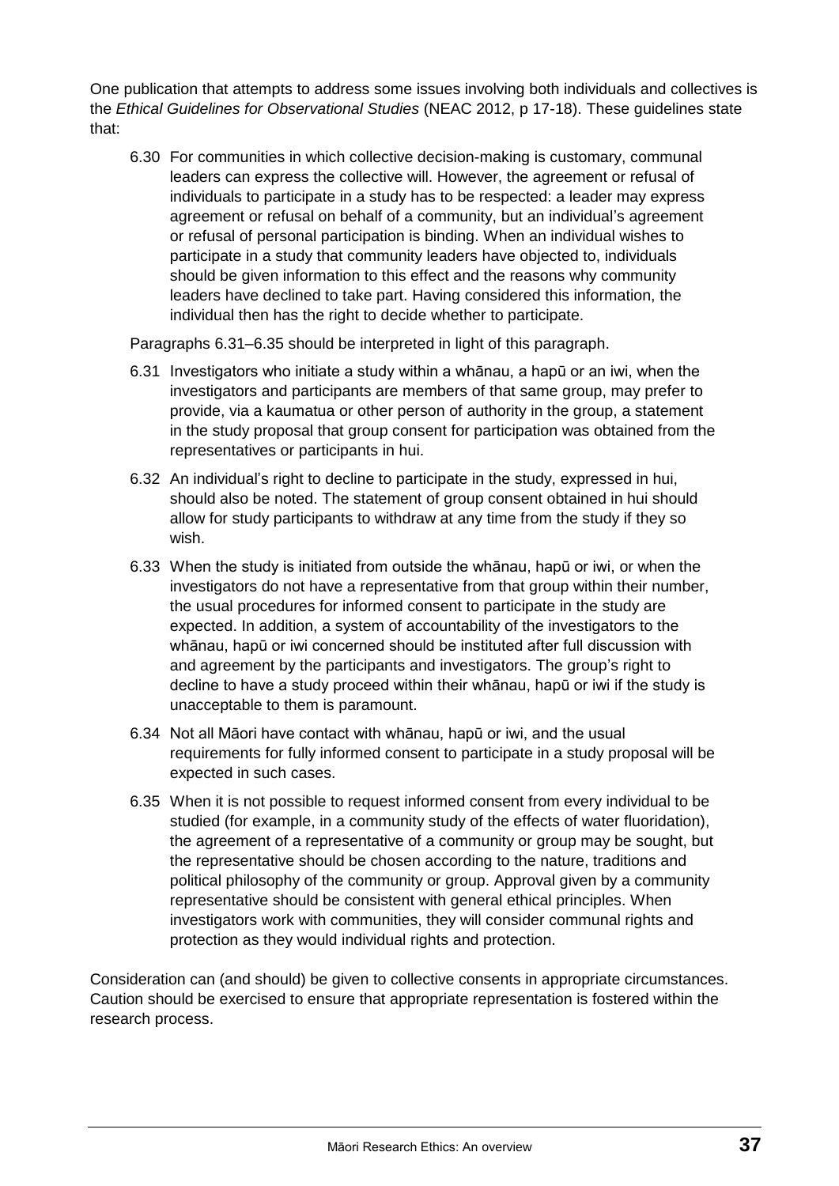One publication that attempts to address some issues involving both individuals and collectives is the *Ethical Guidelines for Observational Studies* (NEAC 2012, p 17-18). These guidelines state that:

> 6.30 For communities in which collective decision-making is customary, communal leaders can express the collective will. However, the agreement or refusal of individuals to participate in a study has to be respected: a leader may express agreement or refusal on behalf of a community, but an individual's agreement or refusal of personal participation is binding. When an individual wishes to participate in a study that community leaders have objected to, individuals should be given information to this effect and the reasons why community leaders have declined to take part. Having considered this information, the individual then has the right to decide whether to participate.
>
> Paragraphs 6.31–6.35 should be interpreted in light of this paragraph.
>
> 6.31 Investigators who initiate a study within a whānau, a hapū or an iwi, when the investigators and participants are members of that same group, may prefer to provide, via a kaumatua or other person of authority in the group, a statement in the study proposal that group consent for participation was obtained from the representatives or participants in hui.
>
> 6.32 An individual's right to decline to participate in the study, expressed in hui, should also be noted. The statement of group consent obtained in hui should allow for study participants to withdraw at any time from the study if they so wish.
>
> 6.33 When the study is initiated from outside the whānau, hapū or iwi, or when the investigators do not have a representative from that group within their number, the usual procedures for informed consent to participate in the study are expected. In addition, a system of accountability of the investigators to the whānau, hapū or iwi concerned should be instituted after full discussion with and agreement by the participants and investigators. The group's right to decline to have a study proceed within their whānau, hapū or iwi if the study is unacceptable to them is paramount.
>
> 6.34 Not all Māori have contact with whānau, hapū or iwi, and the usual requirements for fully informed consent to participate in a study proposal will be expected in such cases.
>
> 6.35 When it is not possible to request informed consent from every individual to be studied (for example, in a community study of the effects of water fluoridation), the agreement of a representative of a community or group may be sought, but the representative should be chosen according to the nature, traditions and political philosophy of the community or group. Approval given by a community representative should be consistent with general ethical principles. When investigators work with communities, they will consider communal rights and protection as they would individual rights and protection.

Consideration can (and should) be given to collective consents in appropriate circumstances. Caution should be exercised to ensure that appropriate representation is fostered within the research process.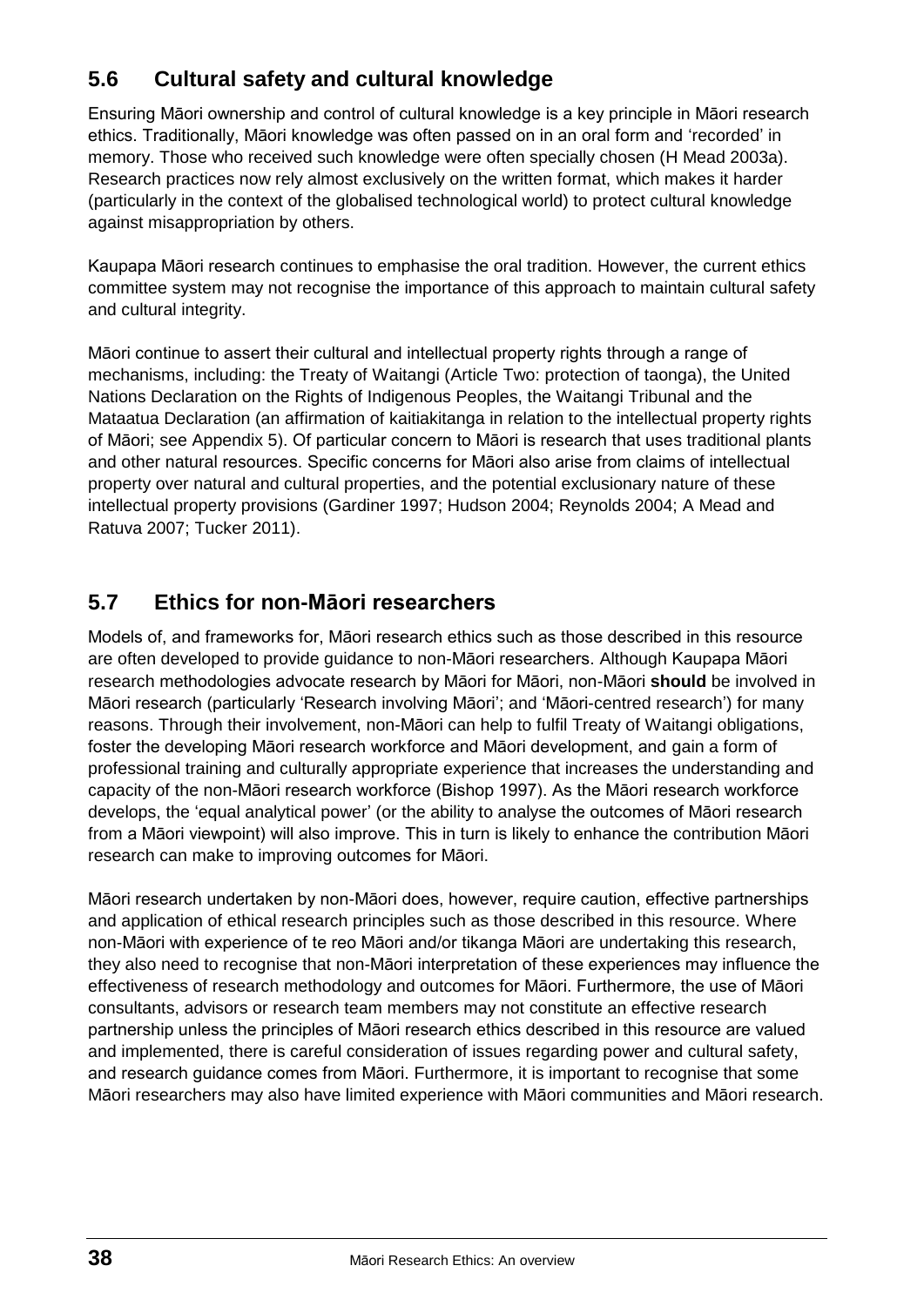## 5.6 Cultural safety and cultural knowledge

Ensuring Māori ownership and control of cultural knowledge is a key principle in Māori research ethics. Traditionally, Māori knowledge was often passed on in an oral form and 'recorded' in memory. Those who received such knowledge were often specially chosen (H Mead 2003a). Research practices now rely almost exclusively on the written format, which makes it harder (particularly in the context of the globalised technological world) to protect cultural knowledge against misappropriation by others.

Kaupapa Māori research continues to emphasise the oral tradition. However, the current ethics committee system may not recognise the importance of this approach to maintain cultural safety and cultural integrity.

Māori continue to assert their cultural and intellectual property rights through a range of mechanisms, including: the Treaty of Waitangi (Article Two: protection of taonga), the United Nations Declaration on the Rights of Indigenous Peoples, the Waitangi Tribunal and the Mataatua Declaration (an affirmation of kaitiakitanga in relation to the intellectual property rights of Māori; see Appendix 5). Of particular concern to Māori is research that uses traditional plants and other natural resources. Specific concerns for Māori also arise from claims of intellectual property over natural and cultural properties, and the potential exclusionary nature of these intellectual property provisions (Gardiner 1997; Hudson 2004; Reynolds 2004; A Mead and Ratuva 2007; Tucker 2011).

## 5.7 Ethics for non-Māori researchers

Models of, and frameworks for, Māori research ethics such as those described in this resource are often developed to provide guidance to non-Māori researchers. Although Kaupapa Māori research methodologies advocate research by Māori for Māori, non-Māori **should** be involved in Māori research (particularly 'Research involving Māori'; and 'Māori-centred research') for many reasons. Through their involvement, non-Māori can help to fulfil Treaty of Waitangi obligations, foster the developing Māori research workforce and Māori development, and gain a form of professional training and culturally appropriate experience that increases the understanding and capacity of the non-Māori research workforce (Bishop 1997). As the Māori research workforce develops, the 'equal analytical power' (or the ability to analyse the outcomes of Māori research from a Māori viewpoint) will also improve. This in turn is likely to enhance the contribution Māori research can make to improving outcomes for Māori.

Māori research undertaken by non-Māori does, however, require caution, effective partnerships and application of ethical research principles such as those described in this resource. Where non-Māori with experience of te reo Māori and/or tikanga Māori are undertaking this research, they also need to recognise that non-Māori interpretation of these experiences may influence the effectiveness of research methodology and outcomes for Māori. Furthermore, the use of Māori consultants, advisors or research team members may not constitute an effective research partnership unless the principles of Māori research ethics described in this resource are valued and implemented, there is careful consideration of issues regarding power and cultural safety, and research guidance comes from Māori. Furthermore, it is important to recognise that some Māori researchers may also have limited experience with Māori communities and Māori research.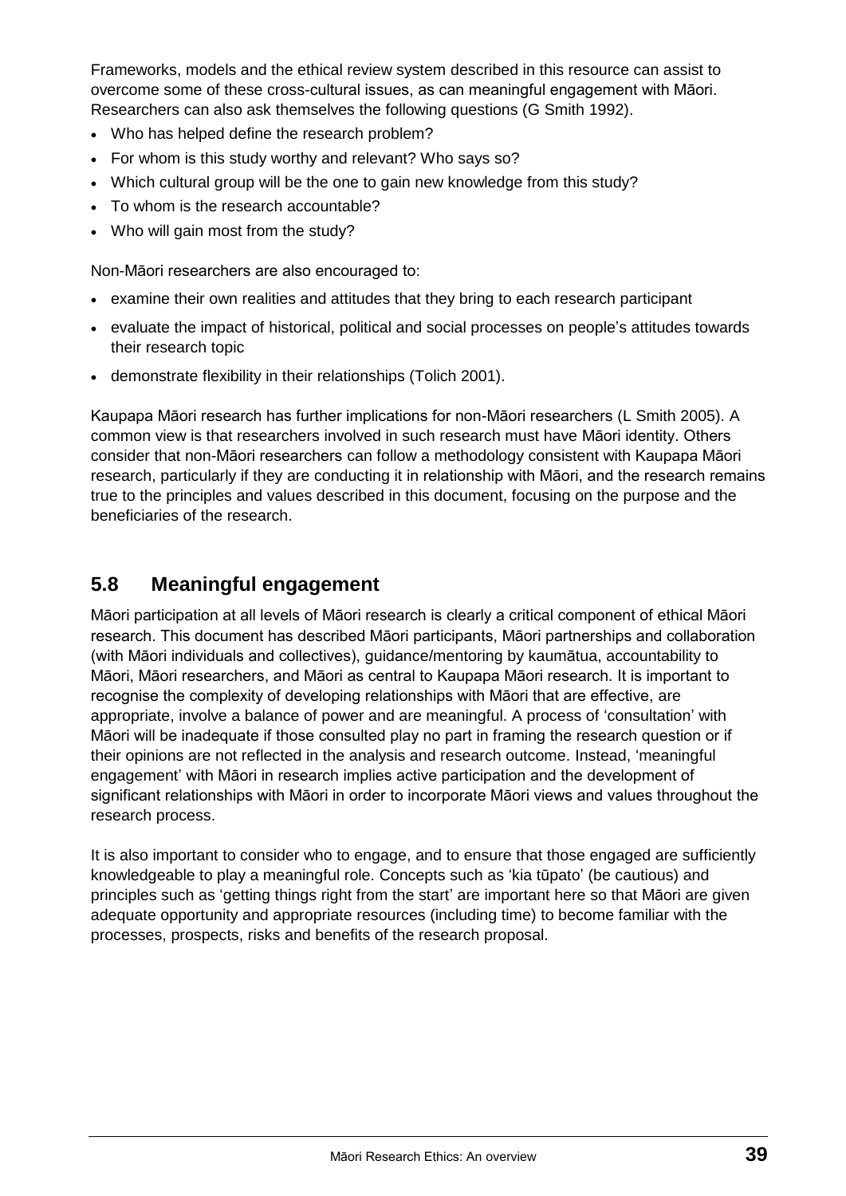Frameworks, models and the ethical review system described in this resource can assist to overcome some of these cross-cultural issues, as can meaningful engagement with Māori. Researchers can also ask themselves the following questions (G Smith 1992).

- Who has helped define the research problem?
- For whom is this study worthy and relevant? Who says so?
- Which cultural group will be the one to gain new knowledge from this study?
- To whom is the research accountable?
- Who will gain most from the study?

Non-Māori researchers are also encouraged to:

- examine their own realities and attitudes that they bring to each research participant
- evaluate the impact of historical, political and social processes on people's attitudes towards their research topic
- demonstrate flexibility in their relationships (Tolich 2001).

Kaupapa Māori research has further implications for non-Māori researchers (L Smith 2005). A common view is that researchers involved in such research must have Māori identity. Others consider that non-Māori researchers can follow a methodology consistent with Kaupapa Māori research, particularly if they are conducting it in relationship with Māori, and the research remains true to the principles and values described in this document, focusing on the purpose and the beneficiaries of the research.

## 5.8 Meaningful engagement

Māori participation at all levels of Māori research is clearly a critical component of ethical Māori research. This document has described Māori participants, Māori partnerships and collaboration (with Māori individuals and collectives), guidance/mentoring by kaumātua, accountability to Māori, Māori researchers, and Māori as central to Kaupapa Māori research. It is important to recognise the complexity of developing relationships with Māori that are effective, are appropriate, involve a balance of power and are meaningful. A process of 'consultation' with Māori will be inadequate if those consulted play no part in framing the research question or if their opinions are not reflected in the analysis and research outcome. Instead, 'meaningful engagement' with Māori in research implies active participation and the development of significant relationships with Māori in order to incorporate Māori views and values throughout the research process.

It is also important to consider who to engage, and to ensure that those engaged are sufficiently knowledgeable to play a meaningful role. Concepts such as 'kia tūpato' (be cautious) and principles such as 'getting things right from the start' are important here so that Māori are given adequate opportunity and appropriate resources (including time) to become familiar with the processes, prospects, risks and benefits of the research proposal.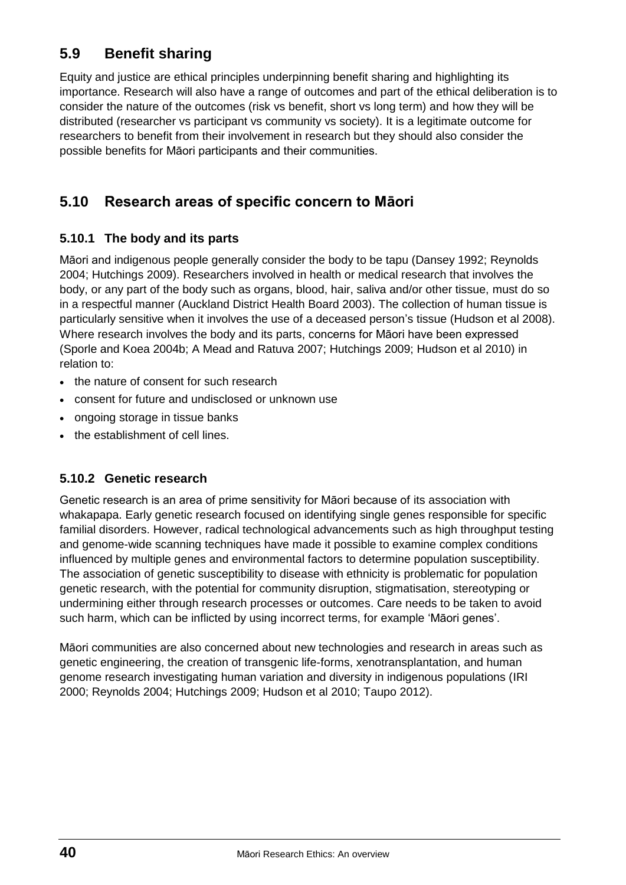## 5.9 Benefit sharing

Equity and justice are ethical principles underpinning benefit sharing and highlighting its importance. Research will also have a range of outcomes and part of the ethical deliberation is to consider the nature of the outcomes (risk vs benefit, short vs long term) and how they will be distributed (researcher vs participant vs community vs society). It is a legitimate outcome for researchers to benefit from their involvement in research but they should also consider the possible benefits for Māori participants and their communities.

## 5.10 Research areas of specific concern to Māori

### 5.10.1 The body and its parts

Māori and indigenous people generally consider the body to be tapu (Dansey 1992; Reynolds 2004; Hutchings 2009). Researchers involved in health or medical research that involves the body, or any part of the body such as organs, blood, hair, saliva and/or other tissue, must do so in a respectful manner (Auckland District Health Board 2003). The collection of human tissue is particularly sensitive when it involves the use of a deceased person's tissue (Hudson et al 2008). Where research involves the body and its parts, concerns for Māori have been expressed (Sporle and Koea 2004b; A Mead and Ratuva 2007; Hutchings 2009; Hudson et al 2010) in relation to:

- the nature of consent for such research
- consent for future and undisclosed or unknown use
- ongoing storage in tissue banks
- the establishment of cell lines.

### 5.10.2 Genetic research

Genetic research is an area of prime sensitivity for Māori because of its association with whakapapa. Early genetic research focused on identifying single genes responsible for specific familial disorders. However, radical technological advancements such as high throughput testing and genome-wide scanning techniques have made it possible to examine complex conditions influenced by multiple genes and environmental factors to determine population susceptibility. The association of genetic susceptibility to disease with ethnicity is problematic for population genetic research, with the potential for community disruption, stigmatisation, stereotyping or undermining either through research processes or outcomes. Care needs to be taken to avoid such harm, which can be inflicted by using incorrect terms, for example 'Māori genes'.

Māori communities are also concerned about new technologies and research in areas such as genetic engineering, the creation of transgenic life-forms, xenotransplantation, and human genome research investigating human variation and diversity in indigenous populations (IRI 2000; Reynolds 2004; Hutchings 2009; Hudson et al 2010; Taupo 2012).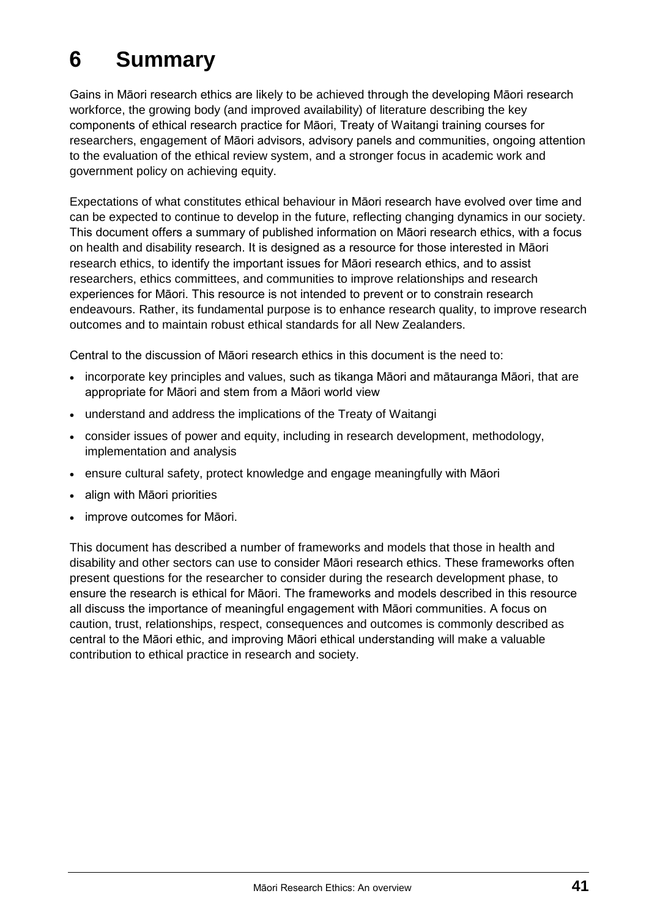# 6 Summary

Gains in Māori research ethics are likely to be achieved through the developing Māori research workforce, the growing body (and improved availability) of literature describing the key components of ethical research practice for Māori, Treaty of Waitangi training courses for researchers, engagement of Māori advisors, advisory panels and communities, ongoing attention to the evaluation of the ethical review system, and a stronger focus in academic work and government policy on achieving equity.

Expectations of what constitutes ethical behaviour in Māori research have evolved over time and can be expected to continue to develop in the future, reflecting changing dynamics in our society. This document offers a summary of published information on Māori research ethics, with a focus on health and disability research. It is designed as a resource for those interested in Māori research ethics, to identify the important issues for Māori research ethics, and to assist researchers, ethics committees, and communities to improve relationships and research experiences for Māori. This resource is not intended to prevent or to constrain research endeavours. Rather, its fundamental purpose is to enhance research quality, to improve research outcomes and to maintain robust ethical standards for all New Zealanders.

Central to the discussion of Māori research ethics in this document is the need to:

- incorporate key principles and values, such as tikanga Māori and mātauranga Māori, that are appropriate for Māori and stem from a Māori world view
- understand and address the implications of the Treaty of Waitangi
- consider issues of power and equity, including in research development, methodology, implementation and analysis
- ensure cultural safety, protect knowledge and engage meaningfully with Māori
- align with Māori priorities
- improve outcomes for Māori.

This document has described a number of frameworks and models that those in health and disability and other sectors can use to consider Māori research ethics. These frameworks often present questions for the researcher to consider during the research development phase, to ensure the research is ethical for Māori. The frameworks and models described in this resource all discuss the importance of meaningful engagement with Māori communities. A focus on caution, trust, relationships, respect, consequences and outcomes is commonly described as central to the Māori ethic, and improving Māori ethical understanding will make a valuable contribution to ethical practice in research and society.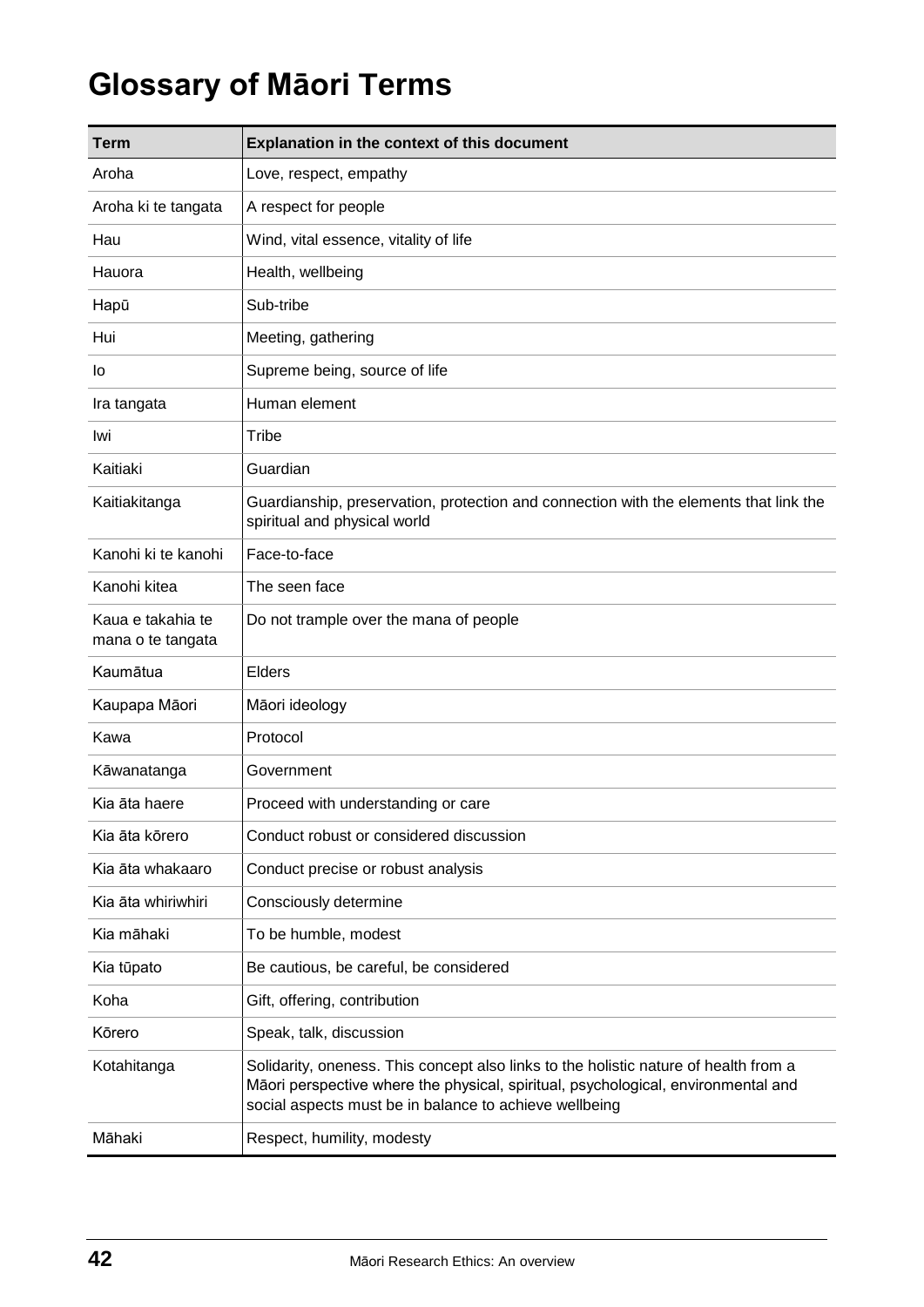# Glossary of Māori Terms

| Term | Explanation in the context of this document |
|---|---|
| Aroha | Love, respect, empathy |
| Aroha ki te tangata | A respect for people |
| Hau | Wind, vital essence, vitality of life |
| Hauora | Health, wellbeing |
| Hapū | Sub-tribe |
| Hui | Meeting, gathering |
| Io | Supreme being, source of life |
| Ira tangata | Human element |
| Iwi | Tribe |
| Kaitiaki | Guardian |
| Kaitiakitanga | Guardianship, preservation, protection and connection with the elements that link the spiritual and physical world |
| Kanohi ki te kanohi | Face-to-face |
| Kanohi kitea | The seen face |
| Kaua e takahia te mana o te tangata | Do not trample over the mana of people |
| Kaumātua | Elders |
| Kaupapa Māori | Māori ideology |
| Kawa | Protocol |
| Kāwanatanga | Government |
| Kia āta haere | Proceed with understanding or care |
| Kia āta kōrero | Conduct robust or considered discussion |
| Kia āta whakaaro | Conduct precise or robust analysis |
| Kia āta whiriwhiri | Consciously determine |
| Kia māhaki | To be humble, modest |
| Kia tūpato | Be cautious, be careful, be considered |
| Koha | Gift, offering, contribution |
| Kōrero | Speak, talk, discussion |
| Kotahitanga | Solidarity, oneness. This concept also links to the holistic nature of health from a Māori perspective where the physical, spiritual, psychological, environmental and social aspects must be in balance to achieve wellbeing |
| Māhaki | Respect, humility, modesty |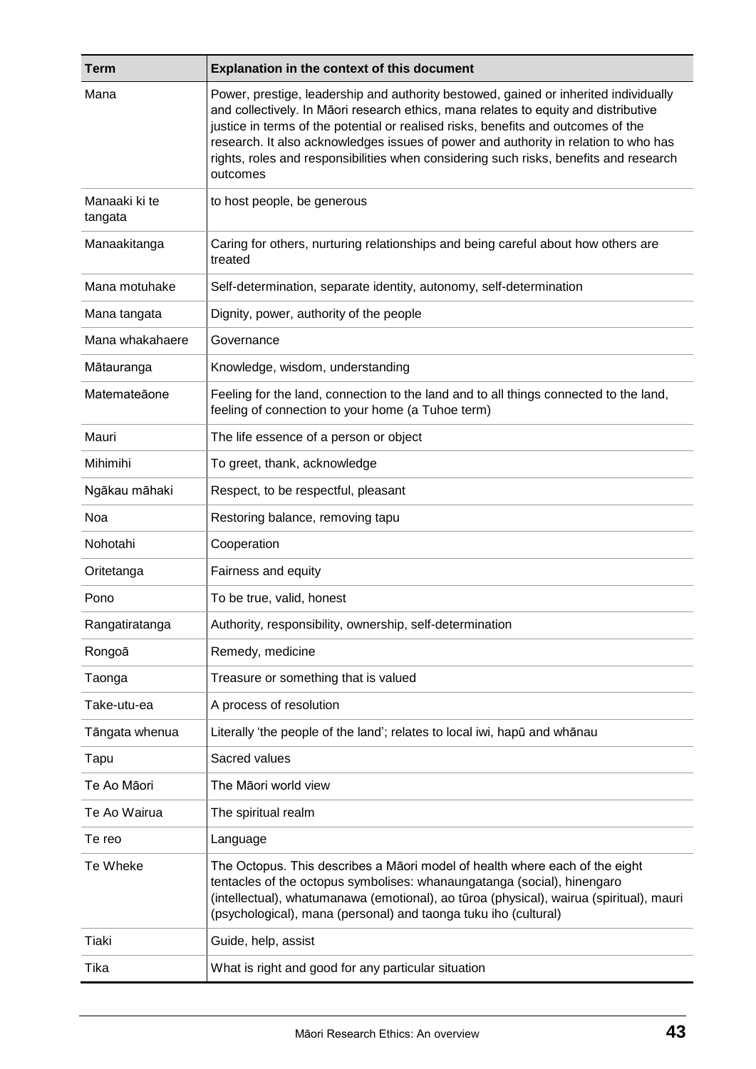| Term | Explanation in the context of this document |
|---|---|
| Mana | Power, prestige, leadership and authority bestowed, gained or inherited individually and collectively. In Māori research ethics, mana relates to equity and distributive justice in terms of the potential or realised risks, benefits and outcomes of the research. It also acknowledges issues of power and authority in relation to who has rights, roles and responsibilities when considering such risks, benefits and research outcomes |
| Manaaki ki te tangata | to host people, be generous |
| Manaakitanga | Caring for others, nurturing relationships and being careful about how others are treated |
| Mana motuhake | Self-determination, separate identity, autonomy, self-determination |
| Mana tangata | Dignity, power, authority of the people |
| Mana whakahaere | Governance |
| Mātauranga | Knowledge, wisdom, understanding |
| Matemateāone | Feeling for the land, connection to the land and to all things connected to the land, feeling of connection to your home (a Tuhoe term) |
| Mauri | The life essence of a person or object |
| Mihimihi | To greet, thank, acknowledge |
| Ngākau māhaki | Respect, to be respectful, pleasant |
| Noa | Restoring balance, removing tapu |
| Nohotahi | Cooperation |
| Oritetanga | Fairness and equity |
| Pono | To be true, valid, honest |
| Rangatiratanga | Authority, responsibility, ownership, self-determination |
| Rongoā | Remedy, medicine |
| Taonga | Treasure or something that is valued |
| Take-utu-ea | A process of resolution |
| Tāngata whenua | Literally 'the people of the land'; relates to local iwi, hapū and whānau |
| Tapu | Sacred values |
| Te Ao Māori | The Māori world view |
| Te Ao Wairua | The spiritual realm |
| Te reo | Language |
| Te Wheke | The Octopus. This describes a Māori model of health where each of the eight tentacles of the octopus symbolises: whanaungatanga (social), hinengaro (intellectual), whatumanawa (emotional), ao tūroa (physical), wairua (spiritual), mauri (psychological), mana (personal) and taonga tuku iho (cultural) |
| Tiaki | Guide, help, assist |
| Tika | What is right and good for any particular situation |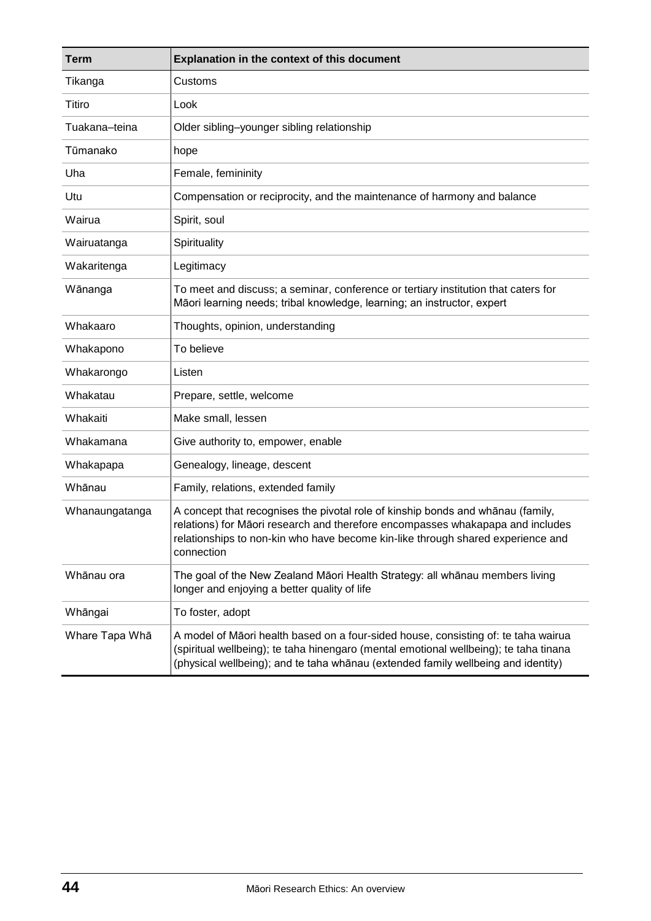| Term | Explanation in the context of this document |
|---|---|
| Tikanga | Customs |
| Titiro | Look |
| Tuakana–teina | Older sibling–younger sibling relationship |
| Tūmanako | hope |
| Uha | Female, femininity |
| Utu | Compensation or reciprocity, and the maintenance of harmony and balance |
| Wairua | Spirit, soul |
| Wairuatanga | Spirituality |
| Wakaritenga | Legitimacy |
| Wānanga | To meet and discuss; a seminar, conference or tertiary institution that caters for Māori learning needs; tribal knowledge, learning; an instructor, expert |
| Whakaaro | Thoughts, opinion, understanding |
| Whakapono | To believe |
| Whakarongo | Listen |
| Whakatau | Prepare, settle, welcome |
| Whakaiti | Make small, lessen |
| Whakamana | Give authority to, empower, enable |
| Whakapapa | Genealogy, lineage, descent |
| Whānau | Family, relations, extended family |
| Whanaungatanga | A concept that recognises the pivotal role of kinship bonds and whānau (family, relations) for Māori research and therefore encompasses whakapapa and includes relationships to non-kin who have become kin-like through shared experience and connection |
| Whānau ora | The goal of the New Zealand Māori Health Strategy: all whānau members living longer and enjoying a better quality of life |
| Whāngai | To foster, adopt |
| Whare Tapa Whā | A model of Māori health based on a four-sided house, consisting of: te taha wairua (spiritual wellbeing); te taha hinengaro (mental emotional wellbeing); te taha tinana (physical wellbeing); and te taha whānau (extended family wellbeing and identity) |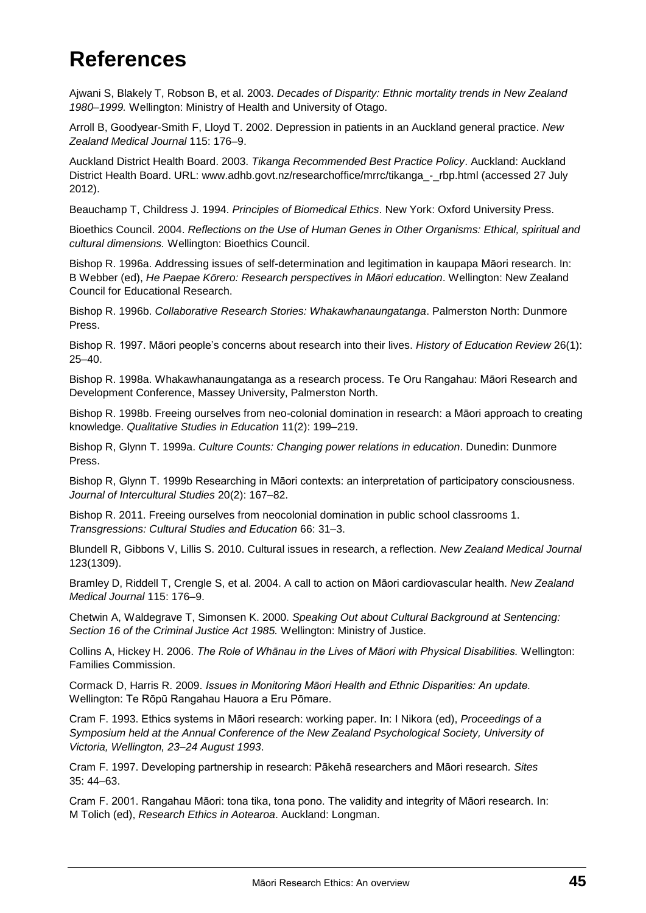# References

Ajwani S, Blakely T, Robson B, et al. 2003. *Decades of Disparity: Ethnic mortality trends in New Zealand 1980–1999.* Wellington: Ministry of Health and University of Otago.

Arroll B, Goodyear-Smith F, Lloyd T. 2002. Depression in patients in an Auckland general practice. *New Zealand Medical Journal* 115: 176–9.

Auckland District Health Board. 2003. *Tikanga Recommended Best Practice Policy*. Auckland: Auckland District Health Board. URL: www.adhb.govt.nz/researchoffice/mrrc/tikanga_-_rbp.html (accessed 27 July 2012).

Beauchamp T, Childress J. 1994. *Principles of Biomedical Ethics*. New York: Oxford University Press.

Bioethics Council. 2004. *Reflections on the Use of Human Genes in Other Organisms: Ethical, spiritual and cultural dimensions.* Wellington: Bioethics Council.

Bishop R. 1996a. Addressing issues of self-determination and legitimation in kaupapa Māori research. In: B Webber (ed), *He Paepae Kōrero: Research perspectives in Māori education*. Wellington: New Zealand Council for Educational Research.

Bishop R. 1996b. *Collaborative Research Stories: Whakawhanaungatanga*. Palmerston North: Dunmore Press.

Bishop R. 1997. Māori people's concerns about research into their lives. *History of Education Review* 26(1): 25–40.

Bishop R. 1998a. Whakawhanaungatanga as a research process. Te Oru Rangahau: Māori Research and Development Conference, Massey University, Palmerston North.

Bishop R. 1998b. Freeing ourselves from neo-colonial domination in research: a Māori approach to creating knowledge. *Qualitative Studies in Education* 11(2): 199–219.

Bishop R, Glynn T. 1999a. *Culture Counts: Changing power relations in education*. Dunedin: Dunmore Press.

Bishop R, Glynn T. 1999b Researching in Māori contexts: an interpretation of participatory consciousness. *Journal of Intercultural Studies* 20(2): 167–82.

Bishop R. 2011. Freeing ourselves from neocolonial domination in public school classrooms 1. *Transgressions: Cultural Studies and Education* 66: 31–3.

Blundell R, Gibbons V, Lillis S. 2010. Cultural issues in research, a reflection. *New Zealand Medical Journal* 123(1309).

Bramley D, Riddell T, Crengle S, et al. 2004. A call to action on Māori cardiovascular health. *New Zealand Medical Journal* 115: 176–9.

Chetwin A, Waldegrave T, Simonsen K. 2000. *Speaking Out about Cultural Background at Sentencing: Section 16 of the Criminal Justice Act 1985.* Wellington: Ministry of Justice.

Collins A, Hickey H. 2006. *The Role of Whānau in the Lives of Māori with Physical Disabilities.* Wellington: Families Commission.

Cormack D, Harris R. 2009. *Issues in Monitoring Māori Health and Ethnic Disparities: An update.* Wellington: Te Rōpū Rangahau Hauora a Eru Pōmare.

Cram F. 1993. Ethics systems in Māori research: working paper. In: I Nikora (ed), *Proceedings of a Symposium held at the Annual Conference of the New Zealand Psychological Society, University of Victoria, Wellington, 23–24 August 1993*.

Cram F. 1997. Developing partnership in research: Pākehā researchers and Māori research. *Sites* 35: 44–63.

Cram F. 2001. Rangahau Māori: tona tika, tona pono. The validity and integrity of Māori research. In: M Tolich (ed), *Research Ethics in Aotearoa*. Auckland: Longman.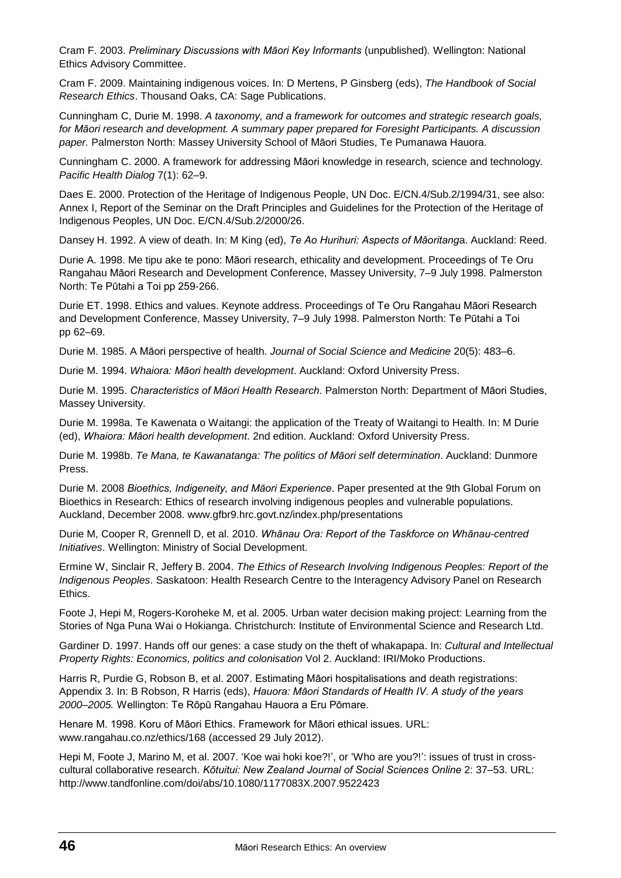Cram F. 2003. *Preliminary Discussions with Māori Key Informants* (unpublished)*.* Wellington: National Ethics Advisory Committee.

Cram F. 2009. Maintaining indigenous voices. In: D Mertens, P Ginsberg (eds), *The Handbook of Social Research Ethics*. Thousand Oaks, CA: Sage Publications.

Cunningham C, Durie M. 1998. *A taxonomy, and a framework for outcomes and strategic research goals, for Māori research and development. A summary paper prepared for Foresight Participants. A discussion paper.* Palmerston North: Massey University School of Māori Studies, Te Pumanawa Hauora.

Cunningham C. 2000. A framework for addressing Māori knowledge in research, science and technology. *Pacific Health Dialog* 7(1): 62–9.

Daes E. 2000. Protection of the Heritage of Indigenous People, UN Doc. E/CN.4/Sub.2/1994/31, see also: Annex I, Report of the Seminar on the Draft Principles and Guidelines for the Protection of the Heritage of Indigenous Peoples, UN Doc. E/CN.4/Sub.2/2000/26.

Dansey H. 1992. A view of death. In: M King (ed), *Te Ao Hurihuri: Aspects of Māoritanga*. Auckland: Reed.

Durie A. 1998. Me tipu ake te pono: Māori research, ethicality and development. Proceedings of Te Oru Rangahau Māori Research and Development Conference, Massey University, 7–9 July 1998. Palmerston North: Te Pūtahi a Toi pp 259-266.

Durie ET. 1998. Ethics and values. Keynote address. Proceedings of Te Oru Rangahau Māori Research and Development Conference, Massey University, 7–9 July 1998. Palmerston North: Te Pūtahi a Toi pp 62–69.

Durie M. 1985. A Māori perspective of health. *Journal of Social Science and Medicine* 20(5): 483–6.

Durie M. 1994. *Whaiora: Māori health development*. Auckland: Oxford University Press.

Durie M. 1995. *Characteristics of Māori Health Research*. Palmerston North: Department of Māori Studies, Massey University.

Durie M. 1998a. Te Kawenata o Waitangi: the application of the Treaty of Waitangi to Health. In: M Durie (ed), *Whaiora: Māori health development*. 2nd edition. Auckland: Oxford University Press.

Durie M. 1998b. *Te Mana, te Kawanatanga: The politics of Māori self determination*. Auckland: Dunmore Press.

Durie M. 2008 *Bioethics, Indigeneity, and Māori Experience*. Paper presented at the 9th Global Forum on Bioethics in Research: Ethics of research involving indigenous peoples and vulnerable populations. Auckland, December 2008. www.gfbr9.hrc.govt.nz/index.php/presentations

Durie M, Cooper R, Grennell D, et al. 2010. *Whānau Ora: Report of the Taskforce on Whānau-centred Initiatives*. Wellington: Ministry of Social Development.

Ermine W, Sinclair R, Jeffery B. 2004. *The Ethics of Research Involving Indigenous Peoples: Report of the Indigenous Peoples*. Saskatoon: Health Research Centre to the Interagency Advisory Panel on Research Ethics.

Foote J, Hepi M, Rogers-Koroheke M, et al. 2005. Urban water decision making project: Learning from the Stories of Nga Puna Wai o Hokianga. Christchurch: Institute of Environmental Science and Research Ltd.

Gardiner D. 1997. Hands off our genes: a case study on the theft of whakapapa. In: *Cultural and Intellectual Property Rights: Economics, politics and colonisation* Vol 2. Auckland: IRI/Moko Productions.

Harris R, Purdie G, Robson B, et al. 2007. Estimating Māori hospitalisations and death registrations: Appendix 3. In: B Robson, R Harris (eds), *Hauora: Māori Standards of Health IV. A study of the years 2000–2005.* Wellington: Te Rōpū Rangahau Hauora a Eru Pōmare.

Henare M. 1998. Koru of Māori Ethics. Framework for Māori ethical issues. URL: www.rangahau.co.nz/ethics/168 (accessed 29 July 2012).

Hepi M, Foote J, Marino M, et al. 2007. 'Koe wai hoki koe?!', or 'Who are you?!': issues of trust in cross-cultural collaborative research. *Kōtuitui: New Zealand Journal of Social Sciences Online* 2: 37–53. URL: http://www.tandfonline.com/doi/abs/10.1080/1177083X.2007.9522423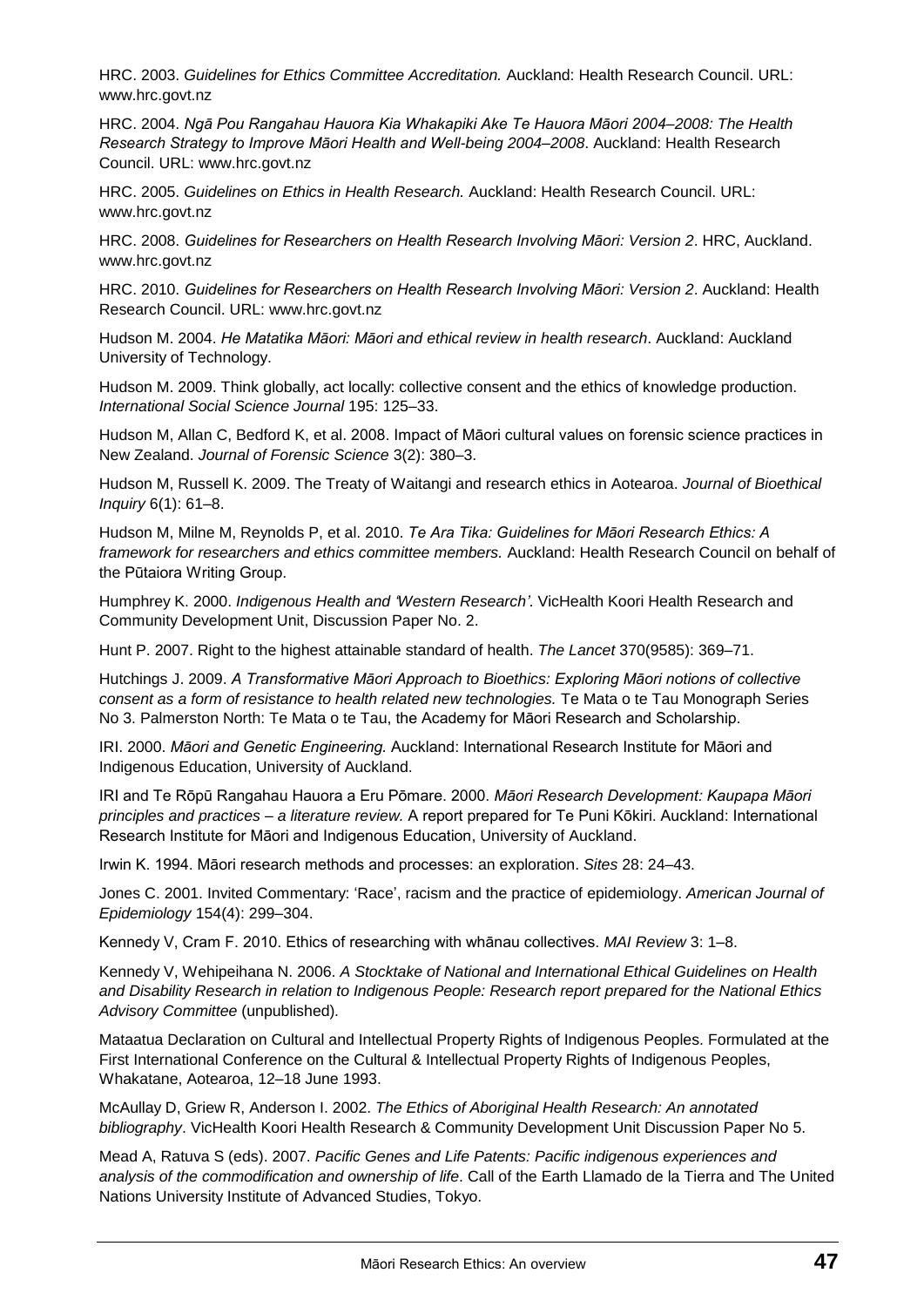HRC. 2003. *Guidelines for Ethics Committee Accreditation.* Auckland: Health Research Council. URL: www.hrc.govt.nz

HRC. 2004. *Ngā Pou Rangahau Hauora Kia Whakapiki Ake Te Hauora Māori 2004–2008: The Health Research Strategy to Improve Māori Health and Well-being 2004–2008*. Auckland: Health Research Council. URL: www.hrc.govt.nz

HRC. 2005. *Guidelines on Ethics in Health Research.* Auckland: Health Research Council. URL: www.hrc.govt.nz

HRC. 2008. *Guidelines for Researchers on Health Research Involving Māori: Version 2*. HRC, Auckland. www.hrc.govt.nz

HRC. 2010. *Guidelines for Researchers on Health Research Involving Māori: Version 2*. Auckland: Health Research Council. URL: www.hrc.govt.nz

Hudson M. 2004. *He Matatika Māori: Māori and ethical review in health research*. Auckland: Auckland University of Technology.

Hudson M. 2009. Think globally, act locally: collective consent and the ethics of knowledge production. *International Social Science Journal* 195: 125–33.

Hudson M, Allan C, Bedford K, et al. 2008. Impact of Māori cultural values on forensic science practices in New Zealand. *Journal of Forensic Science* 3(2): 380–3.

Hudson M, Russell K. 2009. The Treaty of Waitangi and research ethics in Aotearoa. *Journal of Bioethical Inquiry* 6(1): 61–8.

Hudson M, Milne M, Reynolds P, et al. 2010. *Te Ara Tika: Guidelines for Māori Research Ethics: A framework for researchers and ethics committee members.* Auckland: Health Research Council on behalf of the Pūtaiora Writing Group.

Humphrey K. 2000. *Indigenous Health and 'Western Research'*. VicHealth Koori Health Research and Community Development Unit, Discussion Paper No. 2.

Hunt P. 2007. Right to the highest attainable standard of health. *The Lancet* 370(9585): 369–71.

Hutchings J. 2009. *A Transformative Māori Approach to Bioethics: Exploring Māori notions of collective consent as a form of resistance to health related new technologies.* Te Mata o te Tau Monograph Series No 3. Palmerston North: Te Mata o te Tau, the Academy for Māori Research and Scholarship.

IRI. 2000. *Māori and Genetic Engineering.* Auckland: International Research Institute for Māori and Indigenous Education, University of Auckland.

IRI and Te Rōpū Rangahau Hauora a Eru Pōmare. 2000. *Māori Research Development: Kaupapa Māori principles and practices – a literature review.* A report prepared for Te Puni Kōkiri. Auckland: International Research Institute for Māori and Indigenous Education, University of Auckland.

Irwin K. 1994. Māori research methods and processes: an exploration. *Sites* 28: 24–43.

Jones C. 2001. Invited Commentary: 'Race', racism and the practice of epidemiology. *American Journal of Epidemiology* 154(4): 299–304.

Kennedy V, Cram F. 2010. Ethics of researching with whānau collectives. *MAI Review* 3: 1–8.

Kennedy V, Wehipeihana N. 2006. *A Stocktake of National and International Ethical Guidelines on Health and Disability Research in relation to Indigenous People: Research report prepared for the National Ethics Advisory Committee* (unpublished).

Mataatua Declaration on Cultural and Intellectual Property Rights of Indigenous Peoples. Formulated at the First International Conference on the Cultural & Intellectual Property Rights of Indigenous Peoples, Whakatane, Aotearoa, 12–18 June 1993.

McAullay D, Griew R, Anderson I. 2002. *The Ethics of Aboriginal Health Research: An annotated bibliography*. VicHealth Koori Health Research & Community Development Unit Discussion Paper No 5.

Mead A, Ratuva S (eds). 2007. *Pacific Genes and Life Patents: Pacific indigenous experiences and analysis of the commodification and ownership of life*. Call of the Earth Llamado de la Tierra and The United Nations University Institute of Advanced Studies, Tokyo.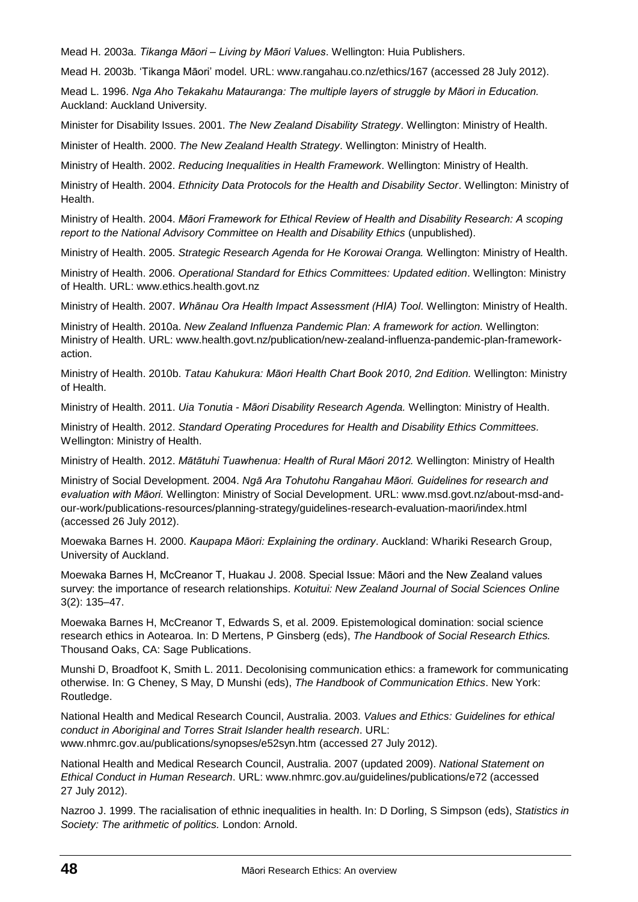Mead H. 2003a. *Tikanga Māori – Living by Māori Values*. Wellington: Huia Publishers.

Mead H. 2003b. 'Tikanga Māori' model. URL: www.rangahau.co.nz/ethics/167 (accessed 28 July 2012).

Mead L. 1996. *Nga Aho Tekakahu Matauranga: The multiple layers of struggle by Māori in Education.* Auckland: Auckland University.

Minister for Disability Issues. 2001. *The New Zealand Disability Strategy*. Wellington: Ministry of Health.

Minister of Health. 2000. *The New Zealand Health Strategy*. Wellington: Ministry of Health.

Ministry of Health. 2002. *Reducing Inequalities in Health Framework*. Wellington: Ministry of Health.

Ministry of Health. 2004. *Ethnicity Data Protocols for the Health and Disability Sector*. Wellington: Ministry of Health.

Ministry of Health. 2004. *Māori Framework for Ethical Review of Health and Disability Research: A scoping report to the National Advisory Committee on Health and Disability Ethics* (unpublished).

Ministry of Health. 2005. *Strategic Research Agenda for He Korowai Oranga.* Wellington: Ministry of Health.

Ministry of Health. 2006. *Operational Standard for Ethics Committees: Updated edition*. Wellington: Ministry of Health. URL: www.ethics.health.govt.nz

Ministry of Health. 2007. *Whānau Ora Health Impact Assessment (HIA) Tool*. Wellington: Ministry of Health.

Ministry of Health. 2010a. *New Zealand Influenza Pandemic Plan: A framework for action.* Wellington: Ministry of Health. URL: www.health.govt.nz/publication/new-zealand-influenza-pandemic-plan-framework-action.

Ministry of Health. 2010b. *Tatau Kahukura: Māori Health Chart Book 2010, 2nd Edition.* Wellington: Ministry of Health.

Ministry of Health. 2011. *Uia Tonutia - Māori Disability Research Agenda.* Wellington: Ministry of Health.

Ministry of Health. 2012. *Standard Operating Procedures for Health and Disability Ethics Committees.* Wellington: Ministry of Health.

Ministry of Health. 2012. *Mātātuhi Tuawhenua: Health of Rural Māori 2012.* Wellington: Ministry of Health

Ministry of Social Development. 2004. *Ngā Ara Tohutohu Rangahau Māori. Guidelines for research and evaluation with Māori.* Wellington: Ministry of Social Development. URL: www.msd.govt.nz/about-msd-and-our-work/publications-resources/planning-strategy/guidelines-research-evaluation-maori/index.html (accessed 26 July 2012).

Moewaka Barnes H. 2000. *Kaupapa Māori: Explaining the ordinary*. Auckland: Whariki Research Group, University of Auckland.

Moewaka Barnes H, McCreanor T, Huakau J. 2008. Special Issue: Māori and the New Zealand values survey: the importance of research relationships. *Kotuitui: New Zealand Journal of Social Sciences Online* 3(2): 135–47.

Moewaka Barnes H, McCreanor T, Edwards S, et al. 2009. Epistemological domination: social science research ethics in Aotearoa. In: D Mertens, P Ginsberg (eds), *The Handbook of Social Research Ethics.* Thousand Oaks, CA: Sage Publications.

Munshi D, Broadfoot K, Smith L. 2011. Decolonising communication ethics: a framework for communicating otherwise. In: G Cheney, S May, D Munshi (eds), *The Handbook of Communication Ethics*. New York: Routledge.

National Health and Medical Research Council, Australia. 2003. *Values and Ethics: Guidelines for ethical conduct in Aboriginal and Torres Strait Islander health research*. URL: www.nhmrc.gov.au/publications/synopses/e52syn.htm (accessed 27 July 2012).

National Health and Medical Research Council, Australia. 2007 (updated 2009). *National Statement on Ethical Conduct in Human Research*. URL: www.nhmrc.gov.au/guidelines/publications/e72 (accessed 27 July 2012).

Nazroo J. 1999. The racialisation of ethnic inequalities in health. In: D Dorling, S Simpson (eds), *Statistics in Society: The arithmetic of politics.* London: Arnold.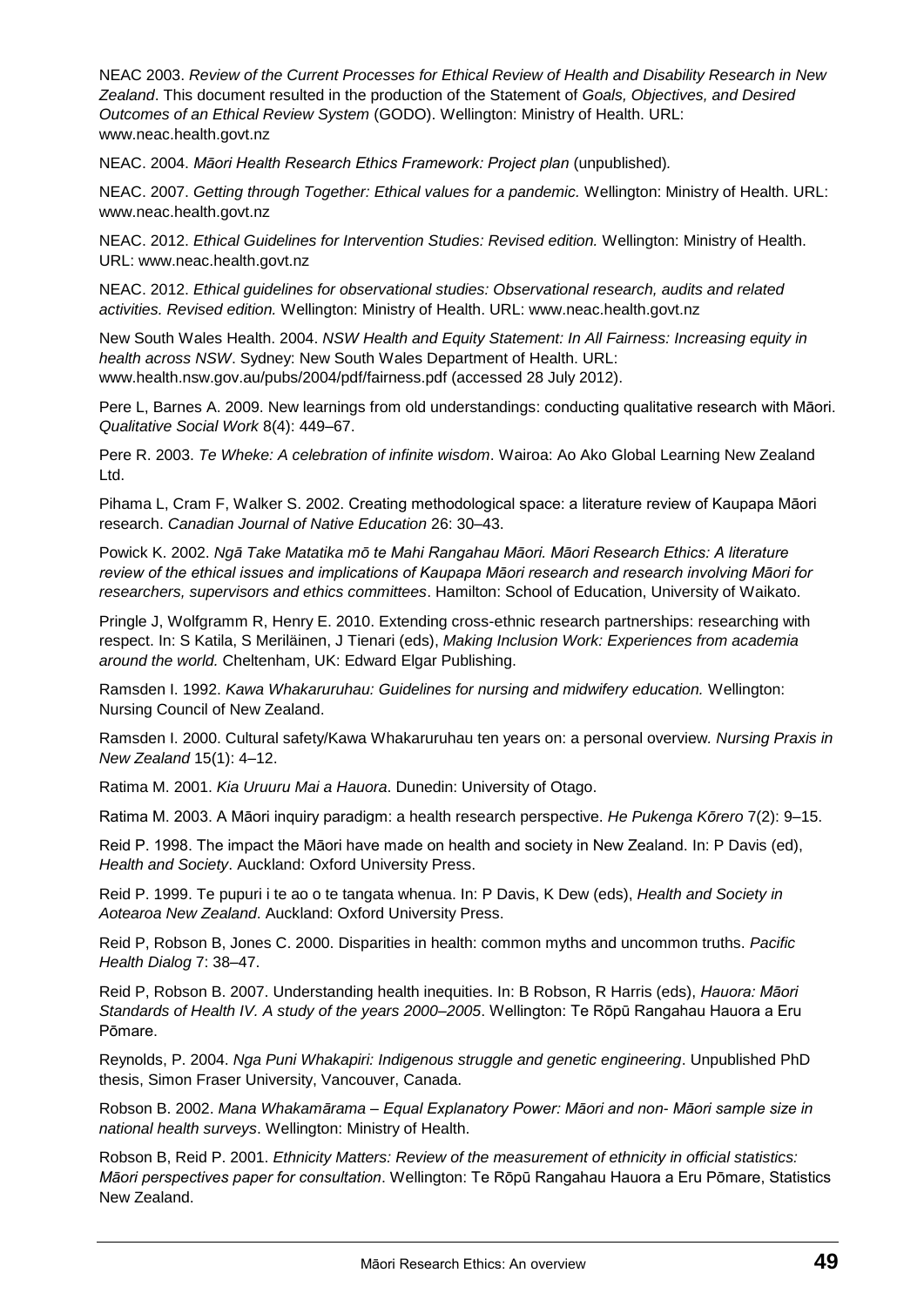NEAC 2003. *Review of the Current Processes for Ethical Review of Health and Disability Research in New Zealand*. This document resulted in the production of the Statement of *Goals, Objectives, and Desired Outcomes of an Ethical Review System* (GODO). Wellington: Ministry of Health. URL: www.neac.health.govt.nz

NEAC. 2004. *Māori Health Research Ethics Framework: Project plan* (unpublished).

NEAC. 2007. *Getting through Together: Ethical values for a pandemic.* Wellington: Ministry of Health. URL: www.neac.health.govt.nz

NEAC. 2012. *Ethical Guidelines for Intervention Studies: Revised edition.* Wellington: Ministry of Health. URL: www.neac.health.govt.nz

NEAC. 2012. *Ethical guidelines for observational studies: Observational research, audits and related activities. Revised edition.* Wellington: Ministry of Health. URL: www.neac.health.govt.nz

New South Wales Health. 2004. *NSW Health and Equity Statement: In All Fairness: Increasing equity in health across NSW*. Sydney: New South Wales Department of Health. URL: www.health.nsw.gov.au/pubs/2004/pdf/fairness.pdf (accessed 28 July 2012).

Pere L, Barnes A. 2009. New learnings from old understandings: conducting qualitative research with Māori. *Qualitative Social Work* 8(4): 449–67.

Pere R. 2003. *Te Wheke: A celebration of infinite wisdom*. Wairoa: Ao Ako Global Learning New Zealand Ltd.

Pihama L, Cram F, Walker S. 2002. Creating methodological space: a literature review of Kaupapa Māori research. *Canadian Journal of Native Education* 26: 30–43.

Powick K. 2002. *Ngā Take Matatika mō te Mahi Rangahau Māori. Māori Research Ethics: A literature review of the ethical issues and implications of Kaupapa Māori research and research involving Māori for researchers, supervisors and ethics committees*. Hamilton: School of Education, University of Waikato.

Pringle J, Wolfgramm R, Henry E. 2010. Extending cross-ethnic research partnerships: researching with respect. In: S Katila, S Meriläinen, J Tienari (eds), *Making Inclusion Work: Experiences from academia around the world.* Cheltenham, UK: Edward Elgar Publishing.

Ramsden I. 1992. *Kawa Whakaruruhau: Guidelines for nursing and midwifery education.* Wellington: Nursing Council of New Zealand.

Ramsden I. 2000. Cultural safety/Kawa Whakaruruhau ten years on: a personal overview. *Nursing Praxis in New Zealand* 15(1): 4–12.

Ratima M. 2001. *Kia Uruuru Mai a Hauora*. Dunedin: University of Otago.

Ratima M. 2003. A Māori inquiry paradigm: a health research perspective. *He Pukenga Kōrero* 7(2): 9–15.

Reid P. 1998. The impact the Māori have made on health and society in New Zealand. In: P Davis (ed), *Health and Society*. Auckland: Oxford University Press.

Reid P. 1999. Te pupuri i te ao o te tangata whenua. In: P Davis, K Dew (eds), *Health and Society in Aotearoa New Zealand*. Auckland: Oxford University Press.

Reid P, Robson B, Jones C. 2000. Disparities in health: common myths and uncommon truths. *Pacific Health Dialog* 7: 38–47.

Reid P, Robson B. 2007. Understanding health inequities. In: B Robson, R Harris (eds), *Hauora: Māori Standards of Health IV. A study of the years 2000–2005*. Wellington: Te Rōpū Rangahau Hauora a Eru Pōmare.

Reynolds, P. 2004. *Nga Puni Whakapiri: Indigenous struggle and genetic engineering*. Unpublished PhD thesis, Simon Fraser University, Vancouver, Canada.

Robson B. 2002. *Mana Whakamārama – Equal Explanatory Power: Māori and non- Māori sample size in national health surveys*. Wellington: Ministry of Health.

Robson B, Reid P. 2001. *Ethnicity Matters: Review of the measurement of ethnicity in official statistics: Māori perspectives paper for consultation*. Wellington: Te Rōpū Rangahau Hauora a Eru Pōmare, Statistics New Zealand.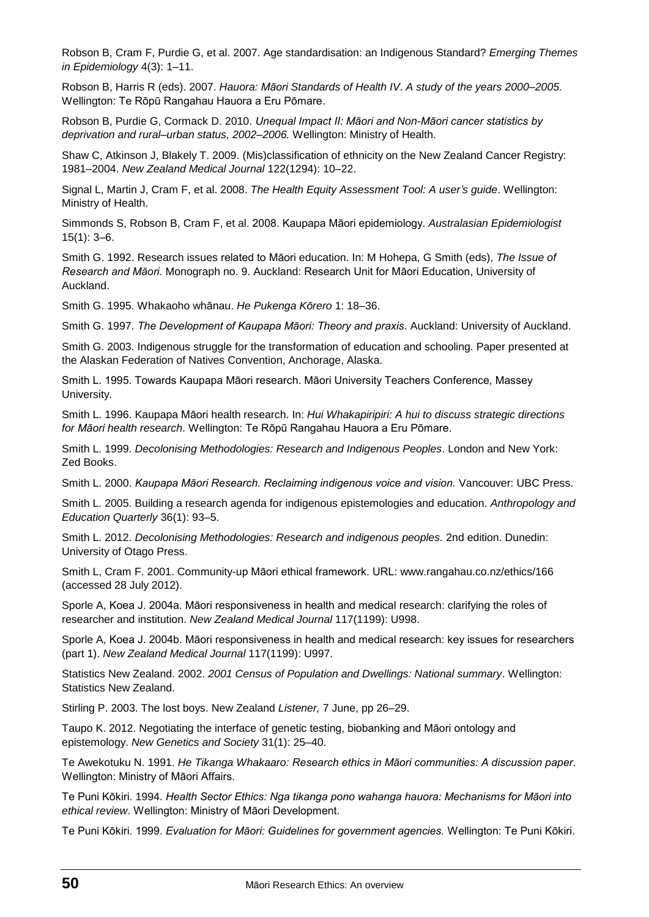Robson B, Cram F, Purdie G, et al. 2007. Age standardisation: an Indigenous Standard? *Emerging Themes in Epidemiology* 4(3): 1–11.

Robson B, Harris R (eds). 2007. *Hauora: Māori Standards of Health IV*. *A study of the years 2000–2005*. Wellington: Te Rōpū Rangahau Hauora a Eru Pōmare.

Robson B, Purdie G, Cormack D. 2010. *Unequal Impact II: Māori and Non-Māori cancer statistics by deprivation and rural–urban status, 2002–2006.* Wellington: Ministry of Health.

Shaw C, Atkinson J, Blakely T. 2009. (Mis)classification of ethnicity on the New Zealand Cancer Registry: 1981–2004. *New Zealand Medical Journal* 122(1294): 10–22.

Signal L, Martin J, Cram F, et al. 2008. *The Health Equity Assessment Tool: A user's guide*. Wellington: Ministry of Health.

Simmonds S, Robson B, Cram F, et al. 2008. Kaupapa Māori epidemiology. *Australasian Epidemiologist* 15(1): 3–6.

Smith G. 1992. Research issues related to Māori education. In: M Hohepa, G Smith (eds), *The Issue of Research and Māori*. Monograph no. 9. Auckland: Research Unit for Māori Education, University of Auckland.

Smith G. 1995. Whakaoho whānau. *He Pukenga Kōrero* 1: 18–36.

Smith G. 1997. *The Development of Kaupapa Māori: Theory and praxis*. Auckland: University of Auckland.

Smith G. 2003. Indigenous struggle for the transformation of education and schooling. Paper presented at the Alaskan Federation of Natives Convention, Anchorage, Alaska.

Smith L. 1995. Towards Kaupapa Māori research. Māori University Teachers Conference, Massey University.

Smith L. 1996. Kaupapa Māori health research. In: *Hui Whakapiripiri: A hui to discuss strategic directions for Māori health research*. Wellington: Te Rōpū Rangahau Hauora a Eru Pōmare.

Smith L. 1999. *Decolonising Methodologies: Research and Indigenous Peoples*. London and New York: Zed Books.

Smith L. 2000. *Kaupapa Māori Research. Reclaiming indigenous voice and vision.* Vancouver: UBC Press.

Smith L. 2005. Building a research agenda for indigenous epistemologies and education. *Anthropology and Education Quarterly* 36(1): 93–5.

Smith L. 2012. *Decolonising Methodologies: Research and indigenous peoples.* 2nd edition. Dunedin: University of Otago Press.

Smith L, Cram F. 2001. Community-up Māori ethical framework. URL: www.rangahau.co.nz/ethics/166 (accessed 28 July 2012).

Sporle A, Koea J. 2004a. Māori responsiveness in health and medical research: clarifying the roles of researcher and institution. *New Zealand Medical Journal* 117(1199): U998.

Sporle A, Koea J. 2004b. Māori responsiveness in health and medical research: key issues for researchers (part 1). *New Zealand Medical Journal* 117(1199): U997.

Statistics New Zealand. 2002. *2001 Census of Population and Dwellings: National summary*. Wellington: Statistics New Zealand.

Stirling P. 2003. The lost boys. New Zealand *Listener,* 7 June, pp 26–29.

Taupo K. 2012. Negotiating the interface of genetic testing, biobanking and Māori ontology and epistemology. *New Genetics and Society* 31(1): 25–40.

Te Awekotuku N. 1991. *He Tikanga Whakaaro: Research ethics in Māori communities: A discussion paper*. Wellington: Ministry of Māori Affairs.

Te Puni Kōkiri. 1994. *Health Sector Ethics: Nga tikanga pono wahanga hauora: Mechanisms for Māori into ethical review*. Wellington: Ministry of Māori Development.

Te Puni Kōkiri. 1999. *Evaluation for Māori: Guidelines for government agencies.* Wellington: Te Puni Kōkiri.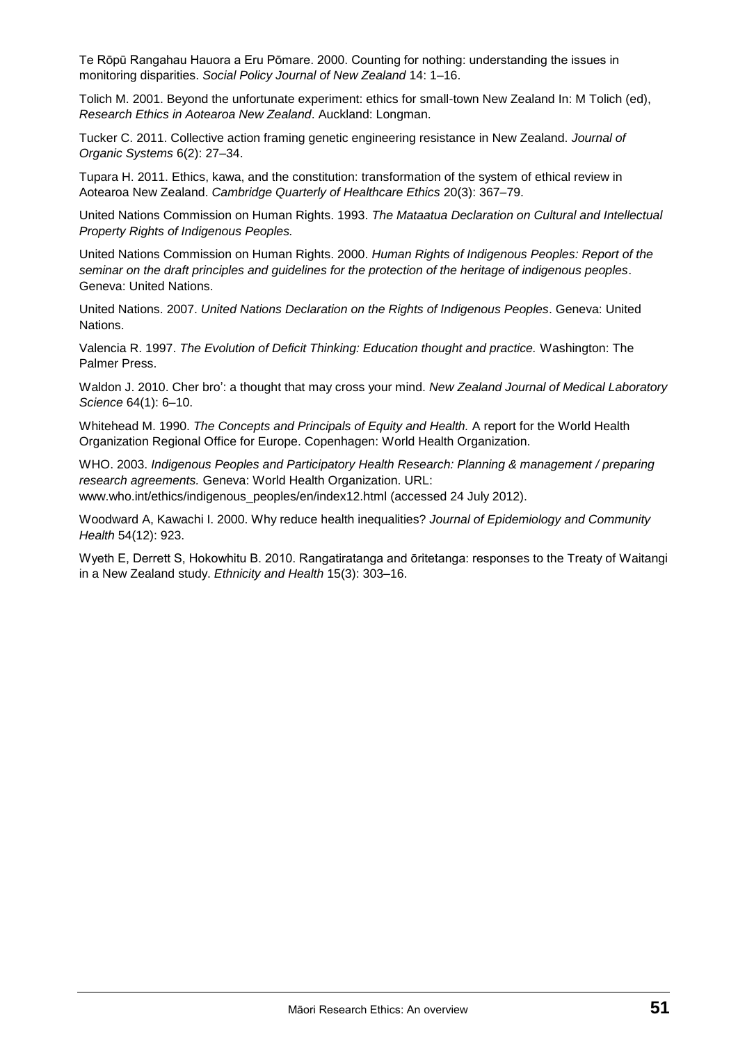Te Rōpū Rangahau Hauora a Eru Pōmare. 2000. Counting for nothing: understanding the issues in monitoring disparities. *Social Policy Journal of New Zealand* 14: 1–16.

Tolich M. 2001. Beyond the unfortunate experiment: ethics for small-town New Zealand In: M Tolich (ed), *Research Ethics in Aotearoa New Zealand*. Auckland: Longman.

Tucker C. 2011. Collective action framing genetic engineering resistance in New Zealand. *Journal of Organic Systems* 6(2): 27–34.

Tupara H. 2011. Ethics, kawa, and the constitution: transformation of the system of ethical review in Aotearoa New Zealand. *Cambridge Quarterly of Healthcare Ethics* 20(3): 367–79.

United Nations Commission on Human Rights. 1993. *The Mataatua Declaration on Cultural and Intellectual Property Rights of Indigenous Peoples.*

United Nations Commission on Human Rights. 2000. *Human Rights of Indigenous Peoples: Report of the seminar on the draft principles and guidelines for the protection of the heritage of indigenous peoples*. Geneva: United Nations.

United Nations. 2007. *United Nations Declaration on the Rights of Indigenous Peoples*. Geneva: United Nations.

Valencia R. 1997. *The Evolution of Deficit Thinking: Education thought and practice.* Washington: The Palmer Press.

Waldon J. 2010. Cher bro': a thought that may cross your mind. *New Zealand Journal of Medical Laboratory Science* 64(1): 6–10.

Whitehead M. 1990. *The Concepts and Principals of Equity and Health.* A report for the World Health Organization Regional Office for Europe. Copenhagen: World Health Organization.

WHO. 2003. *Indigenous Peoples and Participatory Health Research: Planning & management / preparing research agreements.* Geneva: World Health Organization. URL: www.who.int/ethics/indigenous_peoples/en/index12.html (accessed 24 July 2012).

Woodward A, Kawachi I. 2000. Why reduce health inequalities? *Journal of Epidemiology and Community Health* 54(12): 923.

Wyeth E, Derrett S, Hokowhitu B. 2010. Rangatiratanga and ōritetanga: responses to the Treaty of Waitangi in a New Zealand study. *Ethnicity and Health* 15(3): 303–16.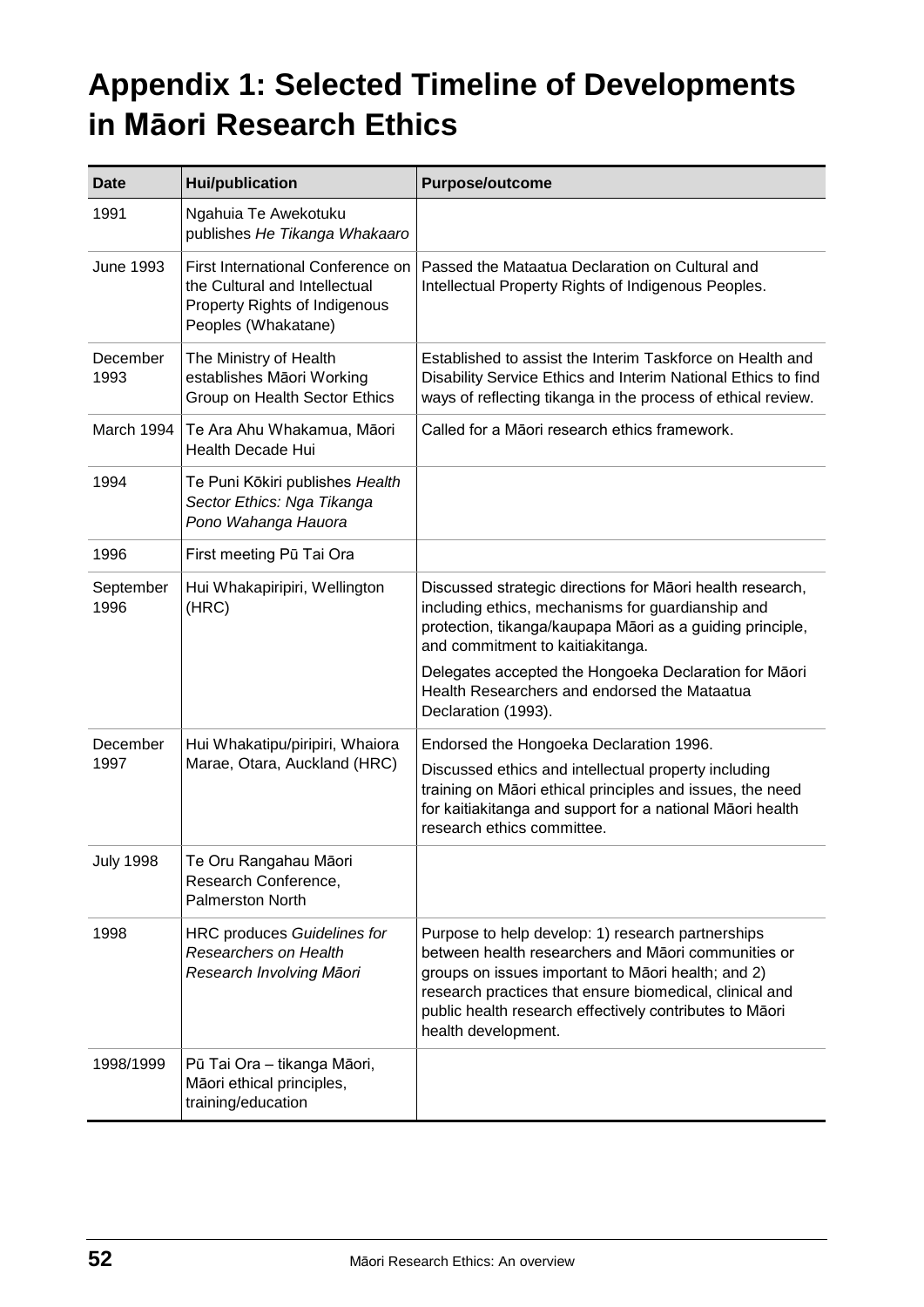# Appendix 1: Selected Timeline of Developments in Māori Research Ethics

| Date | Hui/publication | Purpose/outcome |
|---|---|---|
| 1991 | Ngahuia Te Awekotuku publishes *He Tikanga Whakaaro* | |
| June 1993 | First International Conference on the Cultural and Intellectual Property Rights of Indigenous Peoples (Whakatane) | Passed the Mataatua Declaration on Cultural and Intellectual Property Rights of Indigenous Peoples. |
| December 1993 | The Ministry of Health establishes Māori Working Group on Health Sector Ethics | Established to assist the Interim Taskforce on Health and Disability Service Ethics and Interim National Ethics to find ways of reflecting tikanga in the process of ethical review. |
| March 1994 | Te Ara Ahu Whakamua, Māori Health Decade Hui | Called for a Māori research ethics framework. |
| 1994 | Te Puni Kōkiri publishes *Health Sector Ethics: Nga Tikanga Pono Wahanga Hauora* | |
| 1996 | First meeting Pū Tai Ora | |
| September 1996 | Hui Whakapiripiri, Wellington (HRC) | Discussed strategic directions for Māori health research, including ethics, mechanisms for guardianship and protection, tikanga/kaupapa Māori as a guiding principle, and commitment to kaitiakitanga.<br><br>Delegates accepted the Hongoeka Declaration for Māori Health Researchers and endorsed the Mataatua Declaration (1993). |
| December 1997 | Hui Whakatipu/piripiri, Whaiora Marae, Otara, Auckland (HRC) | Endorsed the Hongoeka Declaration 1996.<br><br>Discussed ethics and intellectual property including training on Māori ethical principles and issues, the need for kaitiakitanga and support for a national Māori health research ethics committee. |
| July 1998 | Te Oru Rangahau Māori Research Conference, Palmerston North | |
| 1998 | HRC produces *Guidelines for Researchers on Health Research Involving Māori* | Purpose to help develop: 1) research partnerships between health researchers and Māori communities or groups on issues important to Māori health; and 2) research practices that ensure biomedical, clinical and public health research effectively contributes to Māori health development. |
| 1998/1999 | Pū Tai Ora – tikanga Māori, Māori ethical principles, training/education | |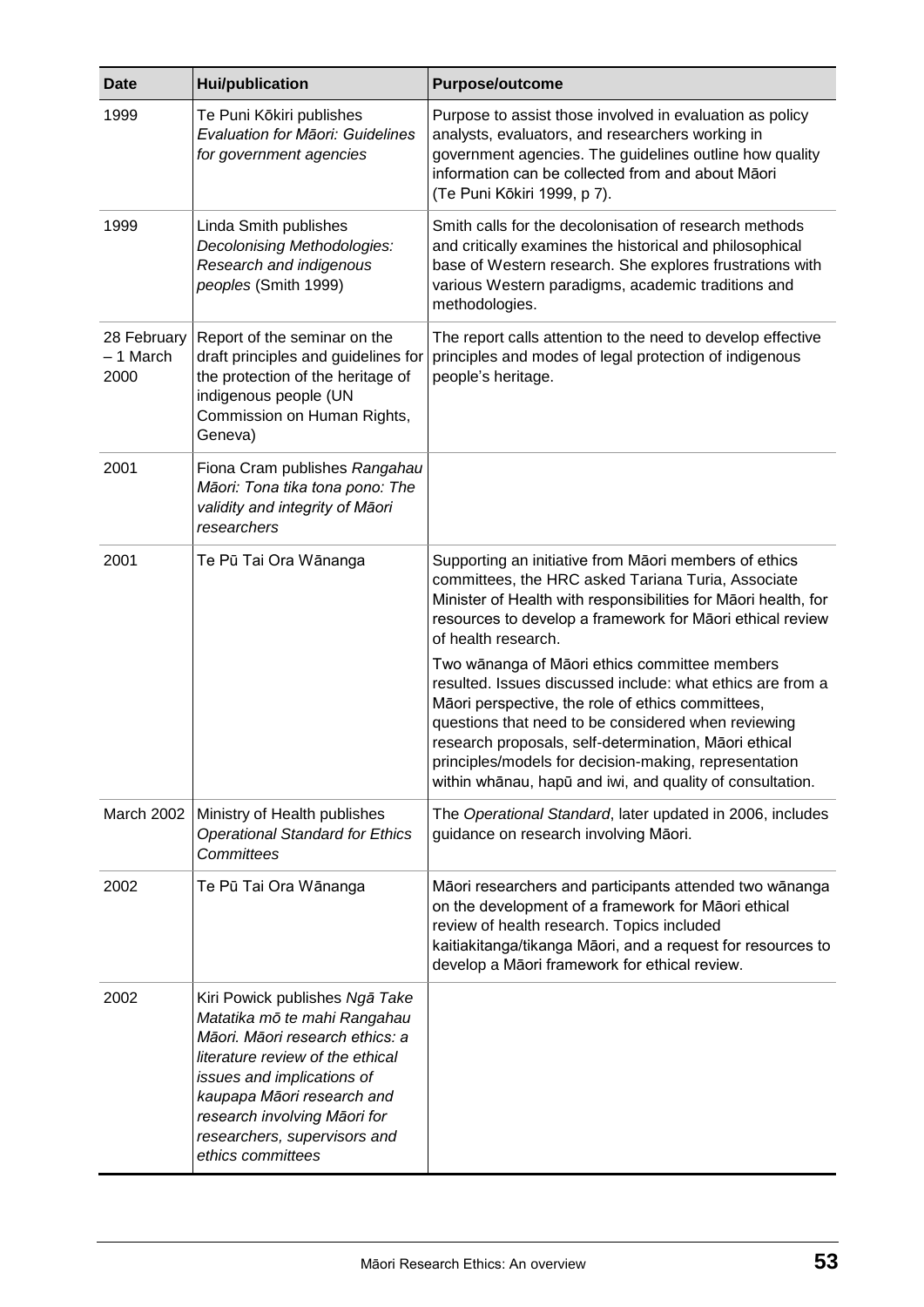| Date | Hui/publication | Purpose/outcome |
|---|---|---|
| 1999 | Te Puni Kōkiri publishes *Evaluation for Māori: Guidelines for government agencies* | Purpose to assist those involved in evaluation as policy analysts, evaluators, and researchers working in government agencies. The guidelines outline how quality information can be collected from and about Māori (Te Puni Kōkiri 1999, p 7). |
| 1999 | Linda Smith publishes *Decolonising Methodologies: Research and indigenous peoples* (Smith 1999) | Smith calls for the decolonisation of research methods and critically examines the historical and philosophical base of Western research. She explores frustrations with various Western paradigms, academic traditions and methodologies. |
| 28 February – 1 March 2000 | Report of the seminar on the draft principles and guidelines for the protection of the heritage of indigenous people (UN Commission on Human Rights, Geneva) | The report calls attention to the need to develop effective principles and modes of legal protection of indigenous people's heritage. |
| 2001 | Fiona Cram publishes *Rangahau Māori: Tona tika tona pono: The validity and integrity of Māori researchers* | |
| 2001 | Te Pū Tai Ora Wānanga | Supporting an initiative from Māori members of ethics committees, the HRC asked Tariana Turia, Associate Minister of Health with responsibilities for Māori health, for resources to develop a framework for Māori ethical review of health research.<br><br>Two wānanga of Māori ethics committee members resulted. Issues discussed include: what ethics are from a Māori perspective, the role of ethics committees, questions that need to be considered when reviewing research proposals, self-determination, Māori ethical principles/models for decision-making, representation within whānau, hapū and iwi, and quality of consultation. |
| March 2002 | Ministry of Health publishes *Operational Standard for Ethics Committees* | The *Operational Standard*, later updated in 2006, includes guidance on research involving Māori. |
| 2002 | Te Pū Tai Ora Wānanga | Māori researchers and participants attended two wānanga on the development of a framework for Māori ethical review of health research. Topics included kaitiakitanga/tikanga Māori, and a request for resources to develop a Māori framework for ethical review. |
| 2002 | Kiri Powick publishes *Ngā Take Matatika mō te mahi Rangahau Māori. Māori research ethics: a literature review of the ethical issues and implications of kaupapa Māori research and research involving Māori for researchers, supervisors and ethics committees* | |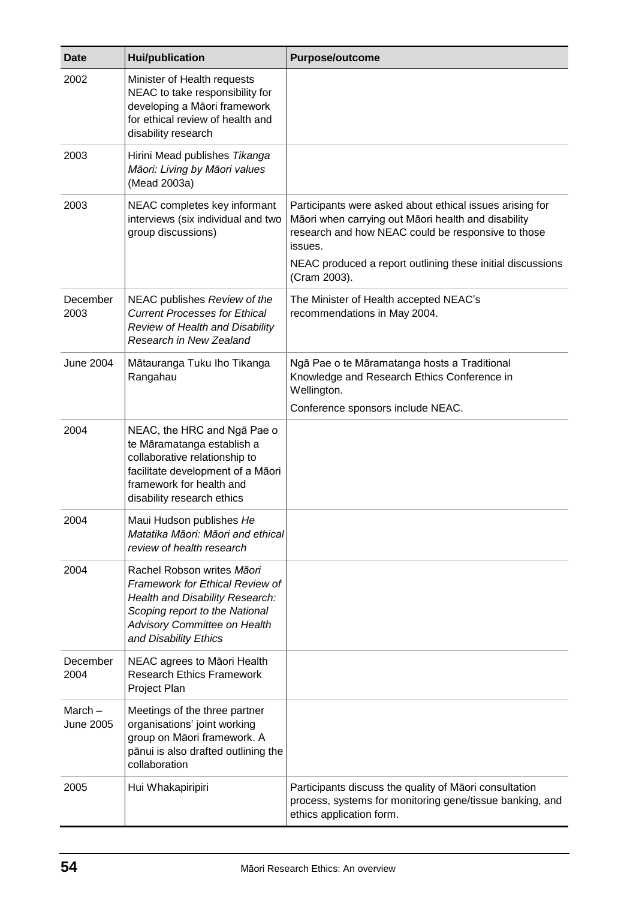| Date | Hui/publication | Purpose/outcome |
|---|---|---|
| 2002 | Minister of Health requests NEAC to take responsibility for developing a Māori framework for ethical review of health and disability research | |
| 2003 | Hirini Mead publishes *Tikanga Māori: Living by Māori values* (Mead 2003a) | |
| 2003 | NEAC completes key informant interviews (six individual and two group discussions) | Participants were asked about ethical issues arising for Māori when carrying out Māori health and disability research and how NEAC could be responsive to those issues.<br>NEAC produced a report outlining these initial discussions (Cram 2003). |
| December 2003 | NEAC publishes *Review of the Current Processes for Ethical Review of Health and Disability Research in New Zealand* | The Minister of Health accepted NEAC's recommendations in May 2004. |
| June 2004 | Mātauranga Tuku Iho Tikanga Rangahau | Ngā Pae o te Māramatanga hosts a Traditional Knowledge and Research Ethics Conference in Wellington.<br>Conference sponsors include NEAC. |
| 2004 | NEAC, the HRC and Ngā Pae o te Māramatanga establish a collaborative relationship to facilitate development of a Māori framework for health and disability research ethics | |
| 2004 | Maui Hudson publishes *He Matatika Māori: Māori and ethical review of health research* | |
| 2004 | Rachel Robson writes *Māori Framework for Ethical Review of Health and Disability Research: Scoping report to the National Advisory Committee on Health and Disability Ethics* | |
| December 2004 | NEAC agrees to Māori Health Research Ethics Framework Project Plan | |
| March – June 2005 | Meetings of the three partner organisations' joint working group on Māori framework. A pānui is also drafted outlining the collaboration | |
| 2005 | Hui Whakapiripiri | Participants discuss the quality of Māori consultation process, systems for monitoring gene/tissue banking, and ethics application form. |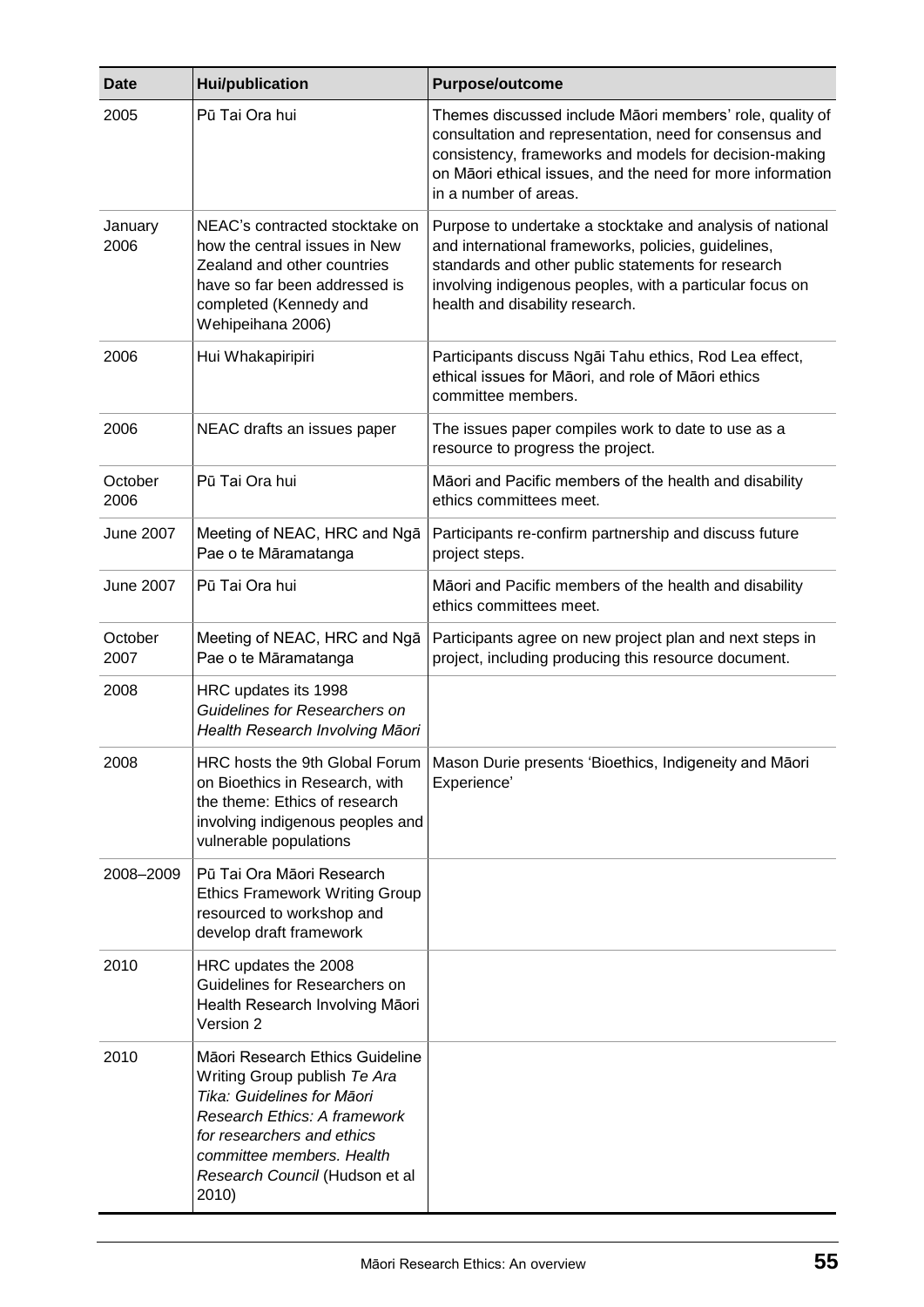| Date | Hui/publication | Purpose/outcome |
|---|---|---|
| 2005 | Pū Tai Ora hui | Themes discussed include Māori members' role, quality of consultation and representation, need for consensus and consistency, frameworks and models for decision-making on Māori ethical issues, and the need for more information in a number of areas. |
| January 2006 | NEAC's contracted stocktake on how the central issues in New Zealand and other countries have so far been addressed is completed (Kennedy and Wehipeihana 2006) | Purpose to undertake a stocktake and analysis of national and international frameworks, policies, guidelines, standards and other public statements for research involving indigenous peoples, with a particular focus on health and disability research. |
| 2006 | Hui Whakapiripiri | Participants discuss Ngāi Tahu ethics, Rod Lea effect, ethical issues for Māori, and role of Māori ethics committee members. |
| 2006 | NEAC drafts an issues paper | The issues paper compiles work to date to use as a resource to progress the project. |
| October 2006 | Pū Tai Ora hui | Māori and Pacific members of the health and disability ethics committees meet. |
| June 2007 | Meeting of NEAC, HRC and Ngā Pae o te Māramatanga | Participants re-confirm partnership and discuss future project steps. |
| June 2007 | Pū Tai Ora hui | Māori and Pacific members of the health and disability ethics committees meet. |
| October 2007 | Meeting of NEAC, HRC and Ngā Pae o te Māramatanga | Participants agree on new project plan and next steps in project, including producing this resource document. |
| 2008 | HRC updates its 1998 *Guidelines for Researchers on Health Research Involving Māori* | |
| 2008 | HRC hosts the 9th Global Forum on Bioethics in Research, with the theme: Ethics of research involving indigenous peoples and vulnerable populations | Mason Durie presents 'Bioethics, Indigeneity and Māori Experience' |
| 2008–2009 | Pū Tai Ora Māori Research Ethics Framework Writing Group resourced to workshop and develop draft framework | |
| 2010 | HRC updates the 2008 Guidelines for Researchers on Health Research Involving Māori Version 2 | |
| 2010 | Māori Research Ethics Guideline Writing Group publish *Te Ara Tika: Guidelines for Māori Research Ethics: A framework for researchers and ethics committee members. Health Research Council* (Hudson et al 2010) | |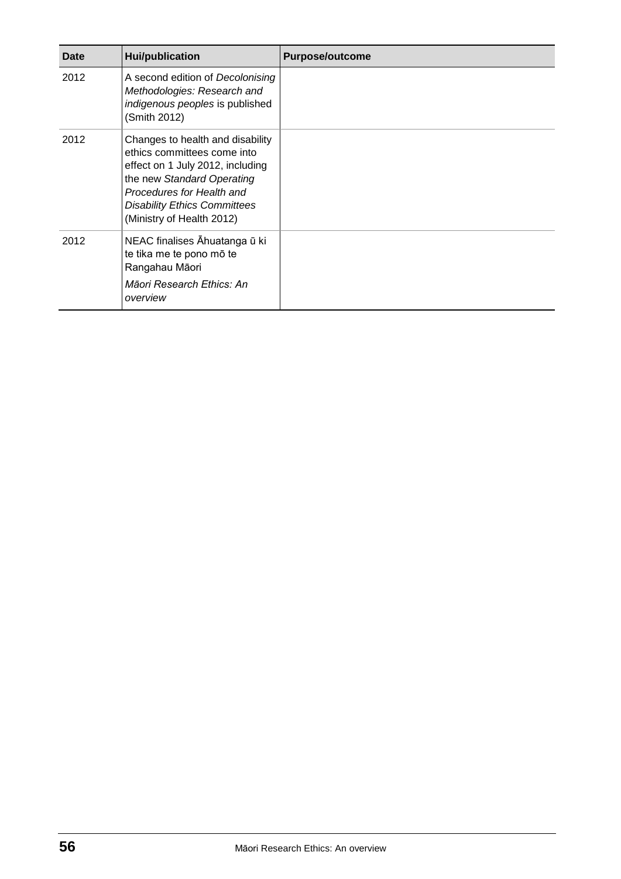| Date | Hui/publication | Purpose/outcome |
|---|---|---|
| 2012 | A second edition of *Decolonising Methodologies: Research and indigenous peoples* is published (Smith 2012) | |
| 2012 | Changes to health and disability ethics committees come into effect on 1 July 2012, including the new *Standard Operating Procedures for Health and Disability Ethics Committees* (Ministry of Health 2012) | |
| 2012 | NEAC finalises Āhuatanga ū ki te tika me te pono mō te Rangahau Māori *Māori Research Ethics: An overview* | |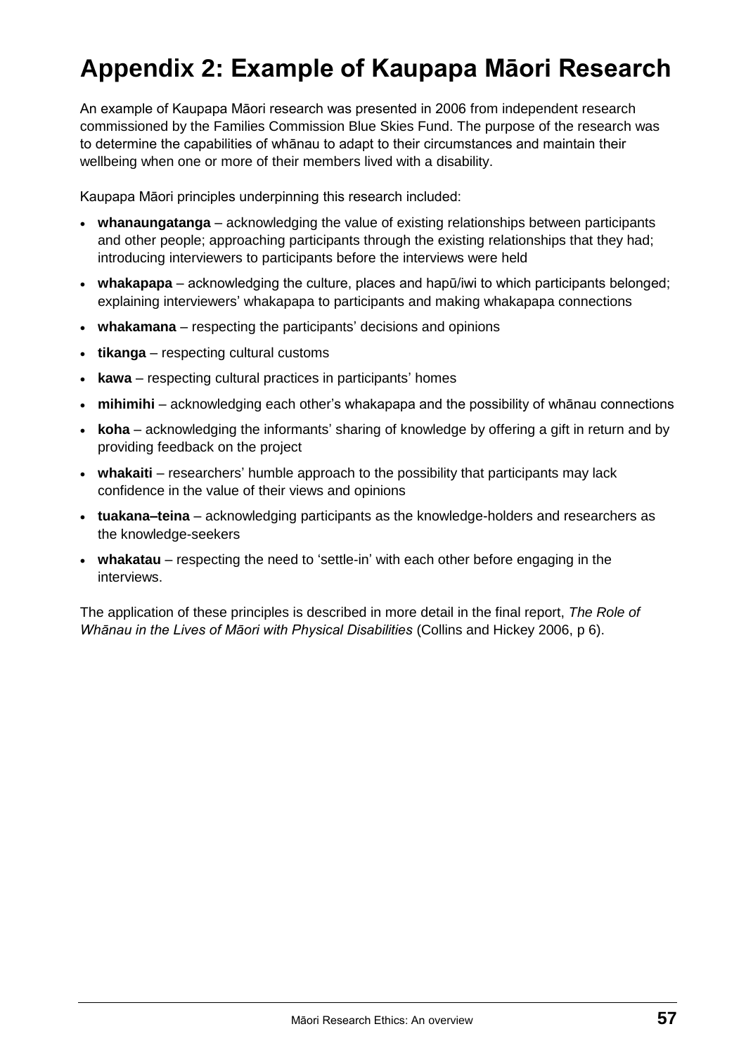# Appendix 2: Example of Kaupapa Māori Research

An example of Kaupapa Māori research was presented in 2006 from independent research commissioned by the Families Commission Blue Skies Fund. The purpose of the research was to determine the capabilities of whānau to adapt to their circumstances and maintain their wellbeing when one or more of their members lived with a disability.

Kaupapa Māori principles underpinning this research included:

- **whanaungatanga** – acknowledging the value of existing relationships between participants and other people; approaching participants through the existing relationships that they had; introducing interviewers to participants before the interviews were held
- **whakapapa** – acknowledging the culture, places and hapū/iwi to which participants belonged; explaining interviewers' whakapapa to participants and making whakapapa connections
- **whakamana** – respecting the participants' decisions and opinions
- **tikanga** – respecting cultural customs
- **kawa** – respecting cultural practices in participants' homes
- **mihimihi** – acknowledging each other's whakapapa and the possibility of whānau connections
- **koha** – acknowledging the informants' sharing of knowledge by offering a gift in return and by providing feedback on the project
- **whakaiti** – researchers' humble approach to the possibility that participants may lack confidence in the value of their views and opinions
- **tuakana–teina** – acknowledging participants as the knowledge-holders and researchers as the knowledge-seekers
- **whakatau** – respecting the need to 'settle-in' with each other before engaging in the interviews.

The application of these principles is described in more detail in the final report, *The Role of Whānau in the Lives of Māori with Physical Disabilities* (Collins and Hickey 2006, p 6).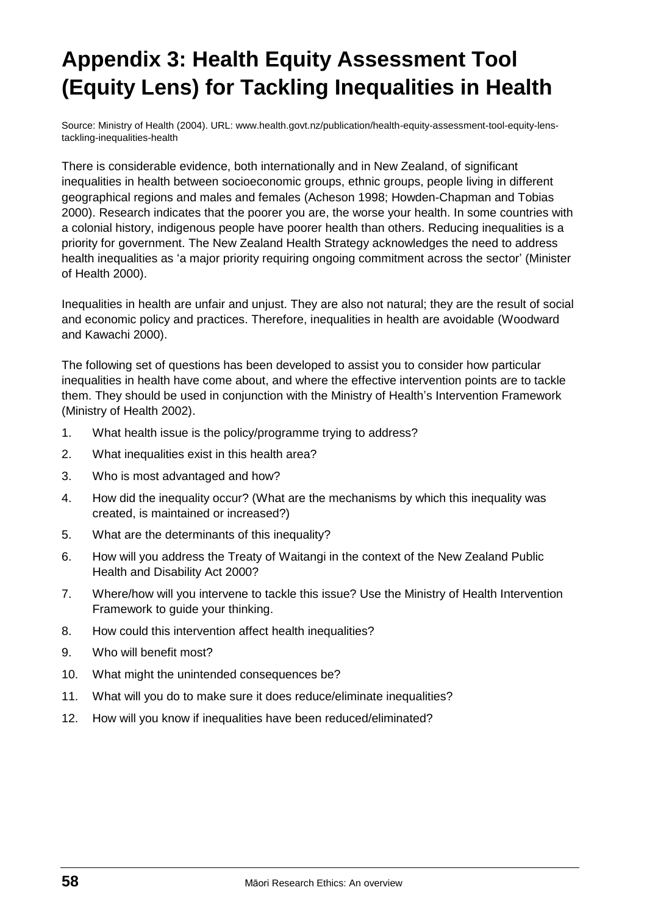# Appendix 3: Health Equity Assessment Tool (Equity Lens) for Tackling Inequalities in Health

Source: Ministry of Health (2004). URL: www.health.govt.nz/publication/health-equity-assessment-tool-equity-lens-tackling-inequalities-health

There is considerable evidence, both internationally and in New Zealand, of significant inequalities in health between socioeconomic groups, ethnic groups, people living in different geographical regions and males and females (Acheson 1998; Howden-Chapman and Tobias 2000). Research indicates that the poorer you are, the worse your health. In some countries with a colonial history, indigenous people have poorer health than others. Reducing inequalities is a priority for government. The New Zealand Health Strategy acknowledges the need to address health inequalities as 'a major priority requiring ongoing commitment across the sector' (Minister of Health 2000).

Inequalities in health are unfair and unjust. They are also not natural; they are the result of social and economic policy and practices. Therefore, inequalities in health are avoidable (Woodward and Kawachi 2000).

The following set of questions has been developed to assist you to consider how particular inequalities in health have come about, and where the effective intervention points are to tackle them. They should be used in conjunction with the Ministry of Health's Intervention Framework (Ministry of Health 2002).

1. What health issue is the policy/programme trying to address?
2. What inequalities exist in this health area?
3. Who is most advantaged and how?
4. How did the inequality occur? (What are the mechanisms by which this inequality was created, is maintained or increased?)
5. What are the determinants of this inequality?
6. How will you address the Treaty of Waitangi in the context of the New Zealand Public Health and Disability Act 2000?
7. Where/how will you intervene to tackle this issue? Use the Ministry of Health Intervention Framework to guide your thinking.
8. How could this intervention affect health inequalities?
9. Who will benefit most?
10. What might the unintended consequences be?
11. What will you do to make sure it does reduce/eliminate inequalities?
12. How will you know if inequalities have been reduced/eliminated?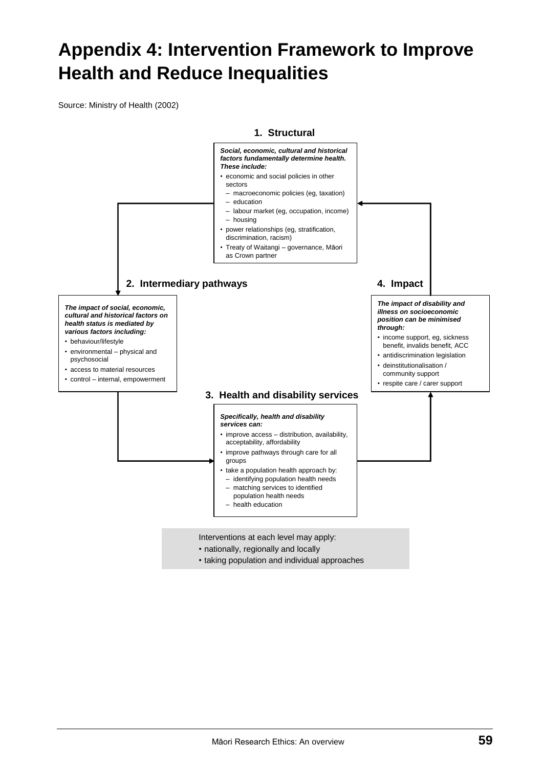# Appendix 4: Intervention Framework to Improve Health and Reduce Inequalities

Source: Ministry of Health (2002)

### 1. Structural

***Social, economic, cultural and historical factors fundamentally determine health. These include:***

- economic and social policies in other sectors
  - macroeconomic policies (eg, taxation)
  - education
  - labour market (eg, occupation, income)
  - housing
- power relationships (eg, stratification, discrimination, racism)
- Treaty of Waitangi – governance, Māori as Crown partner

### 2. Intermediary pathways

***The impact of social, economic, cultural and historical factors on health status is mediated by various factors including:***

- behaviour/lifestyle
- environmental – physical and psychosocial
- access to material resources
- control – internal, empowerment

### 3. Health and disability services

***Specifically, health and disability services can:***

- improve access – distribution, availability, acceptability, affordability
- improve pathways through care for all groups
- take a population health approach by:
  - identifying population health needs
  - matching services to identified population health needs
  - health education

### 4. Impact

***The impact of disability and illness on socioeconomic position can be minimised through:***

- income support, eg, sickness benefit, invalids benefit, ACC
- antidiscrimination legislation
- deinstitutionalisation / community support
- respite care / carer support

Interventions at each level may apply:

- nationally, regionally and locally
- taking population and individual approaches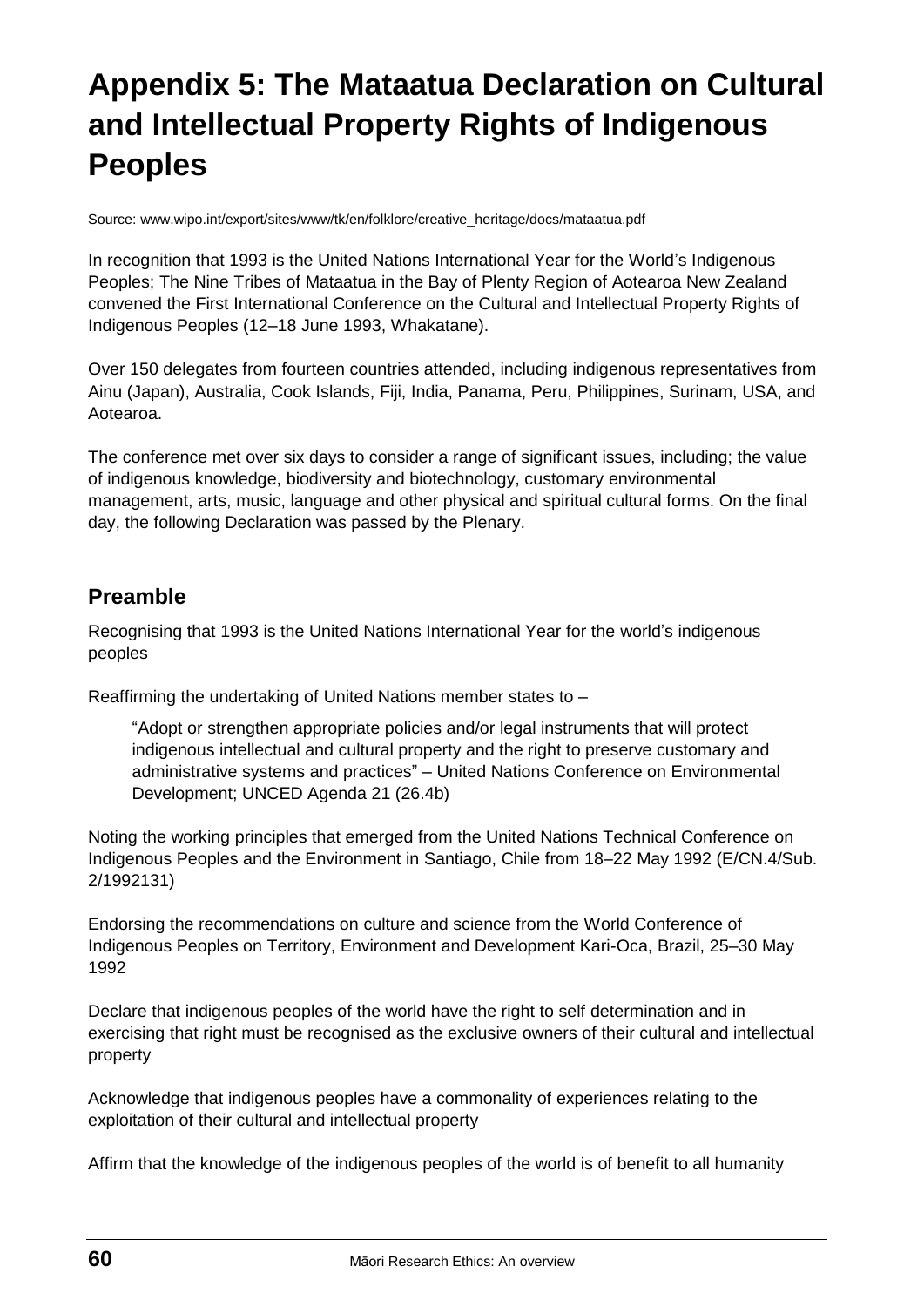# Appendix 5: The Mataatua Declaration on Cultural and Intellectual Property Rights of Indigenous Peoples

Source: www.wipo.int/export/sites/www/tk/en/folklore/creative_heritage/docs/mataatua.pdf

In recognition that 1993 is the United Nations International Year for the World's Indigenous Peoples; The Nine Tribes of Mataatua in the Bay of Plenty Region of Aotearoa New Zealand convened the First International Conference on the Cultural and Intellectual Property Rights of Indigenous Peoples (12–18 June 1993, Whakatane).

Over 150 delegates from fourteen countries attended, including indigenous representatives from Ainu (Japan), Australia, Cook Islands, Fiji, India, Panama, Peru, Philippines, Surinam, USA, and Aotearoa.

The conference met over six days to consider a range of significant issues, including; the value of indigenous knowledge, biodiversity and biotechnology, customary environmental management, arts, music, language and other physical and spiritual cultural forms. On the final day, the following Declaration was passed by the Plenary.

## Preamble

Recognising that 1993 is the United Nations International Year for the world's indigenous peoples

Reaffirming the undertaking of United Nations member states to –

> "Adopt or strengthen appropriate policies and/or legal instruments that will protect indigenous intellectual and cultural property and the right to preserve customary and administrative systems and practices" – United Nations Conference on Environmental Development; UNCED Agenda 21 (26.4b)

Noting the working principles that emerged from the United Nations Technical Conference on Indigenous Peoples and the Environment in Santiago, Chile from 18–22 May 1992 (E/CN.4/Sub. 2/1992131)

Endorsing the recommendations on culture and science from the World Conference of Indigenous Peoples on Territory, Environment and Development Kari-Oca, Brazil, 25–30 May 1992

Declare that indigenous peoples of the world have the right to self determination and in exercising that right must be recognised as the exclusive owners of their cultural and intellectual property

Acknowledge that indigenous peoples have a commonality of experiences relating to the exploitation of their cultural and intellectual property

Affirm that the knowledge of the indigenous peoples of the world is of benefit to all humanity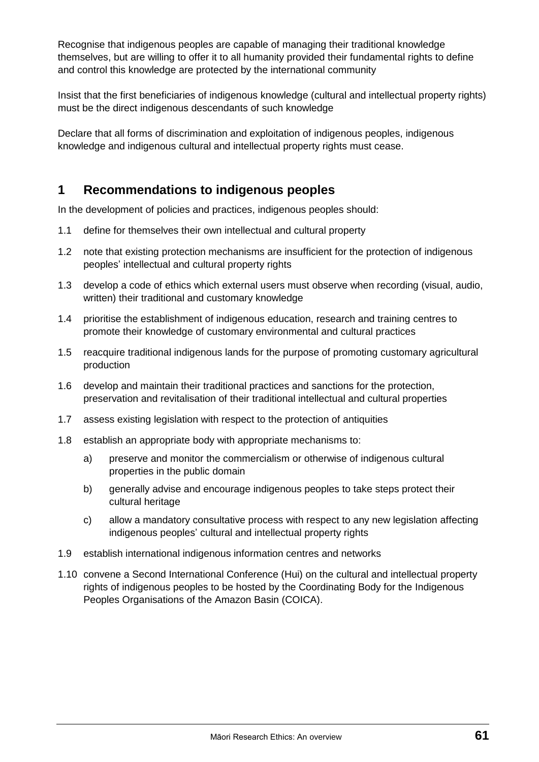Recognise that indigenous peoples are capable of managing their traditional knowledge themselves, but are willing to offer it to all humanity provided their fundamental rights to define and control this knowledge are protected by the international community

Insist that the first beneficiaries of indigenous knowledge (cultural and intellectual property rights) must be the direct indigenous descendants of such knowledge

Declare that all forms of discrimination and exploitation of indigenous peoples, indigenous knowledge and indigenous cultural and intellectual property rights must cease.

## 1 Recommendations to indigenous peoples

In the development of policies and practices, indigenous peoples should:

1.1 define for themselves their own intellectual and cultural property

1.2 note that existing protection mechanisms are insufficient for the protection of indigenous peoples' intellectual and cultural property rights

1.3 develop a code of ethics which external users must observe when recording (visual, audio, written) their traditional and customary knowledge

1.4 prioritise the establishment of indigenous education, research and training centres to promote their knowledge of customary environmental and cultural practices

1.5 reacquire traditional indigenous lands for the purpose of promoting customary agricultural production

1.6 develop and maintain their traditional practices and sanctions for the protection, preservation and revitalisation of their traditional intellectual and cultural properties

1.7 assess existing legislation with respect to the protection of antiquities

1.8 establish an appropriate body with appropriate mechanisms to:

   a) preserve and monitor the commercialism or otherwise of indigenous cultural properties in the public domain

   b) generally advise and encourage indigenous peoples to take steps protect their cultural heritage

   c) allow a mandatory consultative process with respect to any new legislation affecting indigenous peoples' cultural and intellectual property rights

1.9 establish international indigenous information centres and networks

1.10 convene a Second International Conference (Hui) on the cultural and intellectual property rights of indigenous peoples to be hosted by the Coordinating Body for the Indigenous Peoples Organisations of the Amazon Basin (COICA).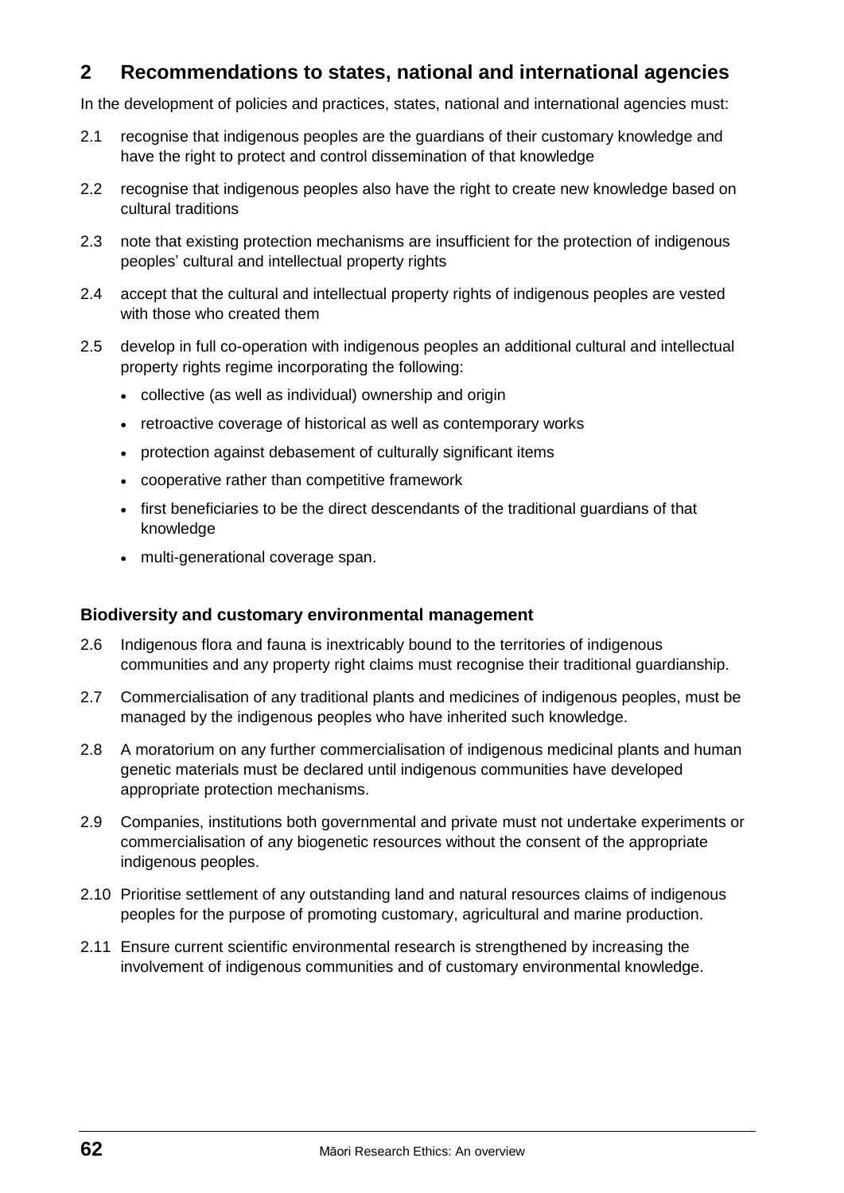## 2 Recommendations to states, national and international agencies

In the development of policies and practices, states, national and international agencies must:

2.1 recognise that indigenous peoples are the guardians of their customary knowledge and have the right to protect and control dissemination of that knowledge

2.2 recognise that indigenous peoples also have the right to create new knowledge based on cultural traditions

2.3 note that existing protection mechanisms are insufficient for the protection of indigenous peoples' cultural and intellectual property rights

2.4 accept that the cultural and intellectual property rights of indigenous peoples are vested with those who created them

2.5 develop in full co-operation with indigenous peoples an additional cultural and intellectual property rights regime incorporating the following:

- collective (as well as individual) ownership and origin
- retroactive coverage of historical as well as contemporary works
- protection against debasement of culturally significant items
- cooperative rather than competitive framework
- first beneficiaries to be the direct descendants of the traditional guardians of that knowledge
- multi-generational coverage span.

### Biodiversity and customary environmental management

2.6 Indigenous flora and fauna is inextricably bound to the territories of indigenous communities and any property right claims must recognise their traditional guardianship.

2.7 Commercialisation of any traditional plants and medicines of indigenous peoples, must be managed by the indigenous peoples who have inherited such knowledge.

2.8 A moratorium on any further commercialisation of indigenous medicinal plants and human genetic materials must be declared until indigenous communities have developed appropriate protection mechanisms.

2.9 Companies, institutions both governmental and private must not undertake experiments or commercialisation of any biogenetic resources without the consent of the appropriate indigenous peoples.

2.10 Prioritise settlement of any outstanding land and natural resources claims of indigenous peoples for the purpose of promoting customary, agricultural and marine production.

2.11 Ensure current scientific environmental research is strengthened by increasing the involvement of indigenous communities and of customary environmental knowledge.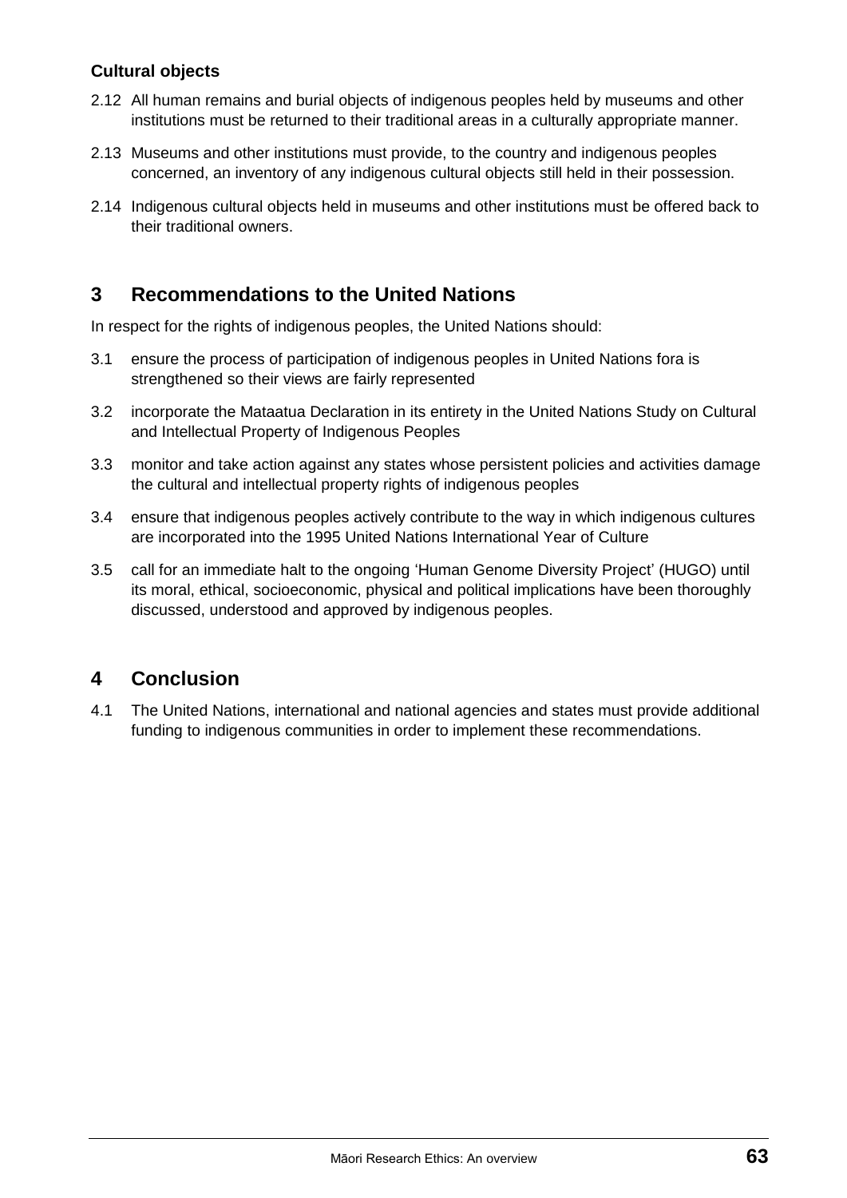### Cultural objects

2.12 All human remains and burial objects of indigenous peoples held by museums and other institutions must be returned to their traditional areas in a culturally appropriate manner.

2.13 Museums and other institutions must provide, to the country and indigenous peoples concerned, an inventory of any indigenous cultural objects still held in their possession.

2.14 Indigenous cultural objects held in museums and other institutions must be offered back to their traditional owners.

## 3 Recommendations to the United Nations

In respect for the rights of indigenous peoples, the United Nations should:

3.1 ensure the process of participation of indigenous peoples in United Nations fora is strengthened so their views are fairly represented

3.2 incorporate the Mataatua Declaration in its entirety in the United Nations Study on Cultural and Intellectual Property of Indigenous Peoples

3.3 monitor and take action against any states whose persistent policies and activities damage the cultural and intellectual property rights of indigenous peoples

3.4 ensure that indigenous peoples actively contribute to the way in which indigenous cultures are incorporated into the 1995 United Nations International Year of Culture

3.5 call for an immediate halt to the ongoing 'Human Genome Diversity Project' (HUGO) until its moral, ethical, socioeconomic, physical and political implications have been thoroughly discussed, understood and approved by indigenous peoples.

## 4 Conclusion

4.1 The United Nations, international and national agencies and states must provide additional funding to indigenous communities in order to implement these recommendations.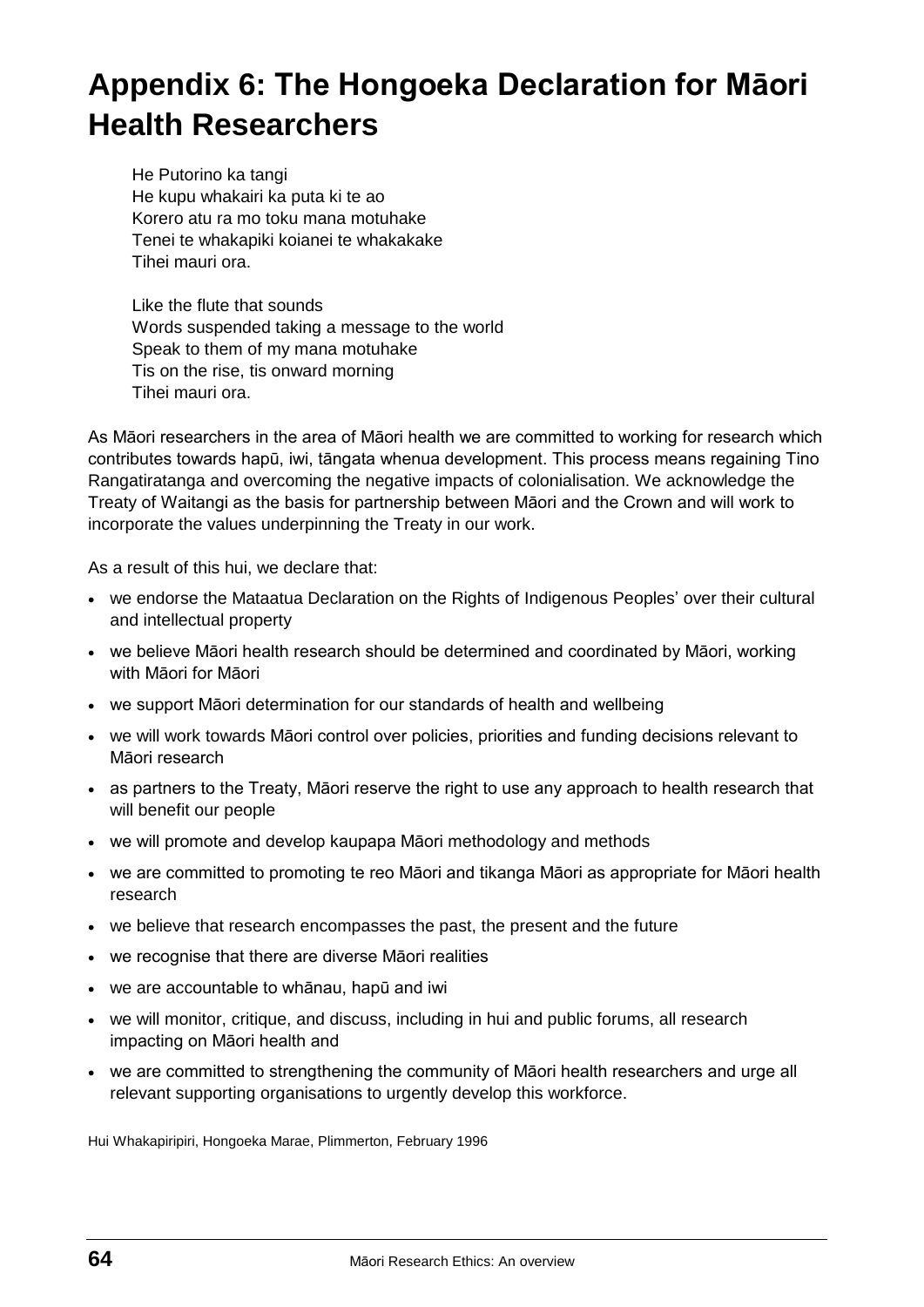# Appendix 6: The Hongoeka Declaration for Māori Health Researchers

He Putorino ka tangi
He kupu whakairi ka puta ki te ao
Korero atu ra mo toku mana motuhake
Tenei te whakapiki koianei te whakakake
Tihei mauri ora.

Like the flute that sounds
Words suspended taking a message to the world
Speak to them of my mana motuhake
Tis on the rise, tis onward morning
Tihei mauri ora.

As Māori researchers in the area of Māori health we are committed to working for research which contributes towards hapū, iwi, tāngata whenua development. This process means regaining Tino Rangatiratanga and overcoming the negative impacts of colonialisation. We acknowledge the Treaty of Waitangi as the basis for partnership between Māori and the Crown and will work to incorporate the values underpinning the Treaty in our work.

As a result of this hui, we declare that:

- we endorse the Mataatua Declaration on the Rights of Indigenous Peoples' over their cultural and intellectual property
- we believe Māori health research should be determined and coordinated by Māori, working with Māori for Māori
- we support Māori determination for our standards of health and wellbeing
- we will work towards Māori control over policies, priorities and funding decisions relevant to Māori research
- as partners to the Treaty, Māori reserve the right to use any approach to health research that will benefit our people
- we will promote and develop kaupapa Māori methodology and methods
- we are committed to promoting te reo Māori and tikanga Māori as appropriate for Māori health research
- we believe that research encompasses the past, the present and the future
- we recognise that there are diverse Māori realities
- we are accountable to whānau, hapū and iwi
- we will monitor, critique, and discuss, including in hui and public forums, all research impacting on Māori health and
- we are committed to strengthening the community of Māori health researchers and urge all relevant supporting organisations to urgently develop this workforce.

Hui Whakapiripiri, Hongoeka Marae, Plimmerton, February 1996